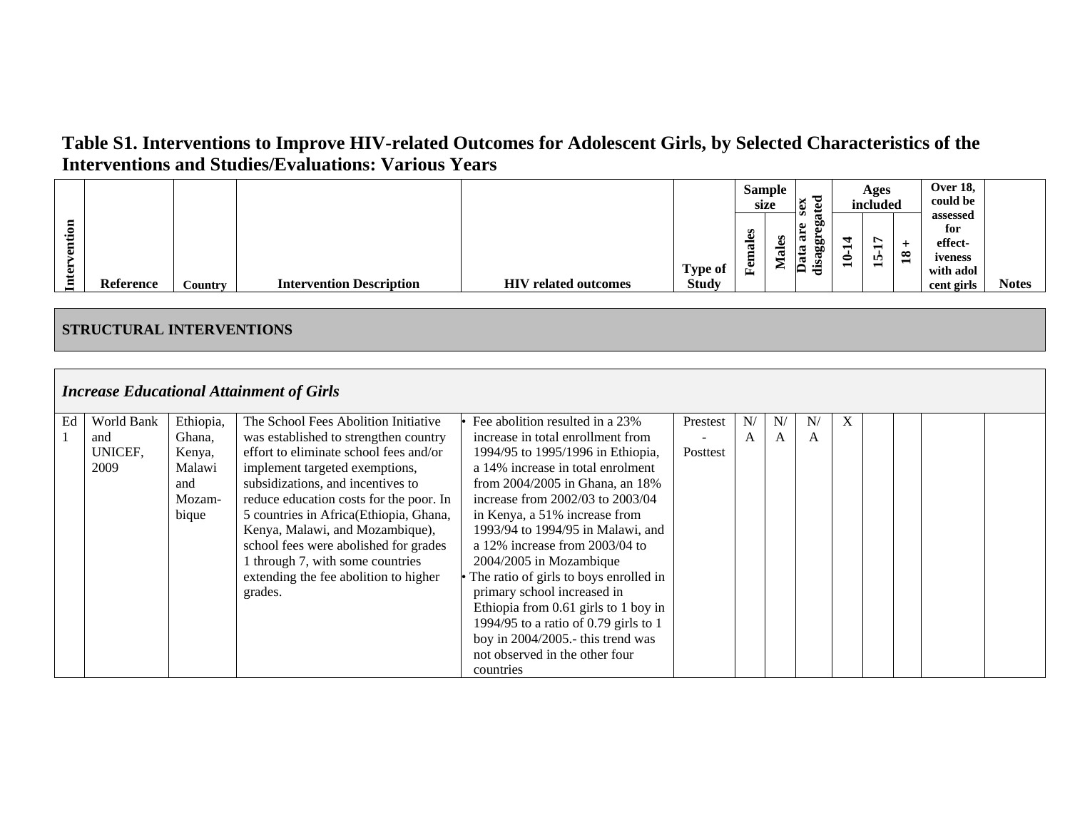# Table S1. Interventions to Improve HIV-related Outcomes for Adolescent Girls, by Selected Characteristics of the Interventions and Studies/Evaluations: Various Years

| Intervention | Reference | Country | Intervention Description | HIV related outcomes | Type of Study | Sample size | | Data are sex disaggregated | Ages included | | | Over 18, could be assessed for effect-iveness with adol cent girls | Notes |
|---|---|---|---|---|---|---|---|---|---|---|---|---|---|
| | | | | | | Females | Males | | 10-14 | 15-17 | 18 + | | |
| **STRUCTURAL INTERVENTIONS** | | | | | | | | | | | | | |
| ***Increase Educational Attainment of Girls*** | | | | | | | | | | | | | |
| Ed 1 | World Bank and UNICEF, 2009 | Ethiopia, Ghana, Kenya, Malawi and Mozam-bique | The School Fees Abolition Initiative was established to strengthen country effort to eliminate school fees and/or implement targeted exemptions, subsidizations, and incentives to reduce education costs for the poor. In 5 countries in Africa(Ethiopia, Ghana, Kenya, Malawi, and Mozambique), school fees were abolished for grades 1 through 7, with some countries extending the fee abolition to higher grades. | • Fee abolition resulted in a 23% increase in total enrollment from 1994/95 to 1995/1996 in Ethiopia, a 14% increase in total enrolment from 2004/2005 in Ghana, an 18% increase from 2002/03 to 2003/04 in Kenya, a 51% increase from 1993/94 to 1994/95 in Malawi, and a 12% increase from 2003/04 to 2004/2005 in Mozambique<br>• The ratio of girls to boys enrolled in primary school increased in Ethiopia from 0.61 girls to 1 boy in 1994/95 to a ratio of 0.79 girls to 1 boy in 2004/2005.- this trend was not observed in the other four countries | Prestest - Posttest | N/A | N/A | N/A | X | | | | |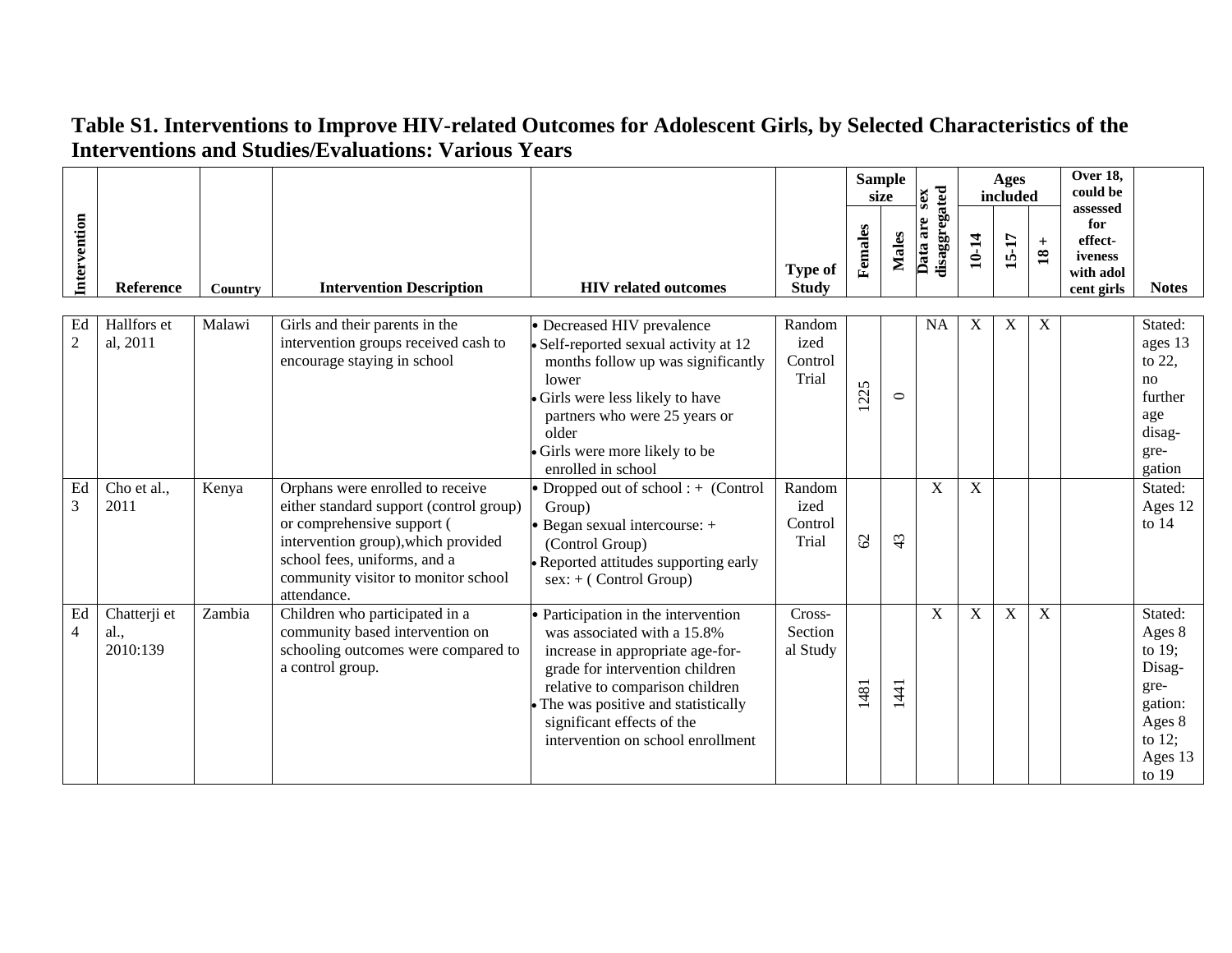# Table S1. Interventions to Improve HIV-related Outcomes for Adolescent Girls, by Selected Characteristics of the Interventions and Studies/Evaluations: Various Years

| Intervention | Reference | Country | Intervention Description | HIV related outcomes | Type of Study | Sample size | | Data are sex disaggregated | Ages included | | | Over 18, could be assessed for effect-iveness with adol cent girls | Notes |
|---|---|---|---|---|---|---|---|---|---|---|---|---|---|
| | | | | | | Females | Males | | 10-14 | 15-17 | 18 + | | |
| Ed 2 | Hallfors et al, 2011 | Malawi | Girls and their parents in the intervention groups received cash to encourage staying in school | • Decreased HIV prevalence<br>• Self-reported sexual activity at 12 months follow up was significantly lower<br>• Girls were less likely to have partners who were 25 years or older<br>• Girls were more likely to be enrolled in school | Randomized Control Trial | 1225 | 0 | NA | X | X | X | | Stated: ages 13 to 22, no further age disag-gre-gation |
| Ed 3 | Cho et al., 2011 | Kenya | Orphans were enrolled to receive either standard support (control group) or comprehensive support ( intervention group),which provided school fees, uniforms, and a community visitor to monitor school attendance. | • Dropped out of school : + (Control Group)<br>• Began sexual intercourse: + (Control Group)<br>• Reported attitudes supporting early sex: + ( Control Group) | Randomized Control Trial | 62 | 43 | X | X | | | | Stated: Ages 12 to 14 |
| Ed 4 | Chatterji et al., 2010:139 | Zambia | Children who participated in a community based intervention on schooling outcomes were compared to a control group. | • Participation in the intervention was associated with a 15.8% increase in appropriate age-for-grade for intervention children relative to comparison children<br>• The was positive and statistically significant effects of the intervention on school enrollment | Cross-Sectional Study | 1481 | 1441 | X | X | X | X | | Stated: Ages 8 to 19; Disag-gre-gation: Ages 8 to 12; Ages 13 to 19 |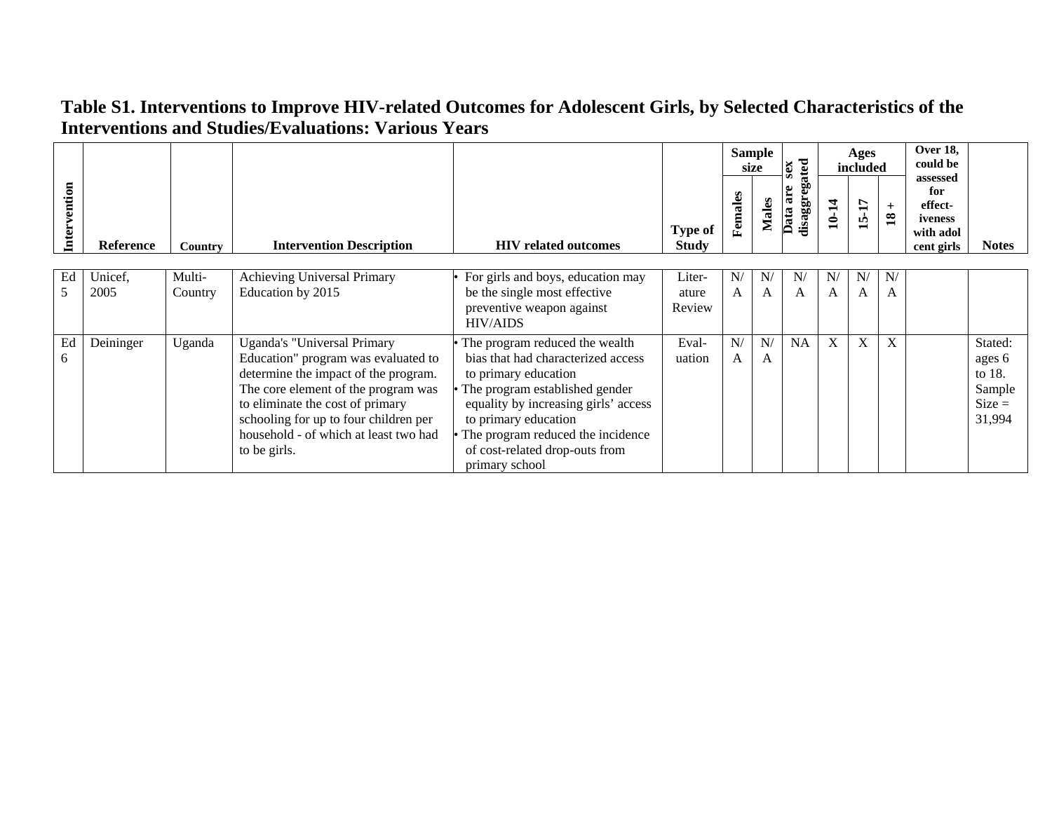## Table S1. Interventions to Improve HIV-related Outcomes for Adolescent Girls, by Selected Characteristics of the Interventions and Studies/Evaluations: Various Years

| Intervention | Reference | Country | Intervention Description | HIV related outcomes | Type of Study | Sample size | | Data are sex disaggregated | Ages included | | | Over 18, could be assessed for effect-iveness with adol cent girls | Notes |
|---|---|---|---|---|---|---|---|---|---|---|---|---|---|
| | | | | | | Females | Males | | 10-14 | 15-17 | 18 + | | |
| Ed 5 | Unicef, 2005 | Multi-Country | Achieving Universal Primary Education by 2015 | • For girls and boys, education may be the single most effective preventive weapon against HIV/AIDS | Liter-ature Review | N/A | N/A | N/A | N/A | N/A | N/A | | |
| Ed 6 | Deininger | Uganda | Uganda's "Universal Primary Education" program was evaluated to determine the impact of the program. The core element of the program was to eliminate the cost of primary schooling for up to four children per household - of which at least two had to be girls. | • The program reduced the wealth bias that had characterized access to primary education<br>• The program established gender equality by increasing girls' access to primary education<br>• The program reduced the incidence of cost-related drop-outs from primary school | Eval-uation | N/A | N/A | NA | X | X | X | | Stated: ages 6 to 18. Sample Size = 31,994 |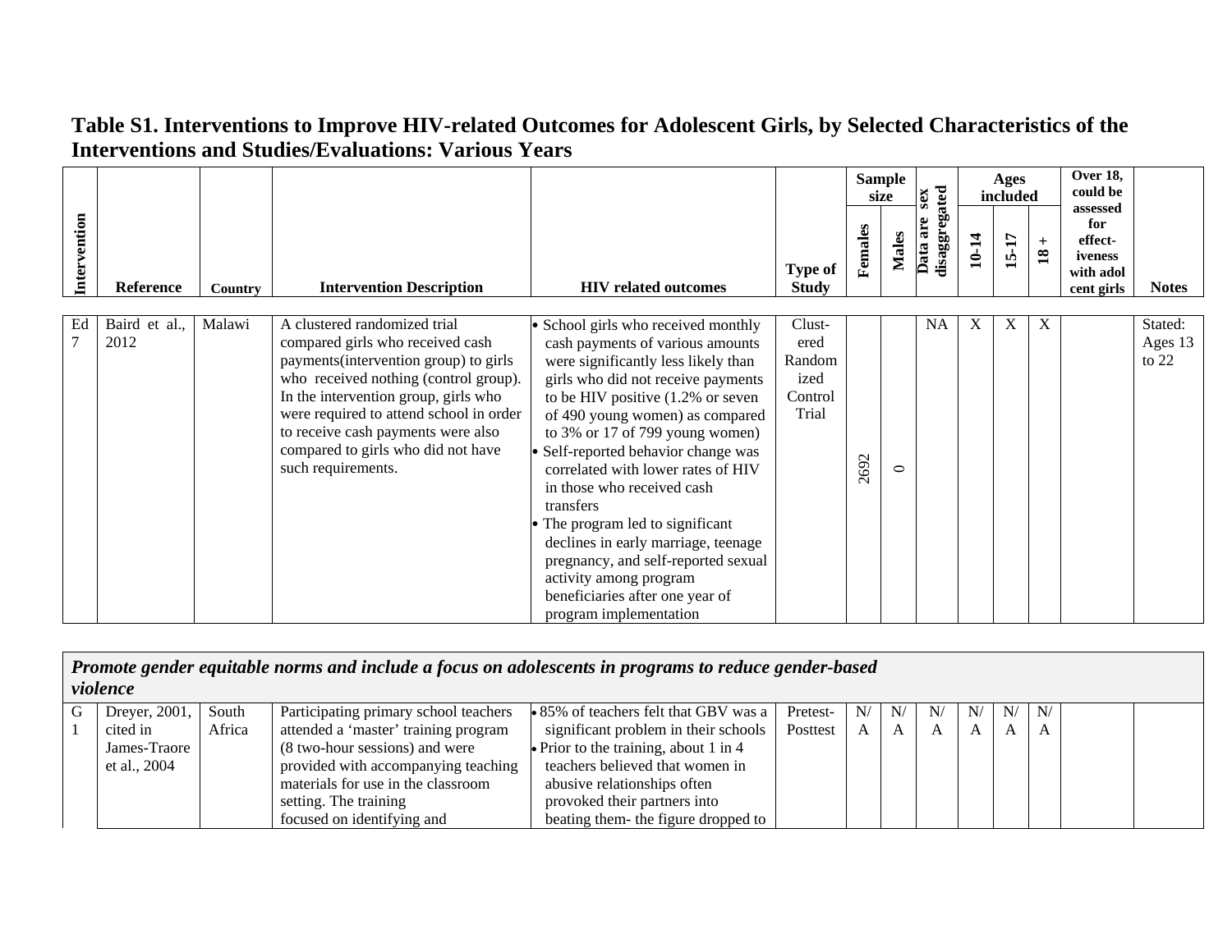# Table S1. Interventions to Improve HIV-related Outcomes for Adolescent Girls, by Selected Characteristics of the Interventions and Studies/Evaluations: Various Years

| Intervention | Reference | Country | Intervention Description | HIV related outcomes | Type of Study | Sample size | | Data are sex disaggregated | Ages included | | | Over 18, could be assessed for effect-iveness with adol cent girls | Notes |
|---|---|---|---|---|---|---|---|---|---|---|---|---|---|
| | | | | | | Females | Males | | 10-14 | 15-17 | 18 + | | |
| Ed 7 | Baird et al., 2012 | Malawi | A clustered randomized trial compared girls who received cash payments(intervention group) to girls who received nothing (control group). In the intervention group, girls who were required to attend school in order to receive cash payments were also compared to girls who did not have such requirements. | • School girls who received monthly cash payments of various amounts were significantly less likely than girls who did not receive payments to be HIV positive (1.2% or seven of 490 young women) as compared to 3% or 17 of 799 young women)<br>• Self-reported behavior change was correlated with lower rates of HIV in those who received cash transfers<br>• The program led to significant declines in early marriage, teenage pregnancy, and self-reported sexual activity among program beneficiaries after one year of program implementation | Clust-ered Random ized Control Trial | 2692 | 0 | NA | X | X | X | | Stated: Ages 13 to 22 |
| ***Promote gender equitable norms and include a focus on adolescents in programs to reduce gender-based violence*** | | | | | | | | | | | | | |
| G 1 | Dreyer, 2001, cited in James-Traore et al., 2004 | South Africa | Participating primary school teachers attended a 'master' training program (8 two-hour sessions) and were provided with accompanying teaching materials for use in the classroom setting. The training focused on identifying and | • 85% of teachers felt that GBV was a significant problem in their schools<br>• Prior to the training, about 1 in 4 teachers believed that women in abusive relationships often provoked their partners into beating them- the figure dropped to | Pretest-Posttest | N/A | N/A | N/A | N/A | N/A | N/A | | |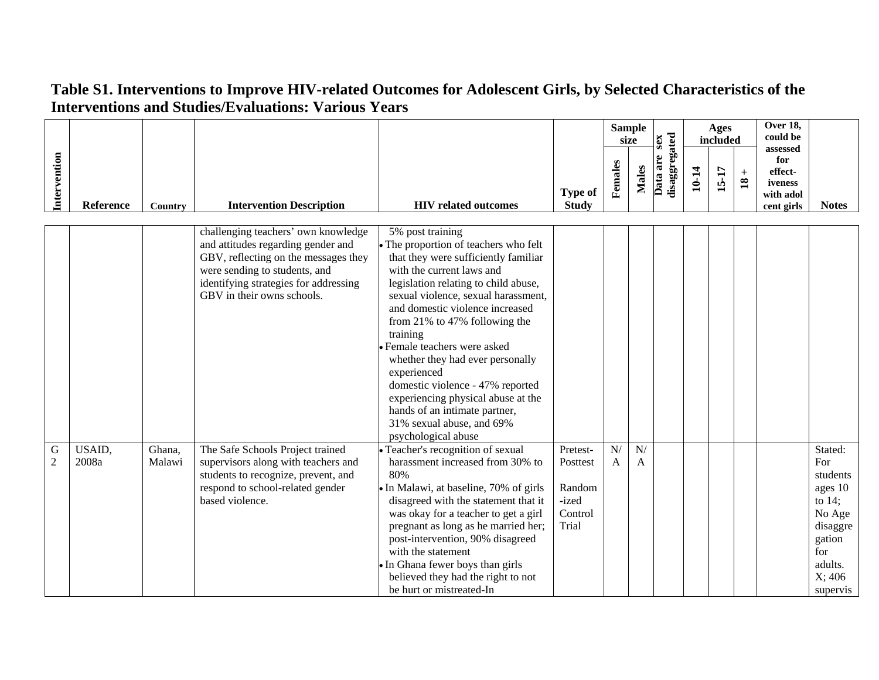# Table S1. Interventions to Improve HIV-related Outcomes for Adolescent Girls, by Selected Characteristics of the Interventions and Studies/Evaluations: Various Years

| Intervention | Reference | Country | Intervention Description | HIV related outcomes | Type of Study | Sample size | | Data are sex disaggregated | Ages included | | | Over 18, could be assessed for effect-iveness with adol cent girls | Notes |
|---|---|---|---|---|---|---|---|---|---|---|---|---|---|
| | | | | | | Females | Males | | 10-14 | 15-17 | 18 + | | |
| | | | challenging teachers' own knowledge and attitudes regarding gender and GBV, reflecting on the messages they were sending to students, and identifying strategies for addressing GBV in their owns schools. | 5% post training<br>• The proportion of teachers who felt that they were sufficiently familiar with the current laws and legislation relating to child abuse, sexual violence, sexual harassment, and domestic violence increased from 21% to 47% following the training<br>• Female teachers were asked whether they had ever personally experienced domestic violence - 47% reported experiencing physical abuse at the hands of an intimate partner, 31% sexual abuse, and 69% psychological abuse | | | | | | | | | |
| G 2 | USAID, 2008a | Ghana, Malawi | The Safe Schools Project trained supervisors along with teachers and students to recognize, prevent, and respond to school-related gender based violence. | • Teacher's recognition of sexual harassment increased from 30% to 80%<br>• In Malawi, at baseline, 70% of girls disagreed with the statement that it was okay for a teacher to get a girl pregnant as long as he married her; post-intervention, 90% disagreed with the statement<br>• In Ghana fewer boys than girls believed they had the right to not be hurt or mistreated-In | Pretest-Posttest<br><br>Random-ized Control Trial | N/A | N/A | | | | | | Stated: For students ages 10 to 14; No Age disaggregation for adults. X; 406 supervis |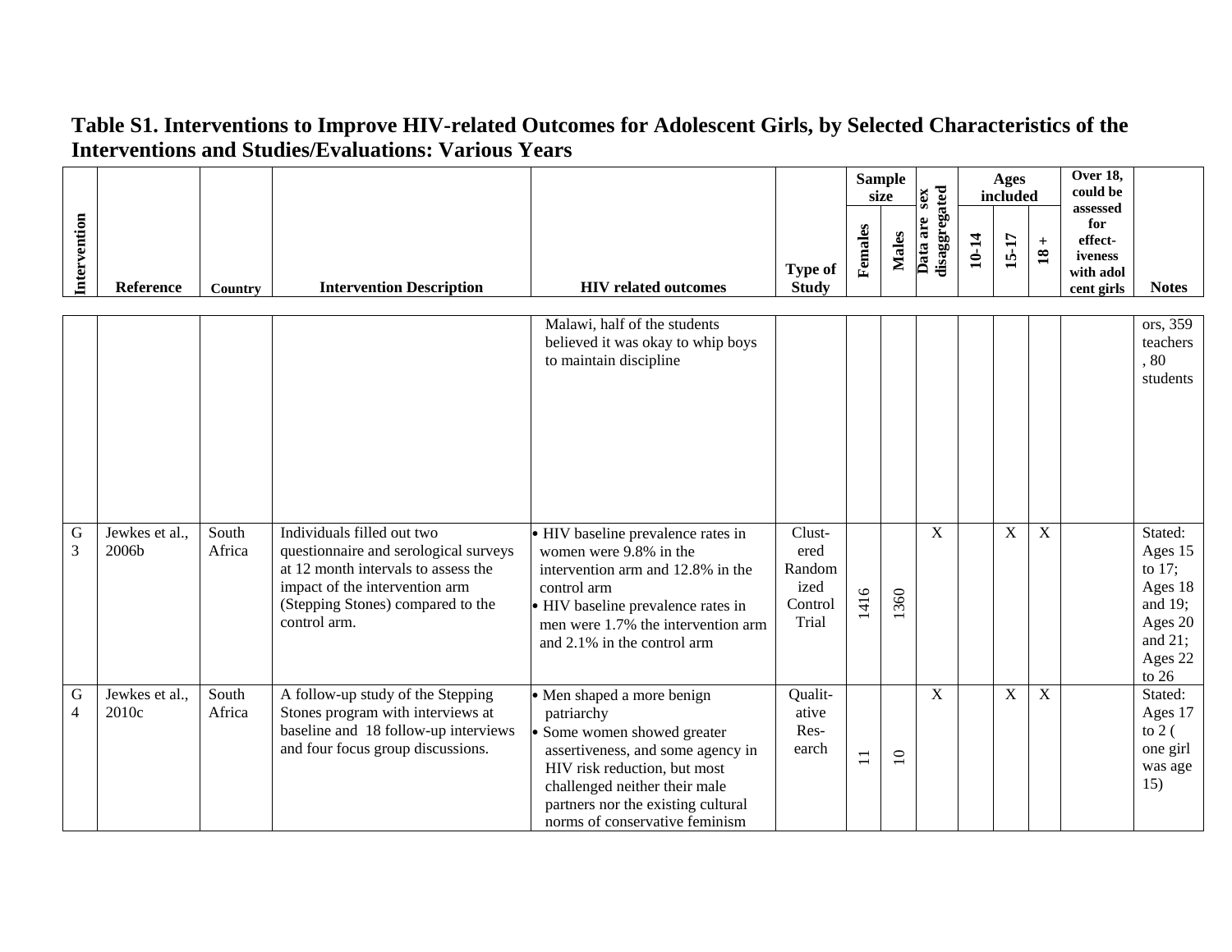# Table S1. Interventions to Improve HIV-related Outcomes for Adolescent Girls, by Selected Characteristics of the Interventions and Studies/Evaluations: Various Years

| Intervention | Reference | Country | Intervention Description | HIV related outcomes | Type of Study | Sample size | | Data are sex disaggregated | Ages included | | | Over 18, could be assessed for effect-iveness with adol cent girls | Notes |
|---|---|---|---|---|---|---|---|---|---|---|---|---|---|
| | | | | | | Females | Males | | 10-14 | 15-17 | 18 + | | |
| | | | | Malawi, half of the students believed it was okay to whip boys to maintain discipline | | | | | | | | | ors, 359 teachers, 80 students |
| G 3 | Jewkes et al., 2006b | South Africa | Individuals filled out two questionnaire and serological surveys at 12 month intervals to assess the impact of the intervention arm (Stepping Stones) compared to the control arm. | • HIV baseline prevalence rates in women were 9.8% in the intervention arm and 12.8% in the control arm<br>• HIV baseline prevalence rates in men were 1.7% the intervention arm and 2.1% in the control arm | Clust-ered Random ized Control Trial | 1416 | 1360 | X | | X | X | | Stated: Ages 15 to 17; Ages 18 and 19; Ages 20 and 21; Ages 22 to 26 |
| G 4 | Jewkes et al., 2010c | South Africa | A follow-up study of the Stepping Stones program with interviews at baseline and 18 follow-up interviews and four focus group discussions. | • Men shaped a more benign patriarchy<br>• Some women showed greater assertiveness, and some agency in HIV risk reduction, but most challenged neither their male partners nor the existing cultural norms of conservative feminism | Qualit-ative Res-earch | 11 | 10 | X | | X | X | | Stated: Ages 17 to 2 ( one girl was age 15) |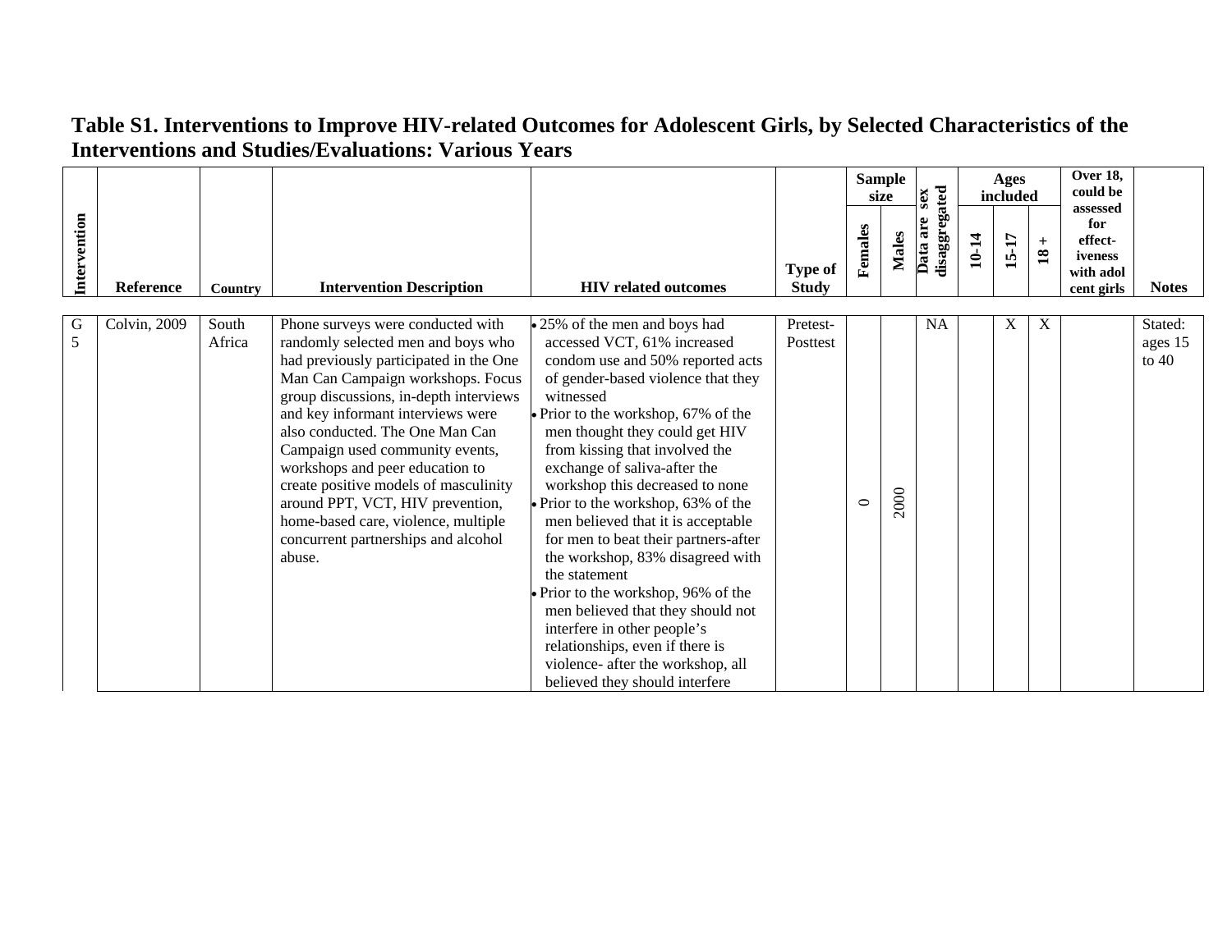# Table S1. Interventions to Improve HIV-related Outcomes for Adolescent Girls, by Selected Characteristics of the Interventions and Studies/Evaluations: Various Years

| Intervention | Reference | Country | Intervention Description | HIV related outcomes | Type of Study | Sample size | | Data are sex disaggregated | Ages included | | | Over 18, could be assessed for effect-iveness with adol cent girls | Notes |
|---|---|---|---|---|---|---|---|---|---|---|---|---|---|
| | | | | | | Females | Males | | 10-14 | 15-17 | 18 + | | |
| G 5 | Colvin, 2009 | South Africa | Phone surveys were conducted with randomly selected men and boys who had previously participated in the One Man Can Campaign workshops. Focus group discussions, in-depth interviews and key informant interviews were also conducted. The One Man Can Campaign used community events, workshops and peer education to create positive models of masculinity around PPT, VCT, HIV prevention, home-based care, violence, multiple concurrent partnerships and alcohol abuse. | • 25% of the men and boys had accessed VCT, 61% increased condom use and 50% reported acts of gender-based violence that they witnessed<br>• Prior to the workshop, 67% of the men thought they could get HIV from kissing that involved the exchange of saliva-after the workshop this decreased to none<br>• Prior to the workshop, 63% of the men believed that it is acceptable for men to beat their partners-after the workshop, 83% disagreed with the statement<br>• Prior to the workshop, 96% of the men believed that they should not interfere in other people's relationships, even if there is violence- after the workshop, all believed they should interfere | Pretest-Posttest | 0 | 2000 | NA | | X | X | | Stated: ages 15 to 40 |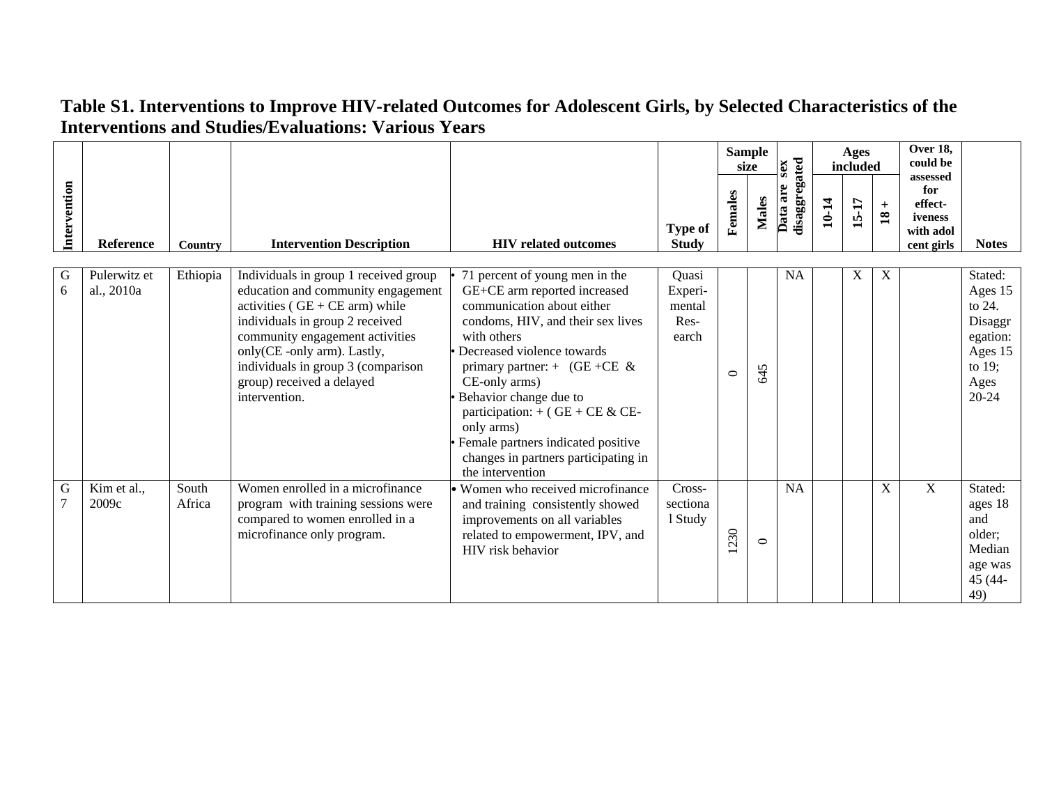# Table S1. Interventions to Improve HIV-related Outcomes for Adolescent Girls, by Selected Characteristics of the Interventions and Studies/Evaluations: Various Years

| Intervention | Reference | Country | Intervention Description | HIV related outcomes | Type of Study | Sample size | | Data are sex disaggregated | Ages included | | | Over 18, could be assessed for effect-iveness with adol cent girls | Notes |
|---|---|---|---|---|---|---|---|---|---|---|---|---|---|
| | | | | | | Females | Males | | 10-14 | 15-17 | 18 + | | |
| G 6 | Pulerwitz et al., 2010a | Ethiopia | Individuals in group 1 received group education and community engagement activities ( GE + CE arm) while individuals in group 2 received community engagement activities only(CE -only arm). Lastly, individuals in group 3 (comparison group) received a delayed intervention. | • 71 percent of young men in the GE+CE arm reported increased communication about either condoms, HIV, and their sex lives with others<br>• Decreased violence towards primary partner: + (GE +CE & CE-only arms)<br>• Behavior change due to participation: + ( GE + CE & CE-only arms)<br>• Female partners indicated positive changes in partners participating in the intervention | Quasi Experi-mental Res-earch | 0 | 645 | NA | | X | X | | Stated: Ages 15 to 24. Disaggr egation: Ages 15 to 19; Ages 20-24 |
| G 7 | Kim et al., 2009c | South Africa | Women enrolled in a microfinance program with training sessions were compared to women enrolled in a microfinance only program. | • Women who received microfinance and training consistently showed improvements on all variables related to empowerment, IPV, and HIV risk behavior | Cross-sectional Study | 1230 | 0 | NA | | | X | X | Stated: ages 18 and older; Median age was 45 (44-49) |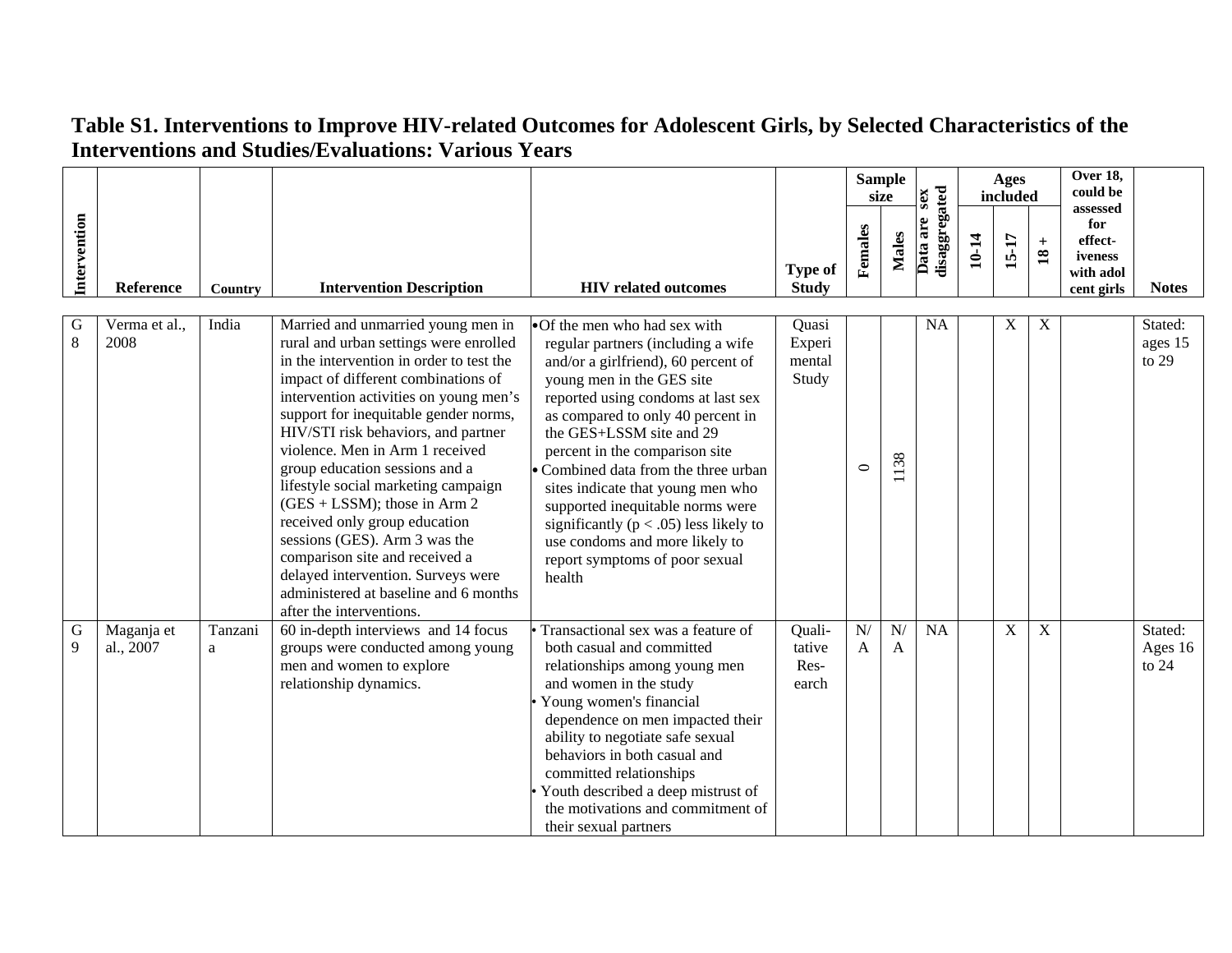**Table S1. Interventions to Improve HIV-related Outcomes for Adolescent Girls, by Selected Characteristics of the Interventions and Studies/Evaluations: Various Years**

| Intervention | Reference | Country | Intervention Description | HIV related outcomes | Type of Study | Sample size | | Data are sex disaggregated | Ages included | | | Over 18, could be assessed for effect-iveness with adol cent girls | Notes |
|---|---|---|---|---|---|---|---|---|---|---|---|---|---|
| | | | | | | Females | Males | | 10-14 | 15-17 | 18 + | | |
| G 8 | Verma et al., 2008 | India | Married and unmarried young men in rural and urban settings were enrolled in the intervention in order to test the impact of different combinations of intervention activities on young men's support for inequitable gender norms, HIV/STI risk behaviors, and partner violence. Men in Arm 1 received group education sessions and a lifestyle social marketing campaign (GES + LSSM); those in Arm 2 received only group education sessions (GES). Arm 3 was the comparison site and received a delayed intervention. Surveys were administered at baseline and 6 months after the interventions. | • Of the men who had sex with regular partners (including a wife and/or a girlfriend), 60 percent of young men in the GES site reported using condoms at last sex as compared to only 40 percent in the GES+LSSM site and 29 percent in the comparison site<br>• Combined data from the three urban sites indicate that young men who supported inequitable norms were significantly ($p < .05$) less likely to use condoms and more likely to report symptoms of poor sexual health | Quasi Experimental Study | 0 | 1138 | NA | | X | X | | Stated: ages 15 to 29 |
| G 9 | Maganja et al., 2007 | Tanzania | 60 in-depth interviews and 14 focus groups were conducted among young men and women to explore relationship dynamics. | • Transactional sex was a feature of both casual and committed relationships among young men and women in the study<br>• Young women's financial dependence on men impacted their ability to negotiate safe sexual behaviors in both casual and committed relationships<br>• Youth described a deep mistrust of the motivations and commitment of their sexual partners | Qualitative Research | N/A | N/A | NA | | X | X | | Stated: Ages 16 to 24 |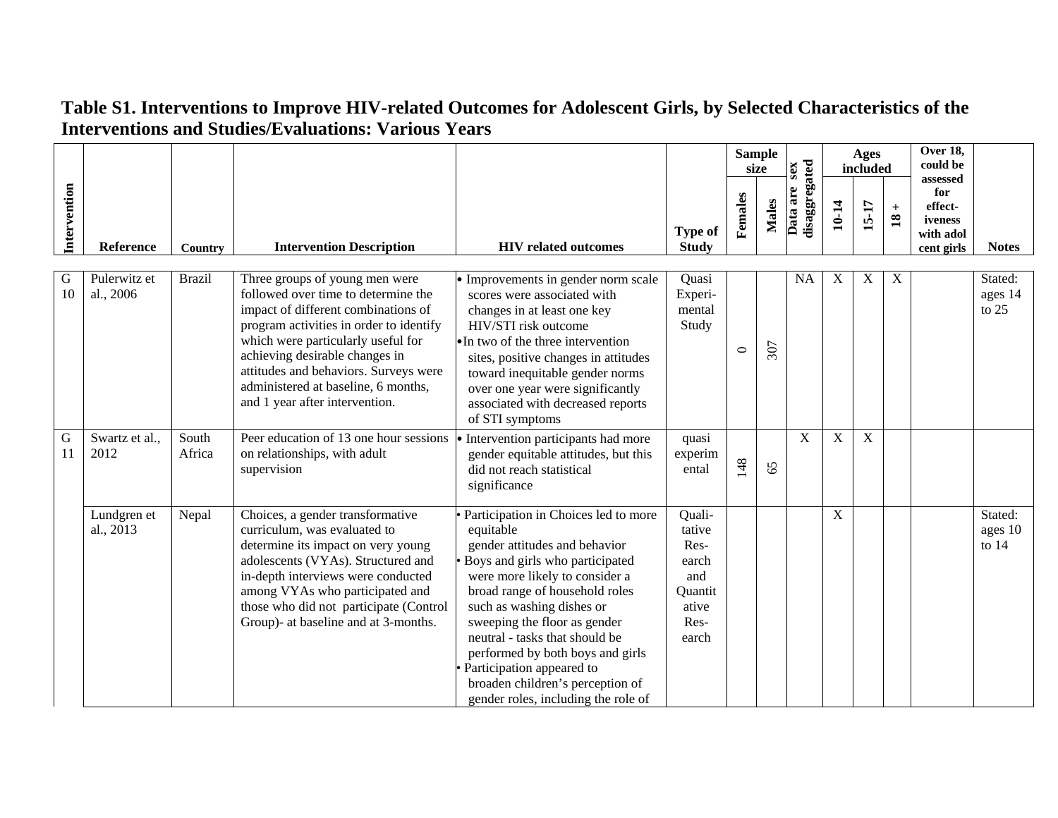# Table S1. Interventions to Improve HIV-related Outcomes for Adolescent Girls, by Selected Characteristics of the Interventions and Studies/Evaluations: Various Years

| Intervention | Reference | Country | Intervention Description | HIV related outcomes | Type of Study | Sample size | | Data are sex disaggregated | Ages included | | | Over 18, could be assessed for effect-iveness with adol cent girls | Notes |
|---|---|---|---|---|---|---|---|---|---|---|---|---|---|
| | | | | | | Females | Males | | 10-14 | 15-17 | 18 + | | |
| G 10 | Pulerwitz et al., 2006 | Brazil | Three groups of young men were followed over time to determine the impact of different combinations of program activities in order to identify which were particularly useful for achieving desirable changes in attitudes and behaviors. Surveys were administered at baseline, 6 months, and 1 year after intervention. | • Improvements in gender norm scale scores were associated with changes in at least one key HIV/STI risk outcome<br>• In two of the three intervention sites, positive changes in attitudes toward inequitable gender norms over one year were significantly associated with decreased reports of STI symptoms | Quasi Experi-mental Study | 0 | 307 | NA | X | X | X | | Stated: ages 14 to 25 |
| G 11 | Swartz et al., 2012 | South Africa | Peer education of 13 one hour sessions on relationships, with adult supervision | • Intervention participants had more gender equitable attitudes, but this did not reach statistical significance | quasi experim ental | 148 | 65 | X | X | X | | | |
| | Lundgren et al., 2013 | Nepal | Choices, a gender transformative curriculum, was evaluated to determine its impact on very young adolescents (VYAs). Structured and in-depth interviews were conducted among VYAs who participated and those who did not participate (Control Group)- at baseline and at 3-months. | • Participation in Choices led to more equitable gender attitudes and behavior<br>• Boys and girls who participated were more likely to consider a broad range of household roles such as washing dishes or sweeping the floor as gender neutral - tasks that should be performed by both boys and girls<br>• Participation appeared to broaden children's perception of gender roles, including the role of | Quali-tative Res-earch and Quantit ative Res-earch | | | | X | | | | Stated: ages 10 to 14 |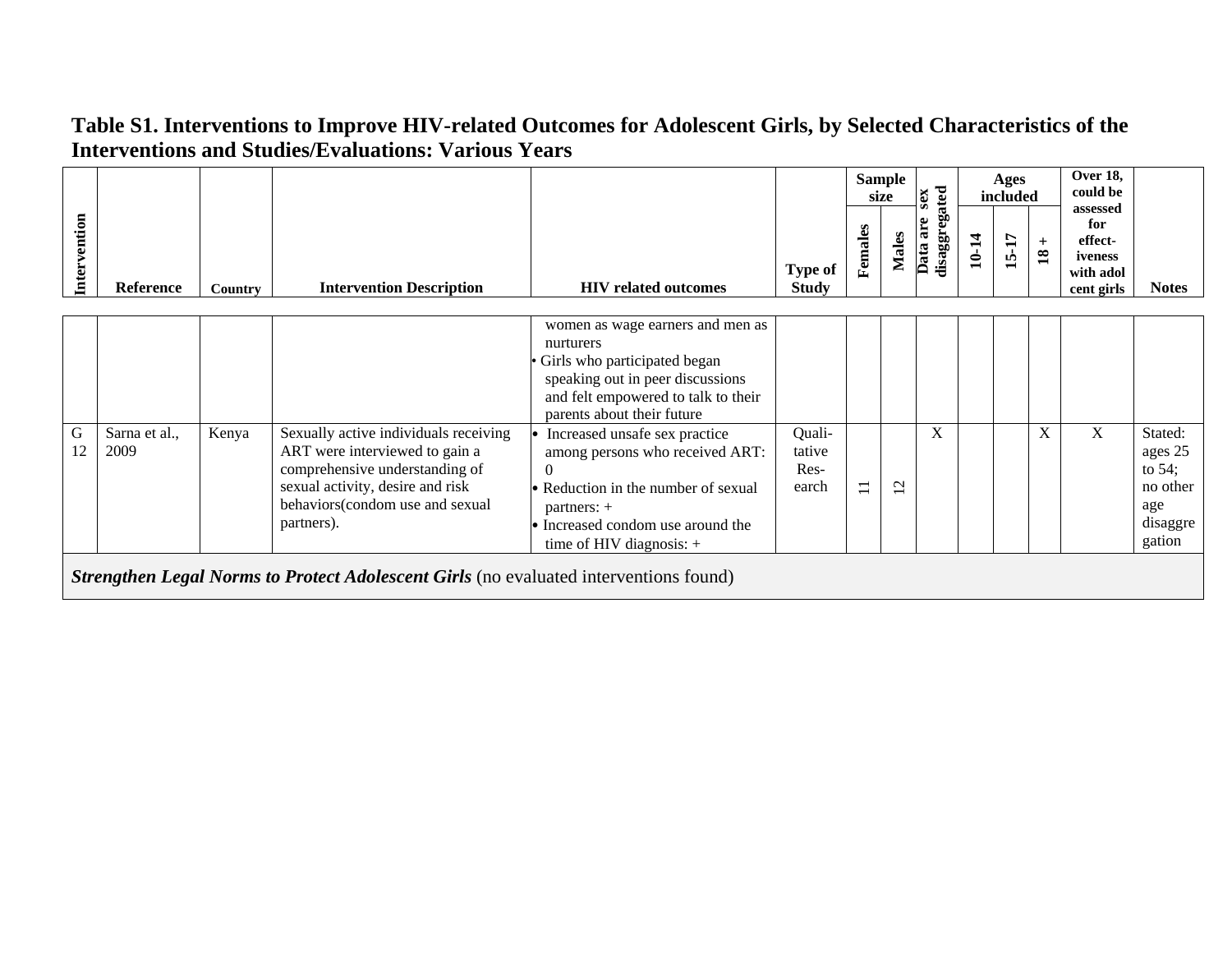## Table S1. Interventions to Improve HIV-related Outcomes for Adolescent Girls, by Selected Characteristics of the Interventions and Studies/Evaluations: Various Years

| Intervention | Reference | Country | Intervention Description | HIV related outcomes | Type of Study | Sample size | | Data are sex disaggregated | Ages included | | | Over 18, could be assessed for effect-iveness with adol cent girls | Notes |
|---|---|---|---|---|---|---|---|---|---|---|---|---|---|
| | | | | | | Females | Males | | 10-14 | 15-17 | 18 + | | |
| | | | | women as wage earners and men as nurturers<br>• Girls who participated began speaking out in peer discussions and felt empowered to talk to their parents about their future | | | | | | | | | |
| G 12 | Sarna et al., 2009 | Kenya | Sexually active individuals receiving ART were interviewed to gain a comprehensive understanding of sexual activity, desire and risk behaviors(condom use and sexual partners). | • Increased unsafe sex practice among persons who received ART: 0<br>• Reduction in the number of sexual partners: +<br>• Increased condom use around the time of HIV diagnosis: + | Quali-tative Res-earch | 11 | 12 | X | | | X | X | Stated: ages 25 to 54; no other age disaggregation |
| ***Strengthen Legal Norms to Protect Adolescent Girls*** (no evaluated interventions found) | | | | | | | | | | | | | |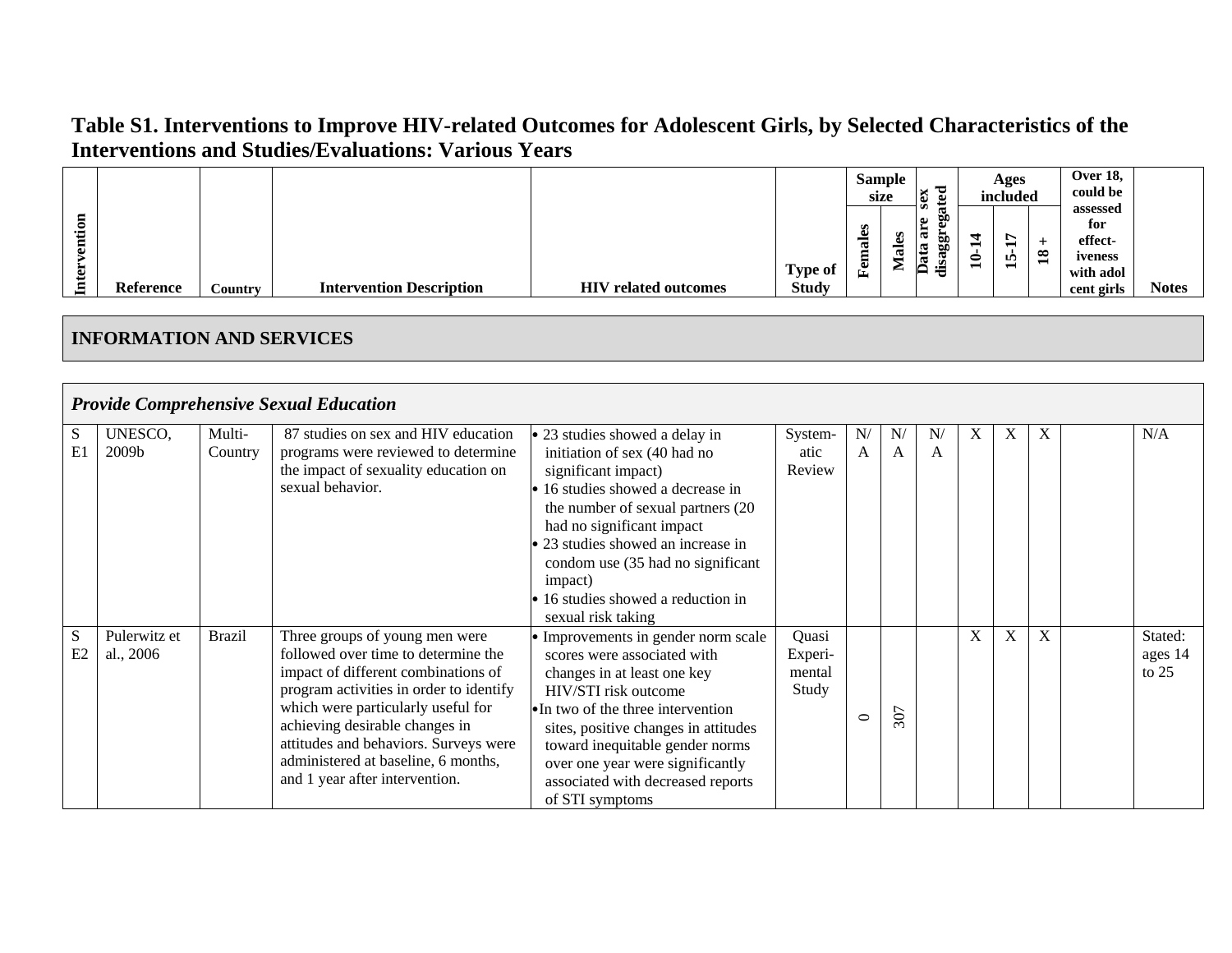**Table S1. Interventions to Improve HIV-related Outcomes for Adolescent Girls, by Selected Characteristics of the Interventions and Studies/Evaluations: Various Years**

| Intervention | Reference | Country | Intervention Description | HIV related outcomes | Type of Study | Sample size | | Data are sex disaggregated | Ages included | | | Over 18, could be assessed for effect-iveness with adolescent girls | Notes |
|---|---|---|---|---|---|---|---|---|---|---|---|---|---|
| | | | | | | Females | Males | | 10-14 | 15-17 | 18 + | | |
| **INFORMATION AND SERVICES** | | | | | | | | | | | | | |
| ***Provide Comprehensive Sexual Education*** | | | | | | | | | | | | | |
| SE1 | UNESCO, 2009b | Multi-Country | 87 studies on sex and HIV education programs were reviewed to determine the impact of sexuality education on sexual behavior. | • 23 studies showed a delay in initiation of sex (40 had no significant impact)<br>• 16 studies showed a decrease in the number of sexual partners (20 had no significant impact<br>• 23 studies showed an increase in condom use (35 had no significant impact)<br>• 16 studies showed a reduction in sexual risk taking | Systematic Review | N/A | N/A | N/A | X | X | X | | N/A |
| SE2 | Pulerwitz et al., 2006 | Brazil | Three groups of young men were followed over time to determine the impact of different combinations of program activities in order to identify which were particularly useful for achieving desirable changes in attitudes and behaviors. Surveys were administered at baseline, 6 months, and 1 year after intervention. | • Improvements in gender norm scale scores were associated with changes in at least one key HIV/STI risk outcome<br>• In two of the three intervention sites, positive changes in attitudes toward inequitable gender norms over one year were significantly associated with decreased reports of STI symptoms | Quasi Experimental Study | 0 | 307 | | X | X | X | | Stated: ages 14 to 25 |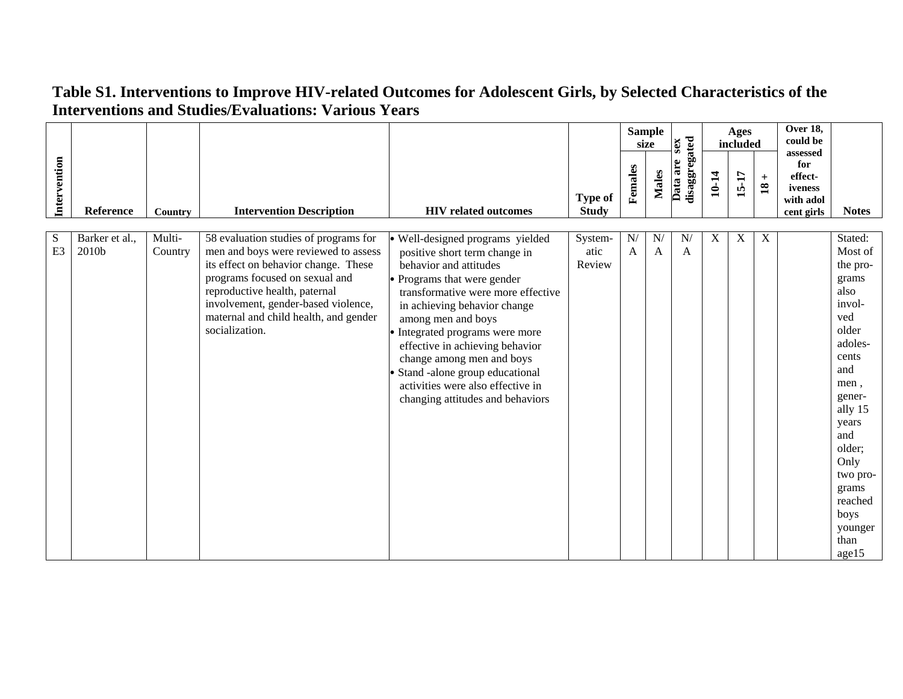## Table S1. Interventions to Improve HIV-related Outcomes for Adolescent Girls, by Selected Characteristics of the Interventions and Studies/Evaluations: Various Years

| Intervention | Reference | Country | Intervention Description | HIV related outcomes | Type of Study | Sample size | | Data are sex disaggregated | Ages included | | | Over 18, could be assessed for effect-iveness with adol cent girls | Notes |
|---|---|---|---|---|---|---|---|---|---|---|---|---|---|
| | | | | | | Females | Males | | 10-14 | 15-17 | 18 + | | |
| S E3 | Barker et al., 2010b | Multi-Country | 58 evaluation studies of programs for men and boys were reviewed to assess its effect on behavior change. These programs focused on sexual and reproductive health, paternal involvement, gender-based violence, maternal and child health, and gender socialization. | • Well-designed programs yielded positive short term change in behavior and attitudes<br>• Programs that were gender transformative were more effective in achieving behavior change among men and boys<br>• Integrated programs were more effective in achieving behavior change among men and boys<br>• Stand -alone group educational activities were also effective in changing attitudes and behaviors | System-atic Review | N/A | N/A | N/A | X | X | X | | Stated: Most of the pro-grams also invol-ved older adoles-cents and men , gener-ally 15 years and older; Only two pro-grams reached boys younger than age15 |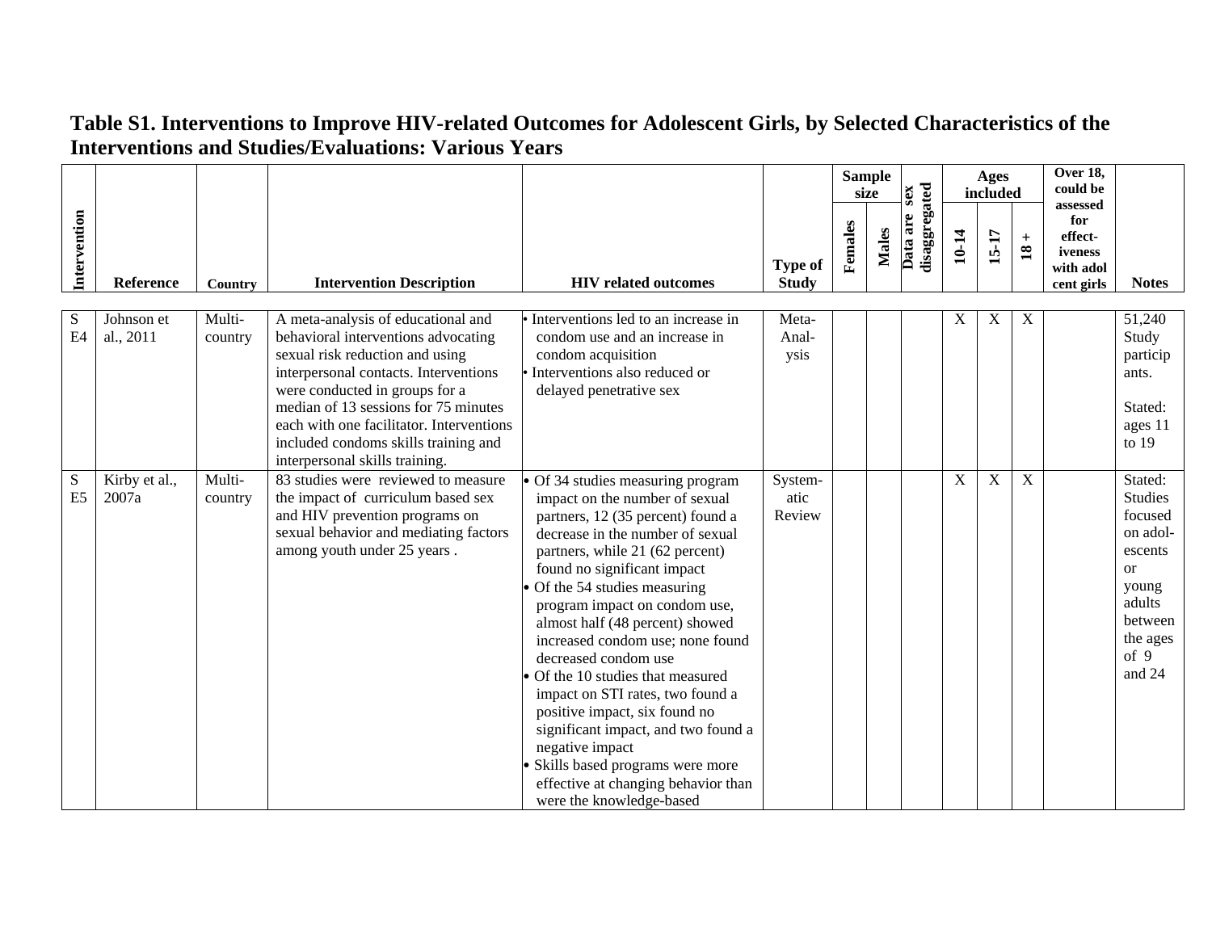# Table S1. Interventions to Improve HIV-related Outcomes for Adolescent Girls, by Selected Characteristics of the Interventions and Studies/Evaluations: Various Years

| Intervention | Reference | Country | Intervention Description | HIV related outcomes | Type of Study | Sample size | | Data are sex disaggregated | Ages included | | | Over 18, could be assessed for effect-iveness with adol cent girls | Notes |
|---|---|---|---|---|---|---|---|---|---|---|---|---|---|
| | | | | | | Females | Males | | 10-14 | 15-17 | 18 + | | |
| SE4 | Johnson et al., 2011 | Multi-country | A meta-analysis of educational and behavioral interventions advocating sexual risk reduction and using interpersonal contacts. Interventions were conducted in groups for a median of 13 sessions for 75 minutes each with one facilitator. Interventions included condoms skills training and interpersonal skills training. | • Interventions led to an increase in condom use and an increase in condom acquisition<br>• Interventions also reduced or delayed penetrative sex | Meta-Analysis | | | | X | X | X | | 51,240 Study participants.<br><br>Stated: ages 11 to 19 |
| SE5 | Kirby et al., 2007a | Multi-country | 83 studies were reviewed to measure the impact of curriculum based sex and HIV prevention programs on sexual behavior and mediating factors among youth under 25 years . | • Of 34 studies measuring program impact on the number of sexual partners, 12 (35 percent) found a decrease in the number of sexual partners, while 21 (62 percent) found no significant impact<br>• Of the 54 studies measuring program impact on condom use, almost half (48 percent) showed increased condom use; none found decreased condom use<br>• Of the 10 studies that measured impact on STI rates, two found a positive impact, six found no significant impact, and two found a negative impact<br>• Skills based programs were more effective at changing behavior than were the knowledge-based | Systematic Review | | | | X | X | X | | Stated: Studies focused on adolescents or young adults between the ages of 9 and 24 |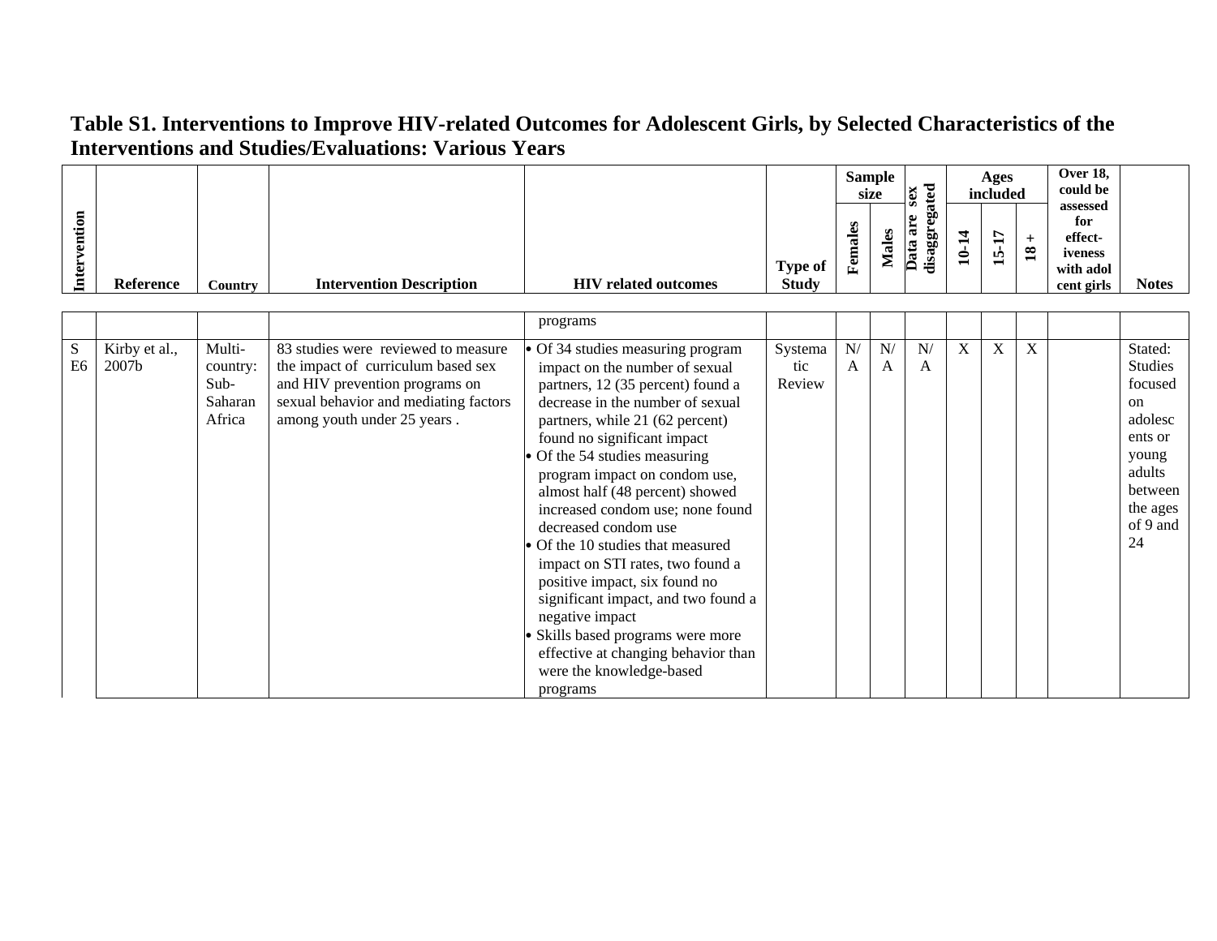## Table S1. Interventions to Improve HIV-related Outcomes for Adolescent Girls, by Selected Characteristics of the Interventions and Studies/Evaluations: Various Years

| Intervention | Reference | Country | Intervention Description | HIV related outcomes | Type of Study | Sample size | | Data are sex disaggregated | Ages included | | | Over 18, could be assessed for effect-iveness with adol cent girls | Notes |
|---|---|---|---|---|---|---|---|---|---|---|---|---|---|
| | | | | | | Females | Males | | 10-14 | 15-17 | 18 + | | |
| | | | | programs | | | | | | | | | |
| S E6 | Kirby et al., 2007b | Multi-country: Sub-Saharan Africa | 83 studies were reviewed to measure the impact of curriculum based sex and HIV prevention programs on sexual behavior and mediating factors among youth under 25 years . | • Of 34 studies measuring program impact on the number of sexual partners, 12 (35 percent) found a decrease in the number of sexual partners, while 21 (62 percent) found no significant impact<br>• Of the 54 studies measuring program impact on condom use, almost half (48 percent) showed increased condom use; none found decreased condom use<br>• Of the 10 studies that measured impact on STI rates, two found a positive impact, six found no significant impact, and two found a negative impact<br>• Skills based programs were more effective at changing behavior than were the knowledge-based programs | Systematic Review | N/A | N/A | N/A | X | X | X | | Stated: Studies focused on adolescents or young adults between the ages of 9 and 24 |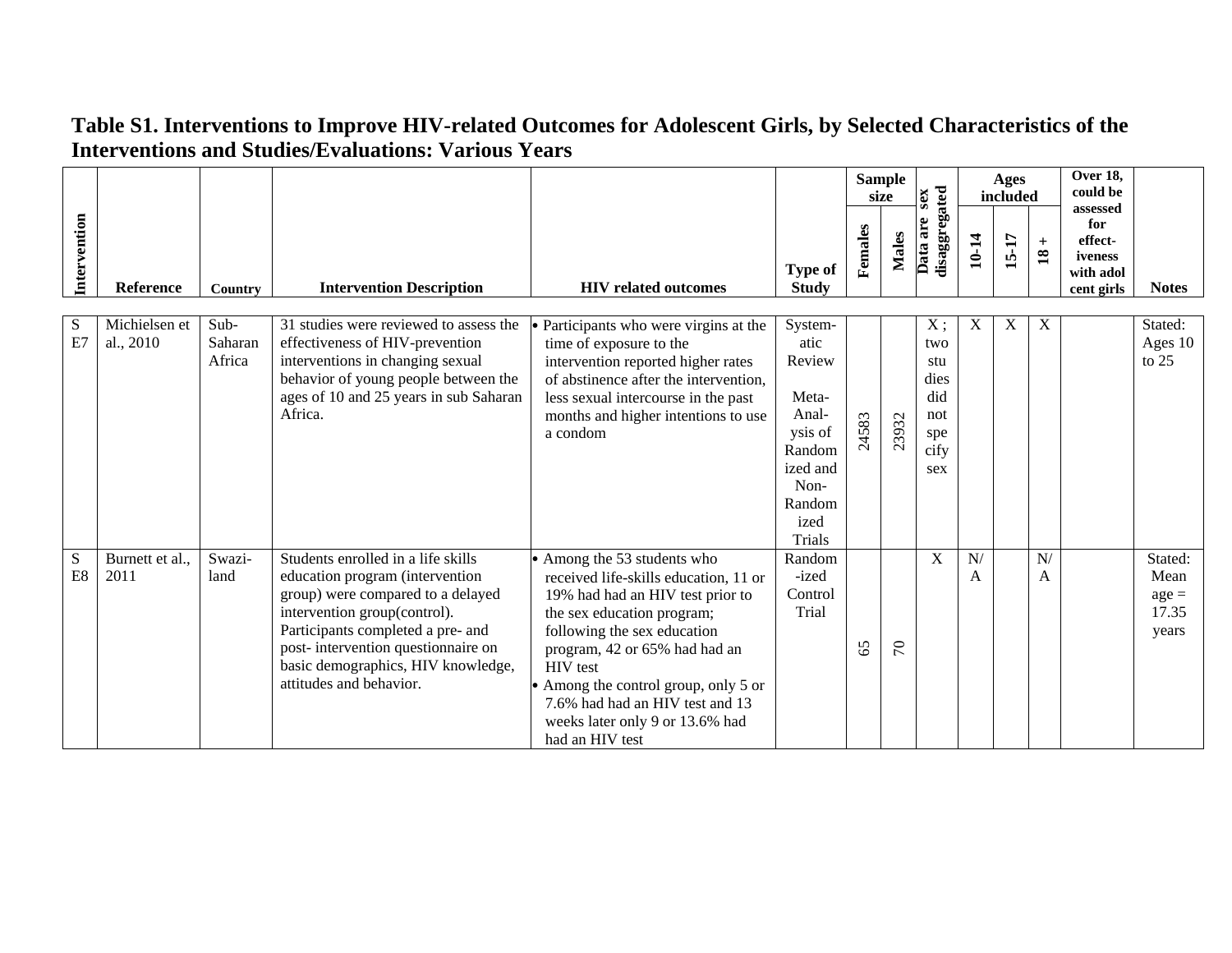## Table S1. Interventions to Improve HIV-related Outcomes for Adolescent Girls, by Selected Characteristics of the Interventions and Studies/Evaluations: Various Years

| Intervention | Reference | Country | Intervention Description | HIV related outcomes | Type of Study | Sample size | | Data are sex disaggregated | Ages included | | | Over 18, could be assessed for effect-iveness with adol cent girls | Notes |
|---|---|---|---|---|---|---|---|---|---|---|---|---|---|
| | | | | | | Females | Males | | 10-14 | 15-17 | 18 + | | |
| S E7 | Michielsen et al., 2010 | Sub-Saharan Africa | 31 studies were reviewed to assess the effectiveness of HIV-prevention interventions in changing sexual behavior of young people between the ages of 10 and 25 years in sub Saharan Africa. | • Participants who were virgins at the time of exposure to the intervention reported higher rates of abstinence after the intervention, less sexual intercourse in the past months and higher intentions to use a condom | Systematic Review<br><br>Meta-Analysis of Randomized and Non-Randomized Trials | 24583 | 23932 | X ; two studies did not specify sex | X | X | X | | Stated: Ages 10 to 25 |
| S E8 | Burnett et al., 2011 | Swaziland | Students enrolled in a life skills education program (intervention group) were compared to a delayed intervention group(control). Participants completed a pre- and post- intervention questionnaire on basic demographics, HIV knowledge, attitudes and behavior. | • Among the 53 students who received life-skills education, 11 or 19% had had an HIV test prior to the sex education program; following the sex education program, 42 or 65% had had an HIV test<br>• Among the control group, only 5 or 7.6% had had an HIV test and 13 weeks later only 9 or 13.6% had had an HIV test | Randomized Control Trial | 65 | 70 | X | N/A | | N/A | | Stated: Mean age = 17.35 years |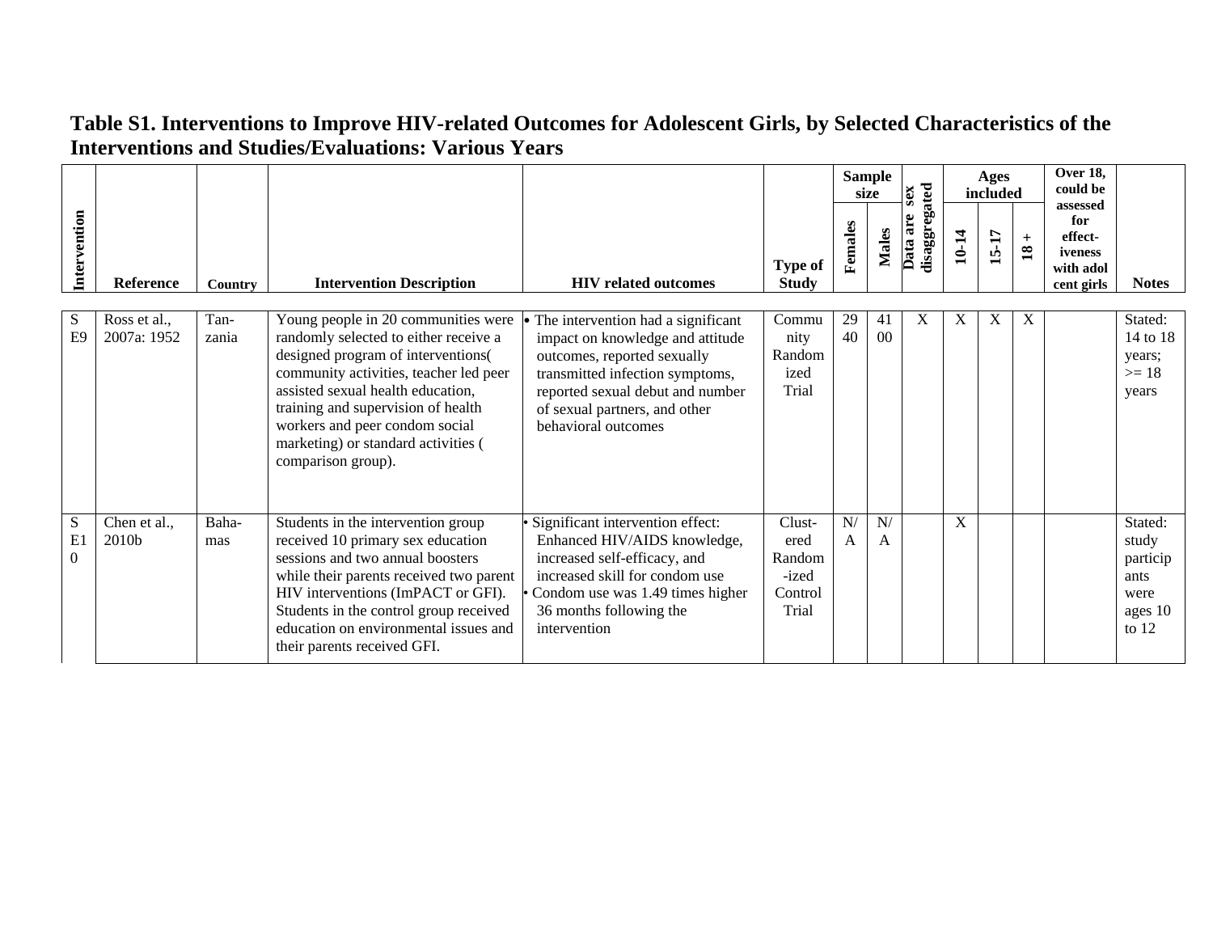## Table S1. Interventions to Improve HIV-related Outcomes for Adolescent Girls, by Selected Characteristics of the Interventions and Studies/Evaluations: Various Years

| Intervention | Reference | Country | Intervention Description | HIV related outcomes | Type of Study | Sample size | | Data are sex disaggregated | Ages included | | | Over 18, could be assessed for effect-iveness with adol cent girls | Notes |
|---|---|---|---|---|---|---|---|---|---|---|---|---|---|
| | | | | | | Females | Males | | 10-14 | 15-17 | 18 + | | |
| SE9 | Ross et al., 2007a: 1952 | Tan-zania | Young people in 20 communities were randomly selected to either receive a designed program of interventions( community activities, teacher led peer assisted sexual health education, training and supervision of health workers and peer condom social marketing) or standard activities ( comparison group). | • The intervention had a significant impact on knowledge and attitude outcomes, reported sexually transmitted infection symptoms, reported sexual debut and number of sexual partners, and other behavioral outcomes | Community Randomized Trial | 2940 | 4100 | X | X | X | X | | Stated: 14 to 18 years; >= 18 years |
| SE10 | Chen et al., 2010b | Baha-mas | Students in the intervention group received 10 primary sex education sessions and two annual boosters while their parents received two parent HIV interventions (ImPACT or GFI). Students in the control group received education on environmental issues and their parents received GFI. | • Significant intervention effect: Enhanced HIV/AIDS knowledge, increased self-efficacy, and increased skill for condom use<br>• Condom use was 1.49 times higher 36 months following the intervention | Clust-ered Random-ized Control Trial | N/A | N/A | | X | | | | Stated: study participants were ages 10 to 12 |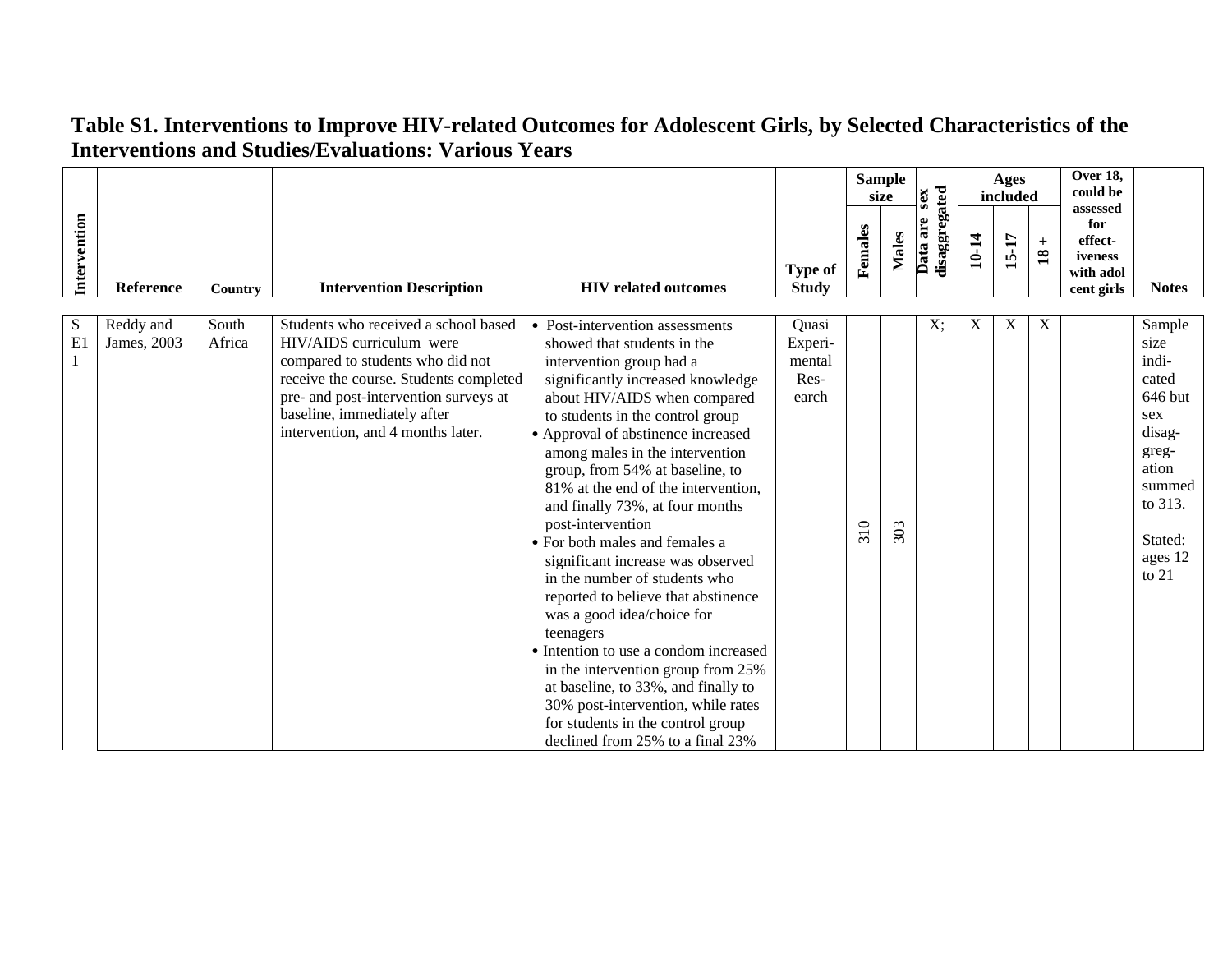# Table S1. Interventions to Improve HIV-related Outcomes for Adolescent Girls, by Selected Characteristics of the Interventions and Studies/Evaluations: Various Years

| Intervention | Reference | Country | Intervention Description | HIV related outcomes | Type of Study | Sample size | | Data are sex disaggregated | Ages included | | | Over 18, could be assessed for effect-iveness with adol cent girls | Notes |
|---|---|---|---|---|---|---|---|---|---|---|---|---|---|
| | | | | | | Females | Males | | 10-14 | 15-17 | 18 + | | |
| SE1 1 | Reddy and James, 2003 | South Africa | Students who received a school based HIV/AIDS curriculum were compared to students who did not receive the course. Students completed pre- and post-intervention surveys at baseline, immediately after intervention, and 4 months later. | • Post-intervention assessments showed that students in the intervention group had a significantly increased knowledge about HIV/AIDS when compared to students in the control group<br>• Approval of abstinence increased among males in the intervention group, from 54% at baseline, to 81% at the end of the intervention, and finally 73%, at four months post-intervention<br>• For both males and females a significant increase was observed in the number of students who reported to believe that abstinence was a good idea/choice for teenagers<br>• Intention to use a condom increased in the intervention group from 25% at baseline, to 33%, and finally to 30% post-intervention, while rates for students in the control group declined from 25% to a final 23% | Quasi Experi-mental Res-earch | 310 | 303 | X; | X | X | X | | Sample size indi-cated 646 but sex disag-greg-ation summed to 313.<br><br>Stated: ages 12 to 21 |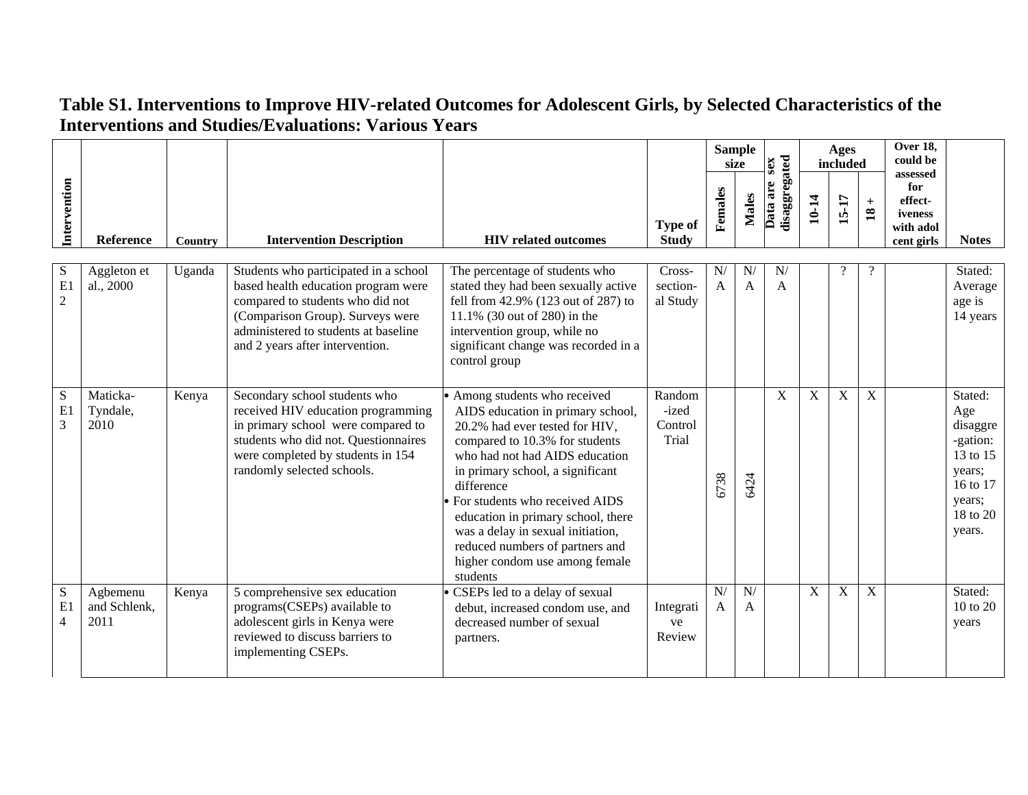# Table S1. Interventions to Improve HIV-related Outcomes for Adolescent Girls, by Selected Characteristics of the Interventions and Studies/Evaluations: Various Years

| Intervention | Reference | Country | Intervention Description | HIV related outcomes | Type of Study | Sample size | | Data are sex disaggregated | Ages included | | | Over 18, could be assessed for effect-iveness with adolcent girls | Notes |
|---|---|---|---|---|---|---|---|---|---|---|---|---|---|
| | | | | | | Females | Males | | 10-14 | 15-17 | 18 + | | |
| SE12 | Aggleton et al., 2000 | Uganda | Students who participated in a school based health education program were compared to students who did not (Comparison Group). Surveys were administered to students at baseline and 2 years after intervention. | The percentage of students who stated they had been sexually active fell from 42.9% (123 out of 287) to 11.1% (30 out of 280) in the intervention group, while no significant change was recorded in a control group | Cross-section-al Study | N/A | N/A | N/A | | ? | ? | | Stated: Average age is 14 years |
| SE13 | Maticka-Tyndale, 2010 | Kenya | Secondary school students who received HIV education programming in primary school were compared to students who did not. Questionnaires were completed by students in 154 randomly selected schools. | • Among students who received AIDS education in primary school, 20.2% had ever tested for HIV, compared to 10.3% for students who had not had AIDS education in primary school, a significant difference<br>• For students who received AIDS education in primary school, there was a delay in sexual initiation, reduced numbers of partners and higher condom use among female students | Random-ized Control Trial | 6738 | 6424 | X | X | X | X | | Stated: Age disaggre-gation: 13 to 15 years; 16 to 17 years; 18 to 20 years. |
| SE14 | Agbemenu and Schlenk, 2011 | Kenya | 5 comprehensive sex education programs(CSEPs) available to adolescent girls in Kenya were reviewed to discuss barriers to implementing CSEPs. | • CSEPs led to a delay of sexual debut, increased condom use, and decreased number of sexual partners. | Integrative Review | N/A | N/A | | X | X | X | | Stated: 10 to 20 years |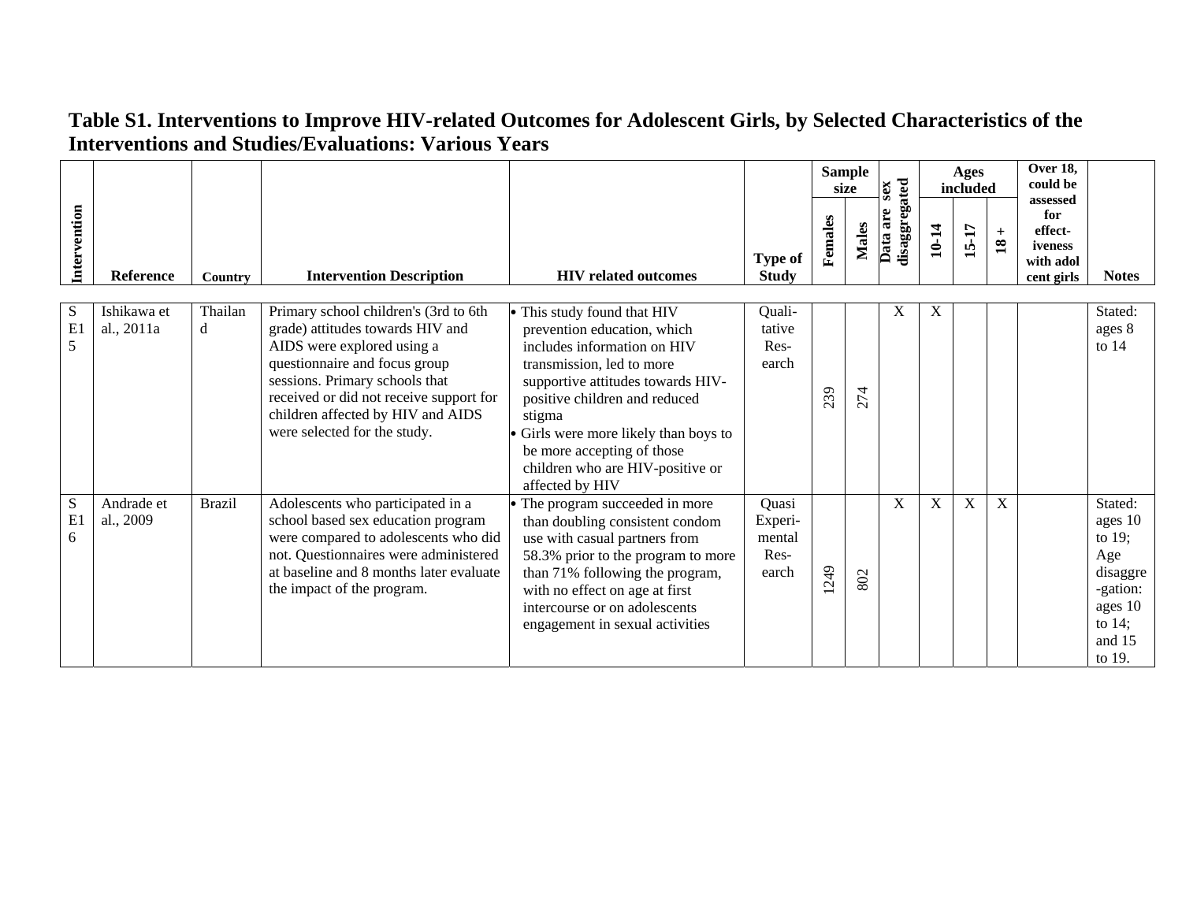**Table S1. Interventions to Improve HIV-related Outcomes for Adolescent Girls, by Selected Characteristics of the Interventions and Studies/Evaluations: Various Years**

| Intervention | Reference | Country | Intervention Description | HIV related outcomes | Type of Study | Sample size | | Data are sex disaggregated | Ages included | | | Over 18, could be assessed for effect-iveness with adolescent girls | Notes |
|---|---|---|---|---|---|---|---|---|---|---|---|---|---|
| | | | | | | Females | Males | | 10-14 | 15-17 | 18 + | | |
| SE15 | Ishikawa et al., 2011a | Thailand | Primary school children's (3rd to 6th grade) attitudes towards HIV and AIDS were explored using a questionnaire and focus group sessions. Primary schools that received or did not receive support for children affected by HIV and AIDS were selected for the study. | • This study found that HIV prevention education, which includes information on HIV transmission, led to more supportive attitudes towards HIV-positive children and reduced stigma<br>• Girls were more likely than boys to be more accepting of those children who are HIV-positive or affected by HIV | Qualitative Research | 239 | 274 | X | X | | | | Stated: ages 8 to 14 |
| SE16 | Andrade et al., 2009 | Brazil | Adolescents who participated in a school based sex education program were compared to adolescents who did not. Questionnaires were administered at baseline and 8 months later evaluate the impact of the program. | • The program succeeded in more than doubling consistent condom use with casual partners from 58.3% prior to the program to more than 71% following the program, with no effect on age at first intercourse or on adolescents engagement in sexual activities | Quasi Experimental Research | 1249 | 802 | X | X | X | X | | Stated: ages 10 to 19; Age disaggre-gation: ages 10 to 14; and 15 to 19. |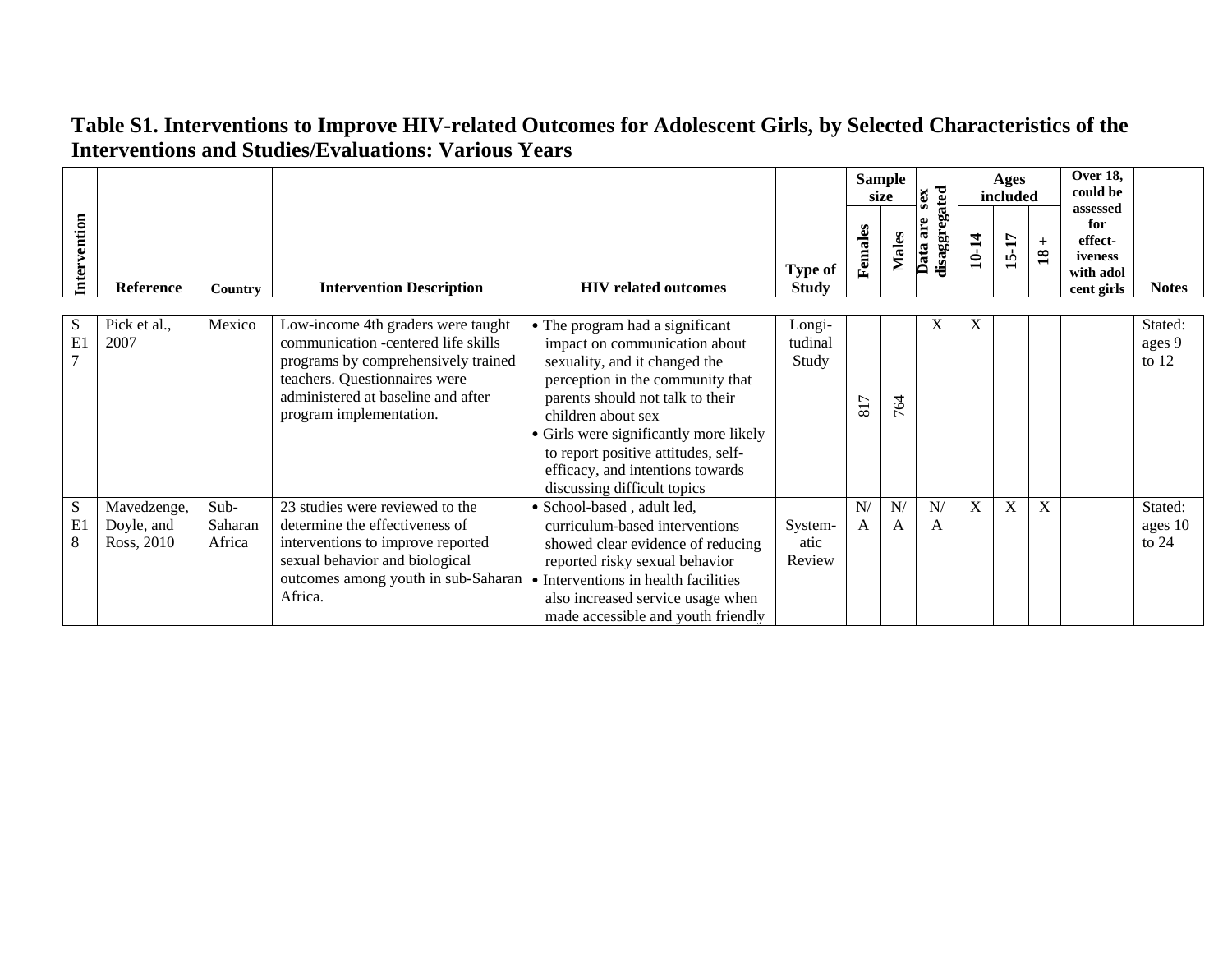# Table S1. Interventions to Improve HIV-related Outcomes for Adolescent Girls, by Selected Characteristics of the Interventions and Studies/Evaluations: Various Years

| Intervention | Reference | Country | Intervention Description | HIV related outcomes | Type of Study | Sample size | | Data are sex disaggregated | Ages included | | | Over 18, could be assessed for effect-iveness with adolescent girls | Notes |
|---|---|---|---|---|---|---|---|---|---|---|---|---|---|
| | | | | | | Females | Males | | 10-14 | 15-17 | 18 + | | |
| SE17 | Pick et al., 2007 | Mexico | Low-income 4th graders were taught communication -centered life skills programs by comprehensively trained teachers. Questionnaires were administered at baseline and after program implementation. | • The program had a significant impact on communication about sexuality, and it changed the perception in the community that parents should not talk to their children about sex<br>• Girls were significantly more likely to report positive attitudes, self-efficacy, and intentions towards discussing difficult topics | Longi-tudinal Study | 817 | 764 | X | X | | | | Stated: ages 9 to 12 |
| SE18 | Mavedzenge, Doyle, and Ross, 2010 | Sub-Saharan Africa | 23 studies were reviewed to the determine the effectiveness of interventions to improve reported sexual behavior and biological outcomes among youth in sub-Saharan Africa. | • School-based , adult led, curriculum-based interventions showed clear evidence of reducing reported risky sexual behavior<br>• Interventions in health facilities also increased service usage when made accessible and youth friendly | System-atic Review | N/A | N/A | N/A | X | X | X | | Stated: ages 10 to 24 |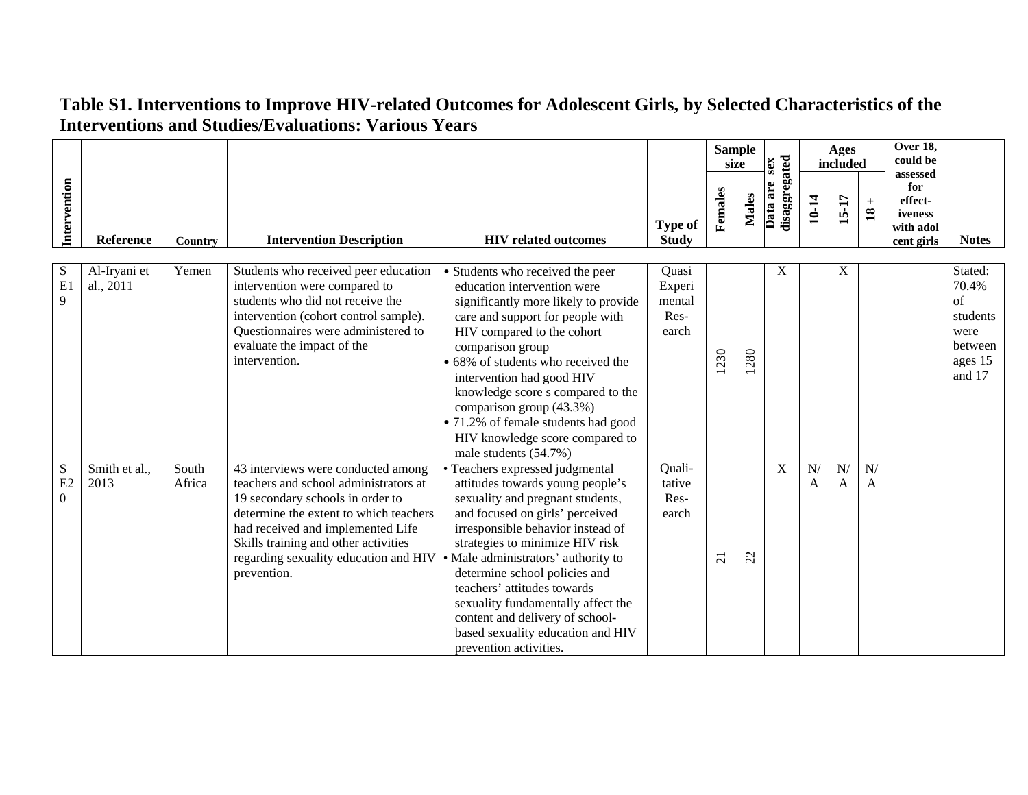**Table S1. Interventions to Improve HIV-related Outcomes for Adolescent Girls, by Selected Characteristics of the Interventions and Studies/Evaluations: Various Years**

| Intervention | Reference | Country | Intervention Description | HIV related outcomes | Type of Study | Sample size | | Data are sex disaggregated | Ages included | | | Over 18, could be assessed for effect-iveness with adol cent girls | Notes |
|---|---|---|---|---|---|---|---|---|---|---|---|---|---|
| | | | | | | Females | Males | | 10-14 | 15-17 | 18 + | | |
| SE19 | Al-Iryani et al., 2011 | Yemen | Students who received peer education intervention were compared to students who did not receive the intervention (cohort control sample). Questionnaires were administered to evaluate the impact of the intervention. | • Students who received the peer education intervention were significantly more likely to provide care and support for people with HIV compared to the cohort comparison group<br>• 68% of students who received the intervention had good HIV knowledge score s compared to the comparison group (43.3%)<br>• 71.2% of female students had good HIV knowledge score compared to male students (54.7%) | Quasi Experimental Research | 1230 | 1280 | X | | X | | | Stated: 70.4% of students were between ages 15 and 17 |
| SE20 | Smith et al., 2013 | South Africa | 43 interviews were conducted among teachers and school administrators at 19 secondary schools in order to determine the extent to which teachers had received and implemented Life Skills training and other activities regarding sexuality education and HIV prevention. | • Teachers expressed judgmental attitudes towards young people's sexuality and pregnant students, and focused on girls' perceived irresponsible behavior instead of strategies to minimize HIV risk<br>• Male administrators' authority to determine school policies and teachers' attitudes towards sexuality fundamentally affect the content and delivery of school-based sexuality education and HIV prevention activities. | Qualitative Research | 21 | 22 | X | N/A | N/A | N/A | | |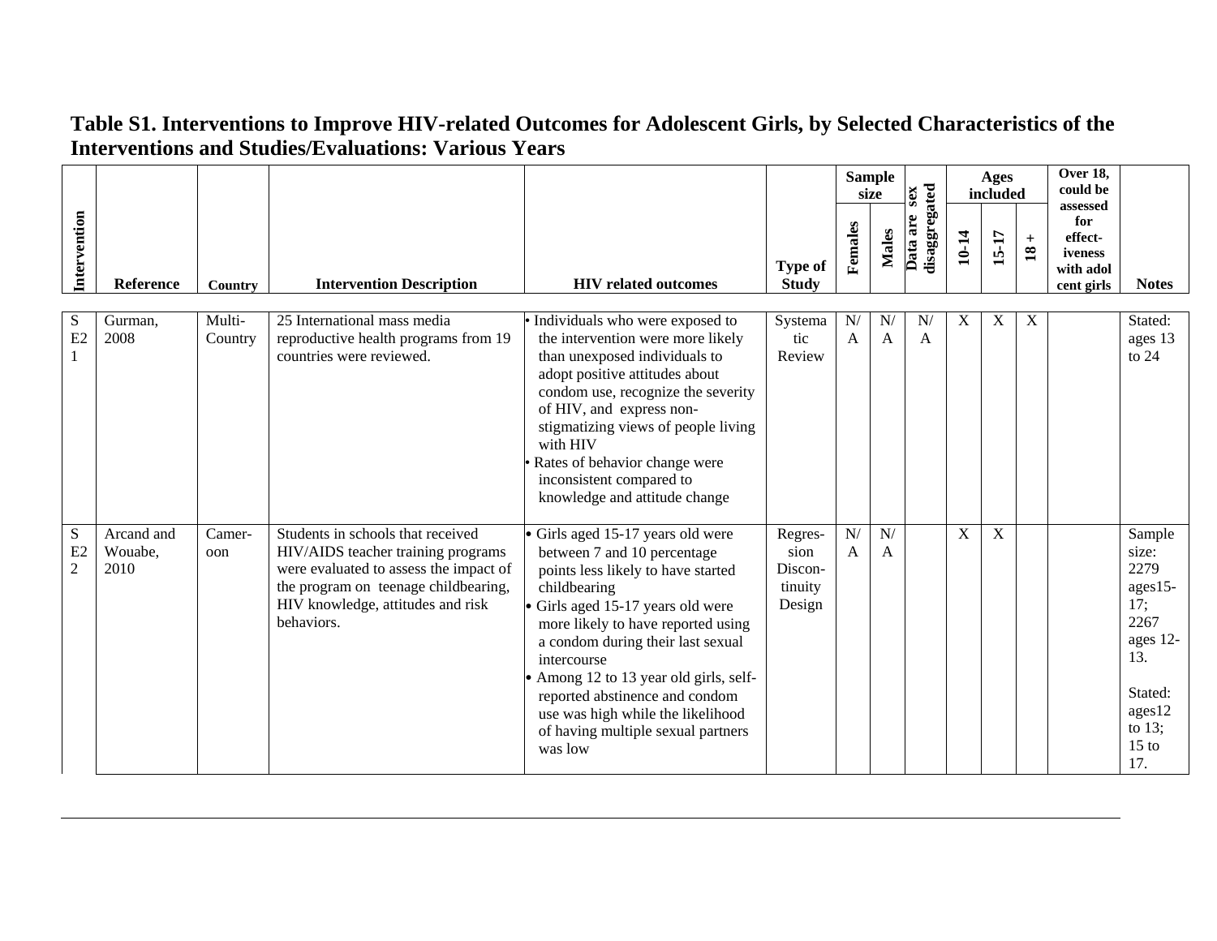# Table S1. Interventions to Improve HIV-related Outcomes for Adolescent Girls, by Selected Characteristics of the Interventions and Studies/Evaluations: Various Years

| Intervention | Reference | Country | Intervention Description | HIV related outcomes | Type of Study | Sample size | | Data are sex disaggregated | Ages included | | | Over 18, could be assessed for effect-iveness with adol cent girls | Notes |
|---|---|---|---|---|---|---|---|---|---|---|---|---|---|
| | | | | | | Females | Males | | 10-14 | 15-17 | 18 + | | |
| SE21 | Gurman, 2008 | Multi-Country | 25 International mass media reproductive health programs from 19 countries were reviewed. | • Individuals who were exposed to the intervention were more likely than unexposed individuals to adopt positive attitudes about condom use, recognize the severity of HIV, and express non-stigmatizing views of people living with HIV<br>• Rates of behavior change were inconsistent compared to knowledge and attitude change | Systematic Review | N/A | N/A | N/A | X | X | X | | Stated: ages 13 to 24 |
| SE22 | Arcand and Wouabe, 2010 | Cameroon | Students in schools that received HIV/AIDS teacher training programs were evaluated to assess the impact of the program on teenage childbearing, HIV knowledge, attitudes and risk behaviors. | • Girls aged 15-17 years old were between 7 and 10 percentage points less likely to have started childbearing<br>• Girls aged 15-17 years old were more likely to have reported using a condom during their last sexual intercourse<br>• Among 12 to 13 year old girls, self-reported abstinence and condom use was high while the likelihood of having multiple sexual partners was low | Regression Discontinuity Design | N/A | N/A | | X | X | | | Sample size: 2279 ages15-17; 2267 ages 12-13.<br><br>Stated: ages12 to 13; 15 to 17. |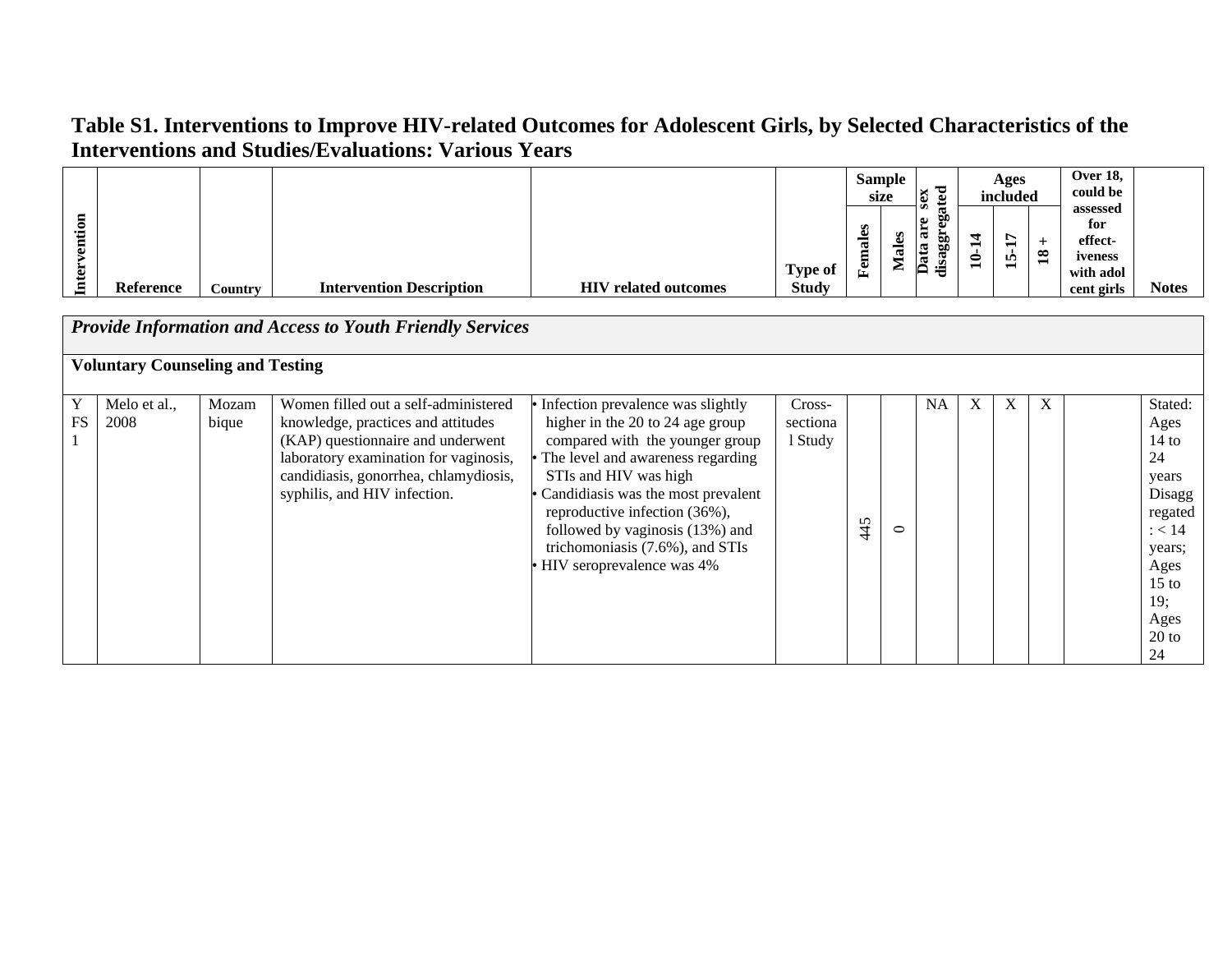## Table S1. Interventions to Improve HIV-related Outcomes for Adolescent Girls, by Selected Characteristics of the Interventions and Studies/Evaluations: Various Years

| Intervention | Reference | Country | Intervention Description | HIV related outcomes | Type of Study | Sample size | | Data are sex disaggregated | Ages included | | | Over 18, could be assessed for effect-iveness with adol cent girls | Notes |
|---|---|---|---|---|---|---|---|---|---|---|---|---|---|
| | | | | | | Females | Males | | 10-14 | 15-17 | 18 + | | |
| ***Provide Information and Access to Youth Friendly Services*** | | | | | | | | | | | | | |
| **Voluntary Counseling and Testing** | | | | | | | | | | | | | |
| YFS 1 | Melo et al., 2008 | Mozambique | Women filled out a self-administered knowledge, practices and attitudes (KAP) questionnaire and underwent laboratory examination for vaginosis, candidiasis, gonorrhea, chlamydiosis, syphilis, and HIV infection. | • Infection prevalence was slightly higher in the 20 to 24 age group compared with the younger group<br>• The level and awareness regarding STIs and HIV was high<br>• Candidiasis was the most prevalent reproductive infection (36%), followed by vaginosis (13%) and trichomoniasis (7.6%), and STIs<br>• HIV seroprevalence was 4% | Cross-sectional Study | 445 | 0 | NA | X | X | X | | Stated: Ages 14 to 24 years Disaggregated: < 14 years; Ages 15 to 19; Ages 20 to 24 |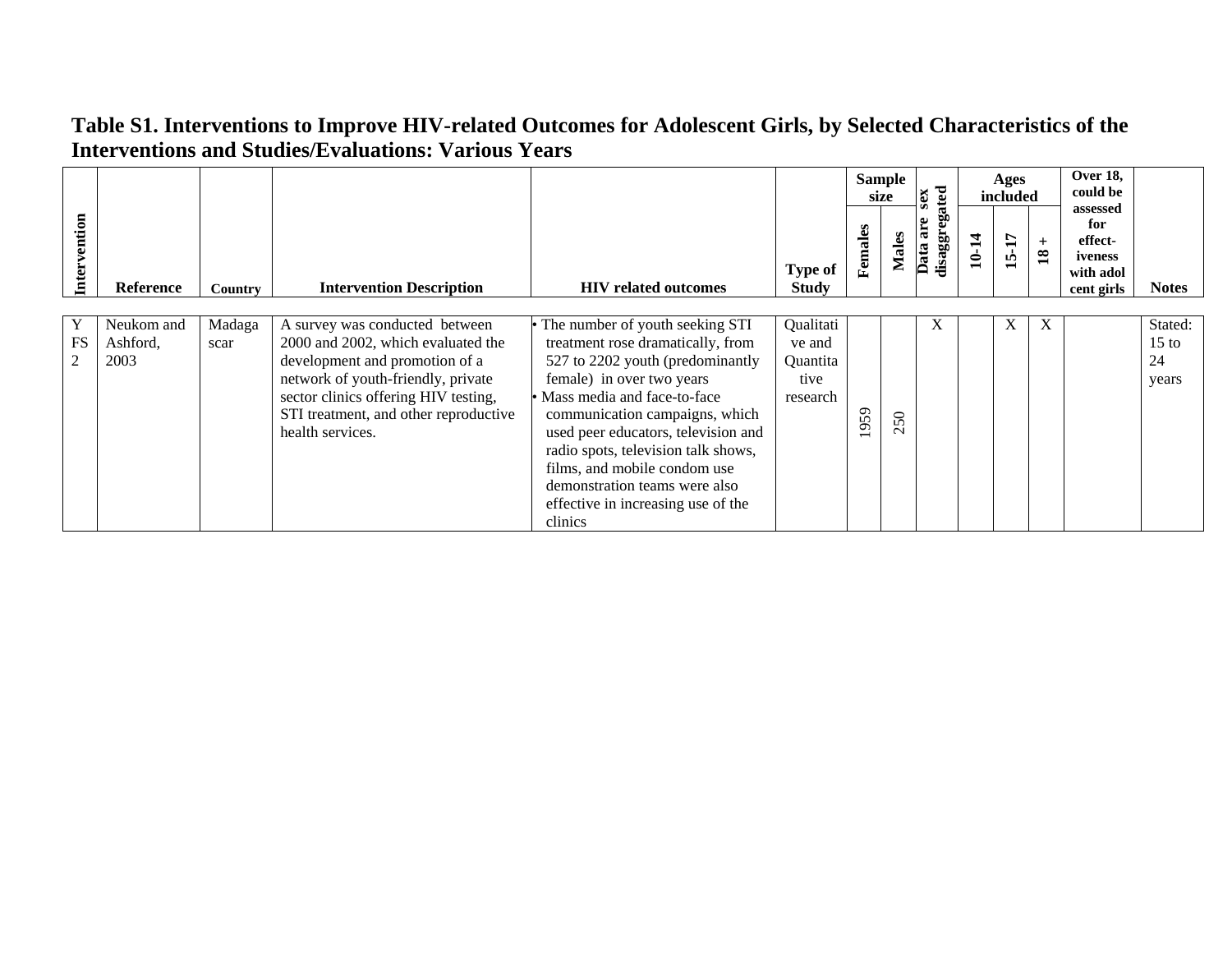**Table S1. Interventions to Improve HIV-related Outcomes for Adolescent Girls, by Selected Characteristics of the Interventions and Studies/Evaluations: Various Years**

| Intervention | Reference | Country | Intervention Description | HIV related outcomes | Type of Study | Sample size | | Data are sex disaggregated | Ages included | | | Over 18, could be assessed for effect-iveness with adol cent girls | Notes |
|---|---|---|---|---|---|---|---|---|---|---|---|---|---|
| | | | | | | Females | Males | | 10-14 | 15-17 | 18 + | | |
| YFS 2 | Neukom and Ashford, 2003 | Madagascar | A survey was conducted between 2000 and 2002, which evaluated the development and promotion of a network of youth-friendly, private sector clinics offering HIV testing, STI treatment, and other reproductive health services. | • The number of youth seeking STI treatment rose dramatically, from 527 to 2202 youth (predominantly female) in over two years<br>• Mass media and face-to-face communication campaigns, which used peer educators, television and radio spots, television talk shows, films, and mobile condom use demonstration teams were also effective in increasing use of the clinics | Qualitative and Quantitative research | 1959 | 250 | X | | X | X | | Stated: 15 to 24 years |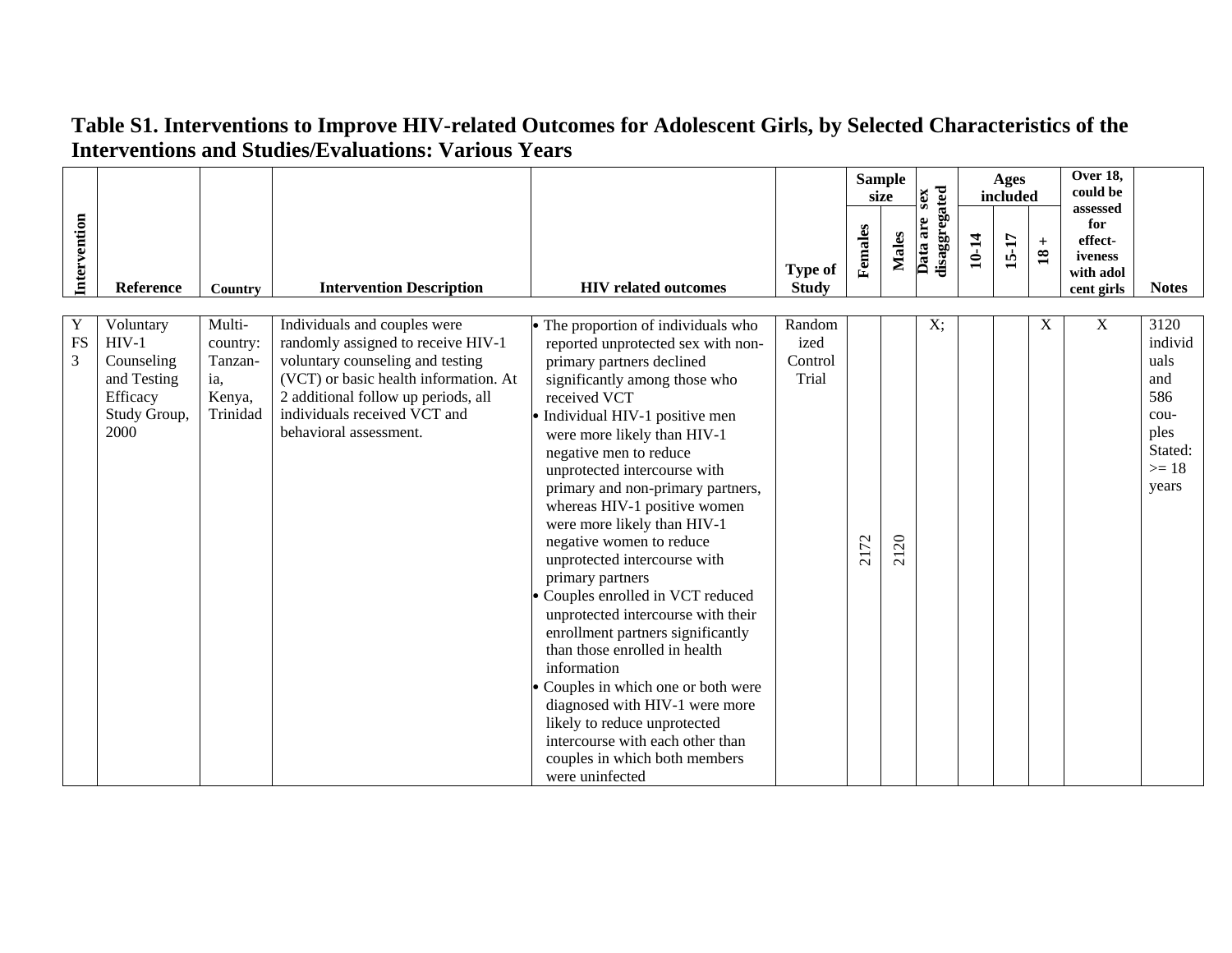## Table S1. Interventions to Improve HIV-related Outcomes for Adolescent Girls, by Selected Characteristics of the Interventions and Studies/Evaluations: Various Years

| Intervention | Reference | Country | Intervention Description | HIV related outcomes | Type of Study | Sample size | | Data are sex disaggregated | Ages included | | | Over 18, could be assessed for effect-iveness with adol cent girls | Notes |
|---|---|---|---|---|---|---|---|---|---|---|---|---|---|
| | | | | | | Females | Males | | 10-14 | 15-17 | 18 + | | |
| YFS3 | Voluntary HIV-1 Counseling and Testing Efficacy Study Group, 2000 | Multi-country: Tanzania, Kenya, Trinidad | Individuals and couples were randomly assigned to receive HIV-1 voluntary counseling and testing (VCT) or basic health information. At 2 additional follow up periods, all individuals received VCT and behavioral assessment. | • The proportion of individuals who reported unprotected sex with non-primary partners declined significantly among those who received VCT<br>• Individual HIV-1 positive men were more likely than HIV-1 negative men to reduce unprotected intercourse with primary and non-primary partners, whereas HIV-1 positive women were more likely than HIV-1 negative women to reduce unprotected intercourse with primary partners<br>• Couples enrolled in VCT reduced unprotected intercourse with their enrollment partners significantly than those enrolled in health information<br>• Couples in which one or both were diagnosed with HIV-1 were more likely to reduce unprotected intercourse with each other than couples in which both members were uninfected | Randomized Control Trial | 2172 | 2120 | X; | | | X | X | 3120 individuals and 586 couples Stated: >= 18 years |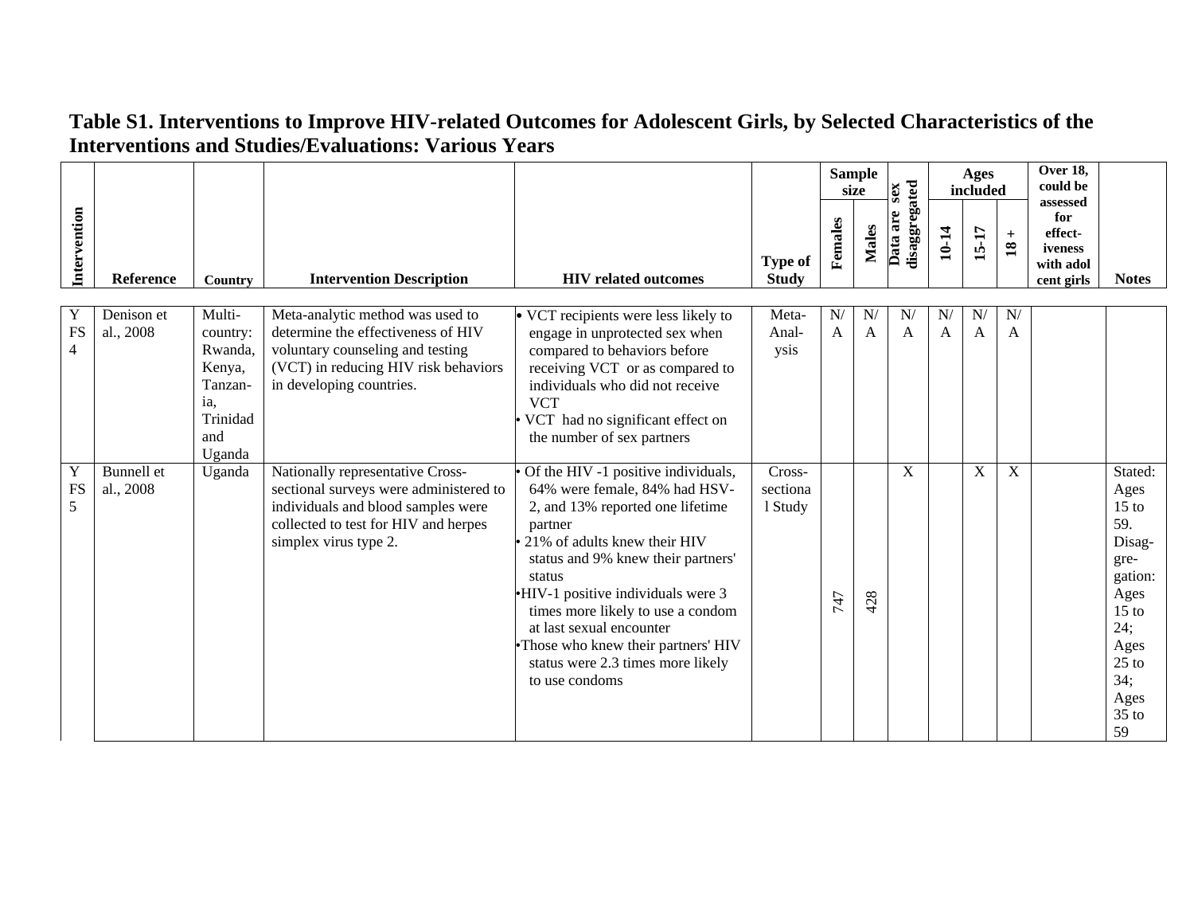# Table S1. Interventions to Improve HIV-related Outcomes for Adolescent Girls, by Selected Characteristics of the Interventions and Studies/Evaluations: Various Years

| Intervention | Reference | Country | Intervention Description | HIV related outcomes | Type of Study | Sample size | | Data are sex disaggregated | Ages included | | | Over 18, could be assessed for effect-iveness with adol cent girls | Notes |
|---|---|---|---|---|---|---|---|---|---|---|---|---|---|
| | | | | | | Females | Males | | 10-14 | 15-17 | 18 + | | |
| Y FS 4 | Denison et al., 2008 | Multi-country: Rwanda, Kenya, Tanzania, Trinidad and Uganda | Meta-analytic method was used to determine the effectiveness of HIV voluntary counseling and testing (VCT) in reducing HIV risk behaviors in developing countries. | • VCT recipients were less likely to engage in unprotected sex when compared to behaviors before receiving VCT or as compared to individuals who did not receive VCT<br>• VCT had no significant effect on the number of sex partners | Meta-Analysis | N/A | N/A | N/A | N/A | N/A | N/A | | |
| Y FS 5 | Bunnell et al., 2008 | Uganda | Nationally representative Cross-sectional surveys were administered to individuals and blood samples were collected to test for HIV and herpes simplex virus type 2. | • Of the HIV -1 positive individuals, 64% were female, 84% had HSV-2, and 13% reported one lifetime partner<br>• 21% of adults knew their HIV status and 9% knew their partners' status<br>• HIV-1 positive individuals were 3 times more likely to use a condom at last sexual encounter<br>• Those who knew their partners' HIV status were 2.3 times more likely to use condoms | Cross-sectional Study | 747 | 428 | X | | X | X | | Stated: Ages 15 to 59. Disaggregation: Ages 15 to 24; Ages 25 to 34; Ages 35 to 59 |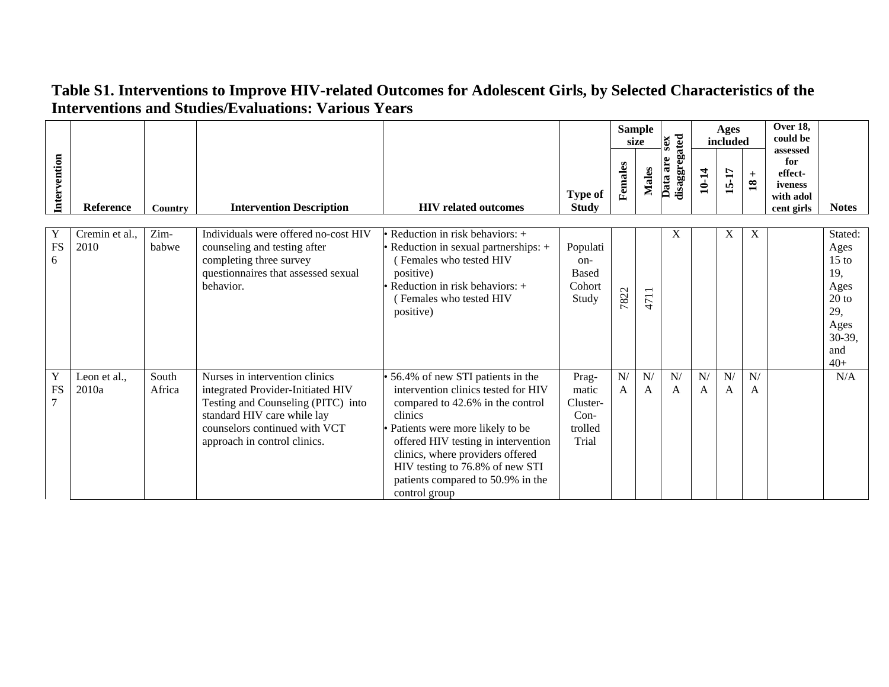## Table S1. Interventions to Improve HIV-related Outcomes for Adolescent Girls, by Selected Characteristics of the Interventions and Studies/Evaluations: Various Years

| Intervention | Reference | Country | Intervention Description | HIV related outcomes | Type of Study | Sample size | | Data are sex disaggregated | Ages included | | | Over 18, could be assessed for effect-iveness with adol cent girls | Notes |
|---|---|---|---|---|---|---|---|---|---|---|---|---|---|
| | | | | | | Females | Males | | 10-14 | 15-17 | 18 + | | |
| Y FS 6 | Cremin et al., 2010 | Zim-babwe | Individuals were offered no-cost HIV counseling and testing after completing three survey questionnaires that assessed sexual behavior. | • Reduction in risk behaviors: + • Reduction in sexual partnerships: + ( Females who tested HIV positive) • Reduction in risk behaviors: + ( Females who tested HIV positive) | Populati on-Based Cohort Study | 7822 | 4711 | X | | X | X | | Stated: Ages 15 to 19, Ages 20 to 29, Ages 30-39, and 40+ |
| Y FS 7 | Leon et al., 2010a | South Africa | Nurses in intervention clinics integrated Provider-Initiated HIV Testing and Counseling (PITC) into standard HIV care while lay counselors continued with VCT approach in control clinics. | • 56.4% of new STI patients in the intervention clinics tested for HIV compared to 42.6% in the control clinics • Patients were more likely to be offered HIV testing in intervention clinics, where providers offered HIV testing to 76.8% of new STI patients compared to 50.9% in the control group | Prag-matic Cluster-Con-trolled Trial | N/A | N/A | N/A | N/A | N/A | N/A | | N/A |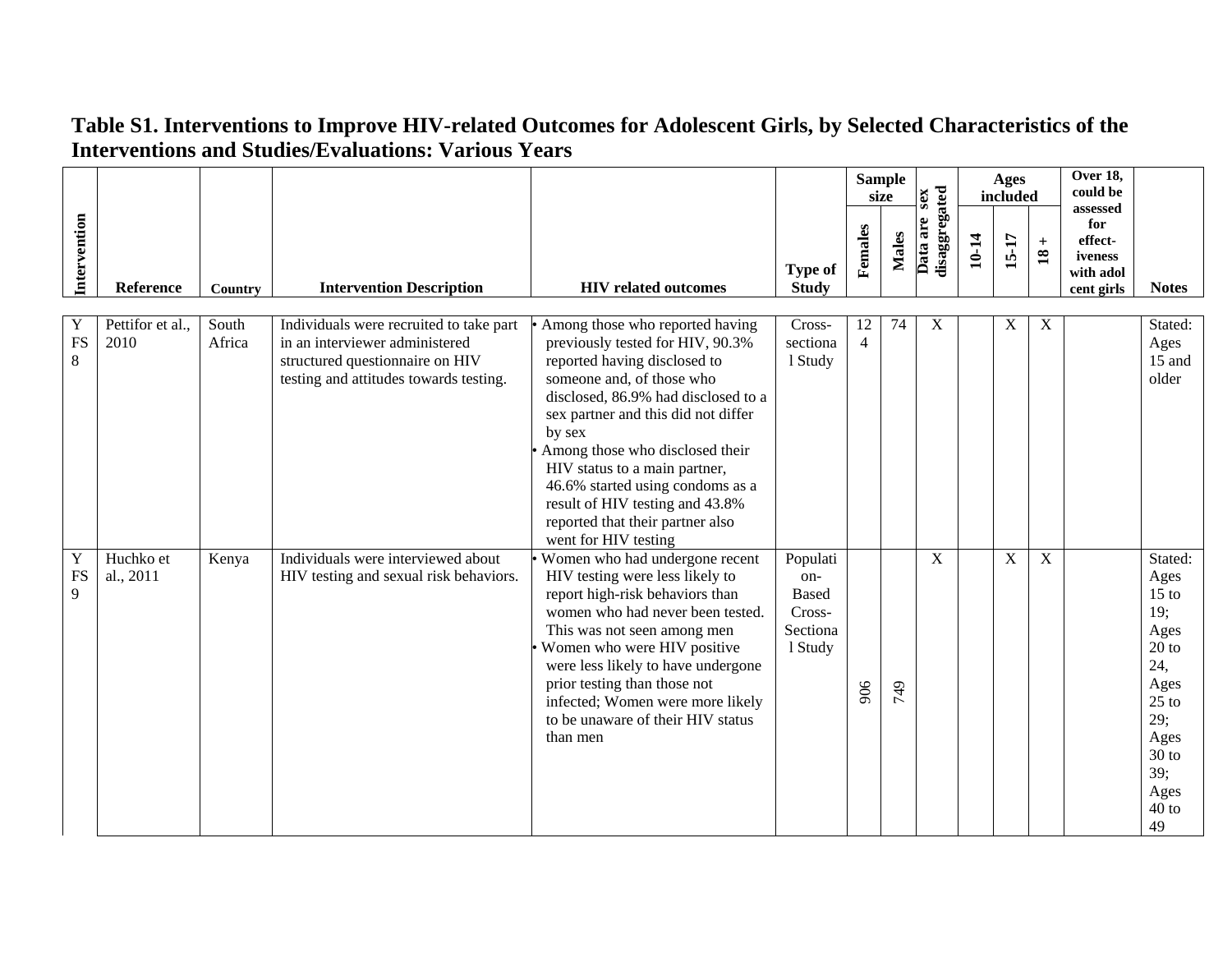**Table S1. Interventions to Improve HIV-related Outcomes for Adolescent Girls, by Selected Characteristics of the Interventions and Studies/Evaluations: Various Years**

| Intervention | Reference | Country | Intervention Description | HIV related outcomes | Type of Study | Sample size | | Data are sex disaggregated | Ages included | | | Over 18, could be assessed for effect-iveness with adolcent girls | Notes |
|---|---|---|---|---|---|---|---|---|---|---|---|---|---|
| | | | | | | Females | Males | | 10-14 | 15-17 | 18 + | | |
| Y FS 8 | Pettifor et al., 2010 | South Africa | Individuals were recruited to take part in an interviewer administered structured questionnaire on HIV testing and attitudes towards testing. | • Among those who reported having previously tested for HIV, 90.3% reported having disclosed to someone and, of those who disclosed, 86.9% had disclosed to a sex partner and this did not differ by sex<br>• Among those who disclosed their HIV status to a main partner, 46.6% started using condoms as a result of HIV testing and 43.8% reported that their partner also went for HIV testing | Cross-sectional Study | 124 | 74 | X | | X | X | | Stated: Ages 15 and older |
| Y FS 9 | Huchko et al., 2011 | Kenya | Individuals were interviewed about HIV testing and sexual risk behaviors. | • Women who had undergone recent HIV testing were less likely to report high-risk behaviors than women who had never been tested. This was not seen among men<br>• Women who were HIV positive were less likely to have undergone prior testing than those not infected; Women were more likely to be unaware of their HIV status than men | Population-Based Cross-Sectional Study | 906 | 749 | X | | X | X | | Stated: Ages 15 to 19; Ages 20 to 24, Ages 25 to 29; Ages 30 to 39; Ages 40 to 49 |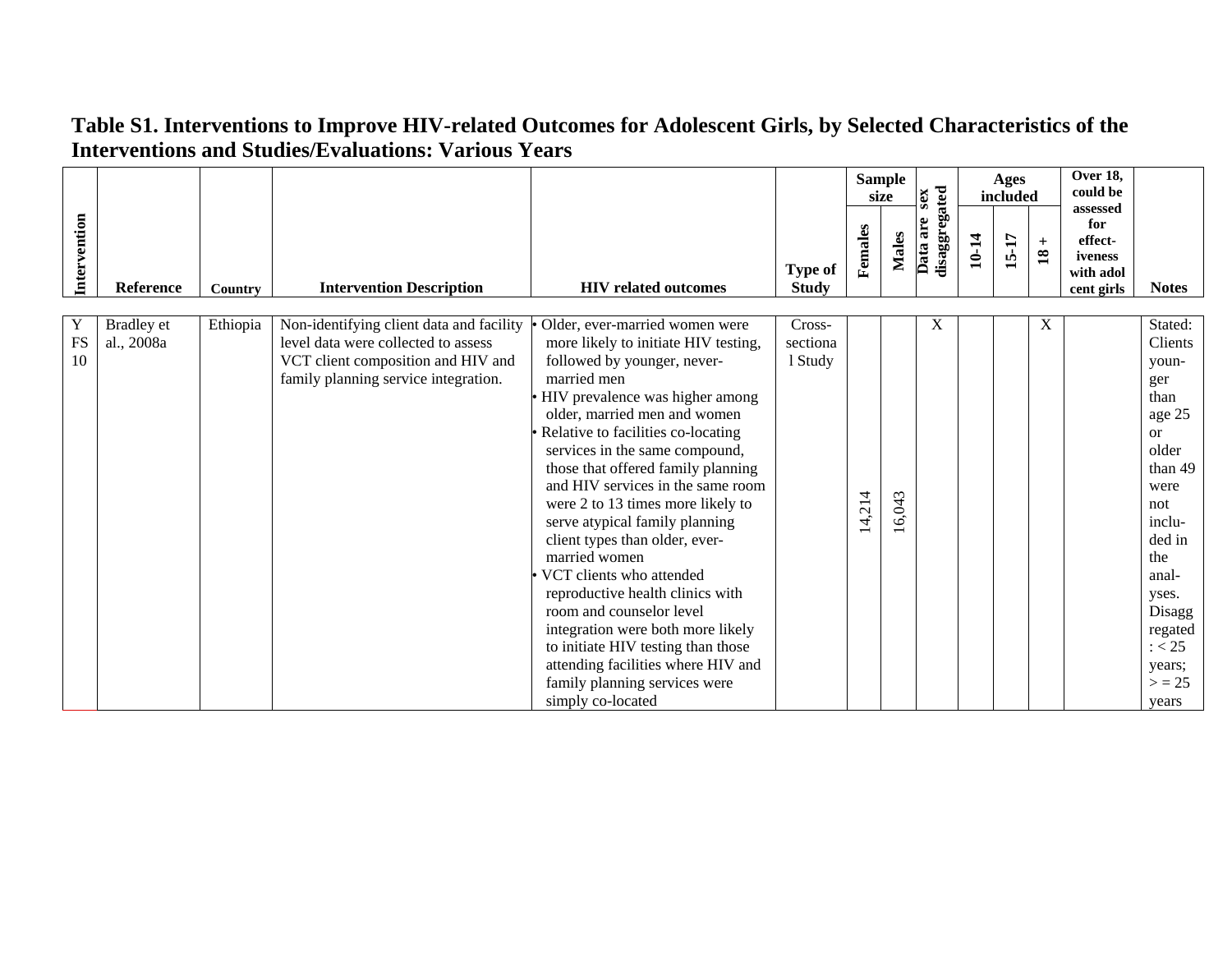# Table S1. Interventions to Improve HIV-related Outcomes for Adolescent Girls, by Selected Characteristics of the Interventions and Studies/Evaluations: Various Years

| Intervention | Reference | Country | Intervention Description | HIV related outcomes | Type of Study | Sample size | | Data are sex disaggregated | Ages included | | | Over 18, could be assessed for effect-iveness with adol cent girls | Notes |
|---|---|---|---|---|---|---|---|---|---|---|---|---|---|
| | | | | | | Females | Males | | 10-14 | 15-17 | 18 + | | |
| Y FS 10 | Bradley et al., 2008a | Ethiopia | Non-identifying client data and facility level data were collected to assess VCT client composition and HIV and family planning service integration. | • Older, ever-married women were more likely to initiate HIV testing, followed by younger, never-married men<br>• HIV prevalence was higher among older, married men and women<br>• Relative to facilities co-locating services in the same compound, those that offered family planning and HIV services in the same room were 2 to 13 times more likely to serve atypical family planning client types than older, ever-married women<br>• VCT clients who attended reproductive health clinics with room and counselor level integration were both more likely to initiate HIV testing than those attending facilities where HIV and family planning services were simply co-located | Cross-sectional Study | 14,214 | 16,043 | X | | | X | | Stated: Clients younger than age 25 or older than 49 were not included in the analyses. Disaggregated: < 25 years; > = 25 years |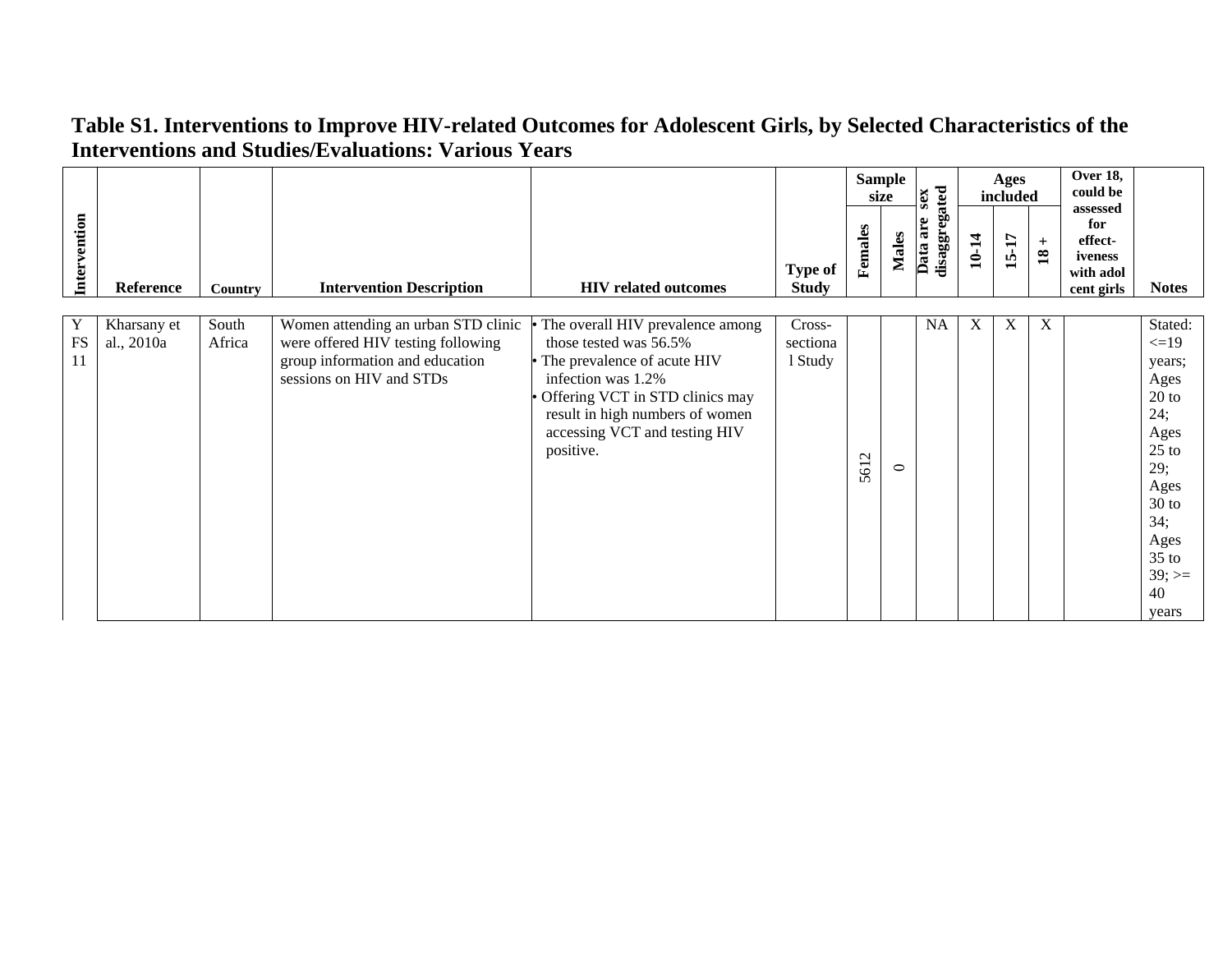# Table S1. Interventions to Improve HIV-related Outcomes for Adolescent Girls, by Selected Characteristics of the Interventions and Studies/Evaluations: Various Years

| Intervention | Reference | Country | Intervention Description | HIV related outcomes | Type of Study | Sample size | | Data are sex disaggregated | Ages included | | | Over 18, could be assessed for effect-iveness with adol cent girls | Notes |
|---|---|---|---|---|---|---|---|---|---|---|---|---|---|
| | | | | | | Females | Males | | 10-14 | 15-17 | 18 + | | |
| Y FS 11 | Kharsany et al., 2010a | South Africa | Women attending an urban STD clinic were offered HIV testing following group information and education sessions on HIV and STDs | • The overall HIV prevalence among those tested was 56.5%<br>• The prevalence of acute HIV infection was 1.2%<br>• Offering VCT in STD clinics may result in high numbers of women accessing VCT and testing HIV positive. | Cross-sectional Study | 5612 | 0 | NA | X | X | X | | Stated: <=19 years; Ages 20 to 24; Ages 25 to 29; Ages 30 to 34; Ages 35 to 39; >= 40 years |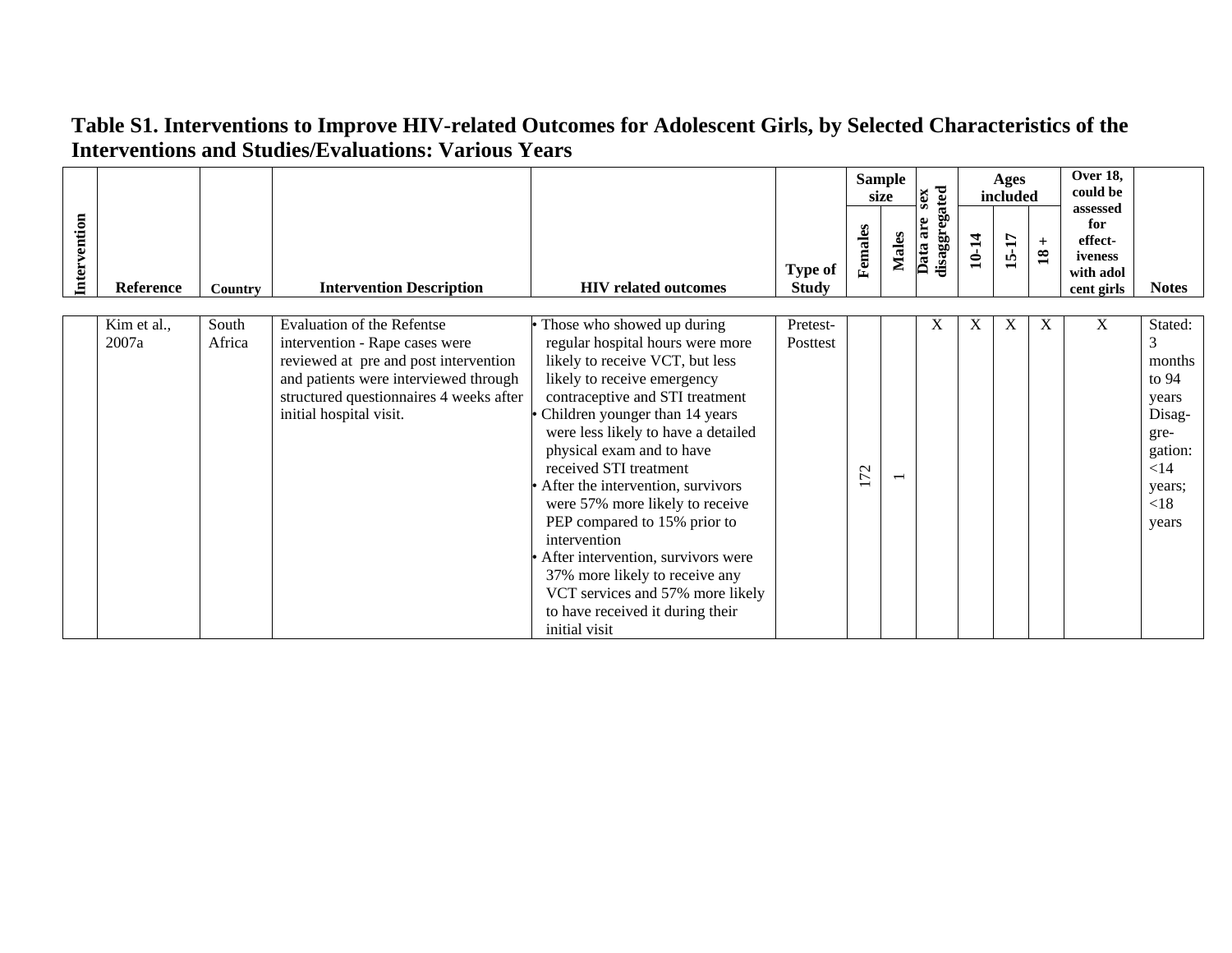## Table S1. Interventions to Improve HIV-related Outcomes for Adolescent Girls, by Selected Characteristics of the Interventions and Studies/Evaluations: Various Years

| Intervention | Reference | Country | Intervention Description | HIV related outcomes | Type of Study | Sample size | | Data are sex disaggregated | Ages included | | | Over 18, could be assessed for effect-iveness with adol cent girls | Notes |
|---|---|---|---|---|---|---|---|---|---|---|---|---|---|
| | | | | | | Females | Males | | 10-14 | 15-17 | 18 + | | |
| | Kim et al., 2007a | South Africa | Evaluation of the Refentse intervention - Rape cases were reviewed at pre and post intervention and patients were interviewed through structured questionnaires 4 weeks after initial hospital visit. | • Those who showed up during regular hospital hours were more likely to receive VCT, but less likely to receive emergency contraceptive and STI treatment<br>• Children younger than 14 years were less likely to have a detailed physical exam and to have received STI treatment<br>• After the intervention, survivors were 57% more likely to receive PEP compared to 15% prior to intervention<br>• After intervention, survivors were 37% more likely to receive any VCT services and 57% more likely to have received it during their initial visit | Pretest-Posttest | 172 | 1 | X | X | X | X | X | Stated: 3 months to 94 years Disag-gre-gation: <14 years; <18 years |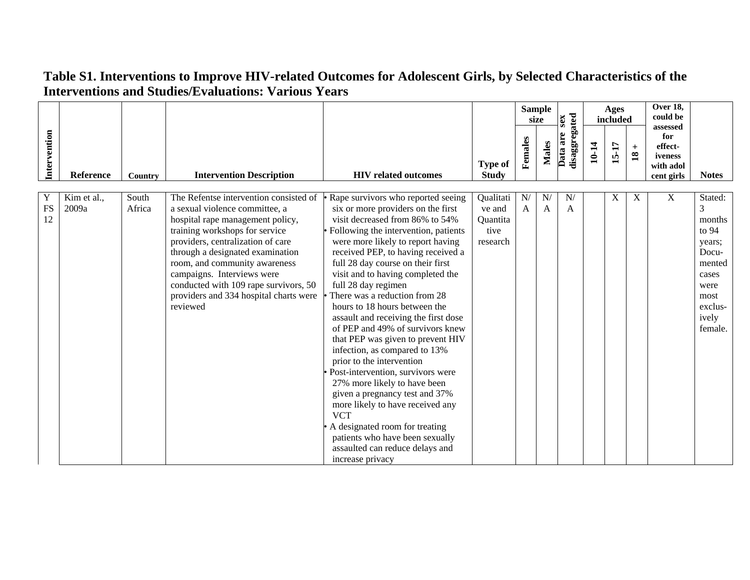# Table S1. Interventions to Improve HIV-related Outcomes for Adolescent Girls, by Selected Characteristics of the Interventions and Studies/Evaluations: Various Years

| Intervention | Reference | Country | Intervention Description | HIV related outcomes | Type of Study | Sample size | | Data are sex disaggregated | Ages included | | | Over 18, could be assessed for effect-iveness with adol cent girls | Notes |
|---|---|---|---|---|---|---|---|---|---|---|---|---|---|
| | | | | | | Females | Males | | 10-14 | 15-17 | 18 + | | |
| Y FS 12 | Kim et al., 2009a | South Africa | The Refentse intervention consisted of a sexual violence committee, a hospital rape management policy, training workshops for service providers, centralization of care through a designated examination room, and community awareness campaigns. Interviews were conducted with 109 rape survivors, 50 providers and 334 hospital charts were reviewed | • Rape survivors who reported seeing six or more providers on the first visit decreased from 86% to 54%<br>• Following the intervention, patients were more likely to report having received PEP, to having received a full 28 day course on their first visit and to having completed the full 28 day regimen<br>• There was a reduction from 28 hours to 18 hours between the assault and receiving the first dose of PEP and 49% of survivors knew that PEP was given to prevent HIV infection, as compared to 13% prior to the intervention<br>• Post-intervention, survivors were 27% more likely to have been given a pregnancy test and 37% more likely to have received any VCT<br>• A designated room for treating patients who have been sexually assaulted can reduce delays and increase privacy | Qualitative and Quantitative research | N/A | N/A | N/A | | X | X | X | Stated: 3 months to 94 years; Documented cases were most exclusively female. |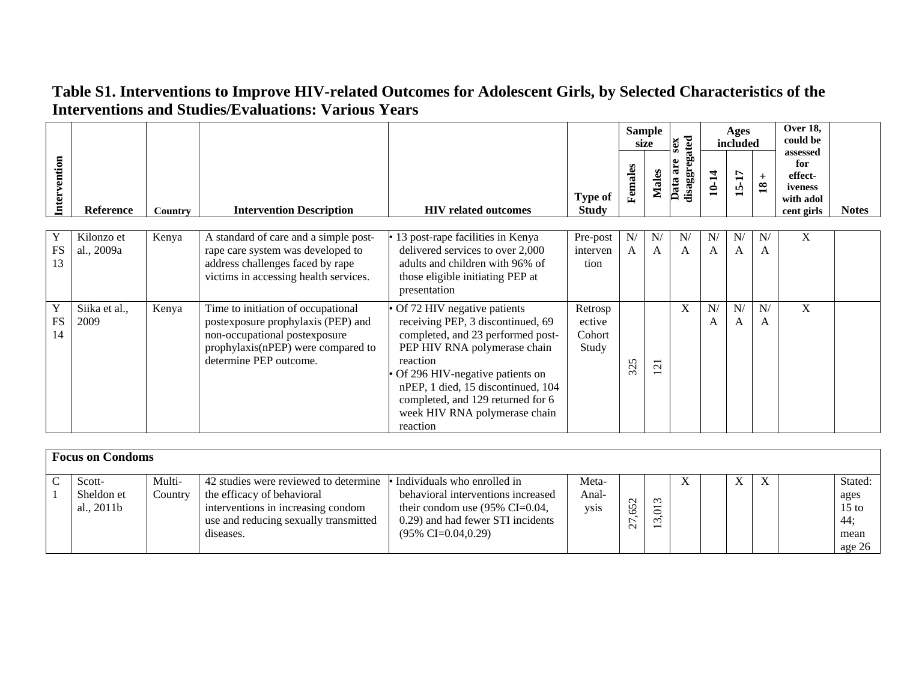## Table S1. Interventions to Improve HIV-related Outcomes for Adolescent Girls, by Selected Characteristics of the Interventions and Studies/Evaluations: Various Years

| Intervention | Reference | Country | Intervention Description | HIV related outcomes | Type of Study | Sample size | | Data are sex disaggregated | Ages included | | | Over 18, could be assessed for effect-iveness with adol cent girls | Notes |
|---|---|---|---|---|---|---|---|---|---|---|---|---|---|
| | | | | | | Females | Males | | 10-14 | 15-17 | 18 + | | |
| Y FS 13 | Kilonzo et al., 2009a | Kenya | A standard of care and a simple post-rape care system was developed to address challenges faced by rape victims in accessing health services. | • 13 post-rape facilities in Kenya delivered services to over 2,000 adults and children with 96% of those eligible initiating PEP at presentation | Pre-post intervention | N/A | N/A | N/A | N/A | N/A | N/A | X | |
| Y FS 14 | Siika et al., 2009 | Kenya | Time to initiation of occupational postexposure prophylaxis (PEP) and non-occupational postexposure prophylaxis(nPEP) were compared to determine PEP outcome. | • Of 72 HIV negative patients receiving PEP, 3 discontinued, 69 completed, and 23 performed post-PEP HIV RNA polymerase chain reaction<br>• Of 296 HIV-negative patients on nPEP, 1 died, 15 discontinued, 104 completed, and 129 returned for 6 week HIV RNA polymerase chain reaction | Retrospective Cohort Study | 325 | 121 | X | N/A | N/A | N/A | X | |
| **Focus on Condoms** | | | | | | | | | | | | | |
| C 1 | Scott-Sheldon et al., 2011b | Multi-Country | 42 studies were reviewed to determine the efficacy of behavioral interventions in increasing condom use and reducing sexually transmitted diseases. | • Individuals who enrolled in behavioral interventions increased their condom use (95% CI=0.04, 0.29) and had fewer STI incidents (95% CI=0.04,0.29) | Meta-Analysis | 27,652 | 13,013 | X | | X | X | | Stated: ages 15 to 44; mean age 26 |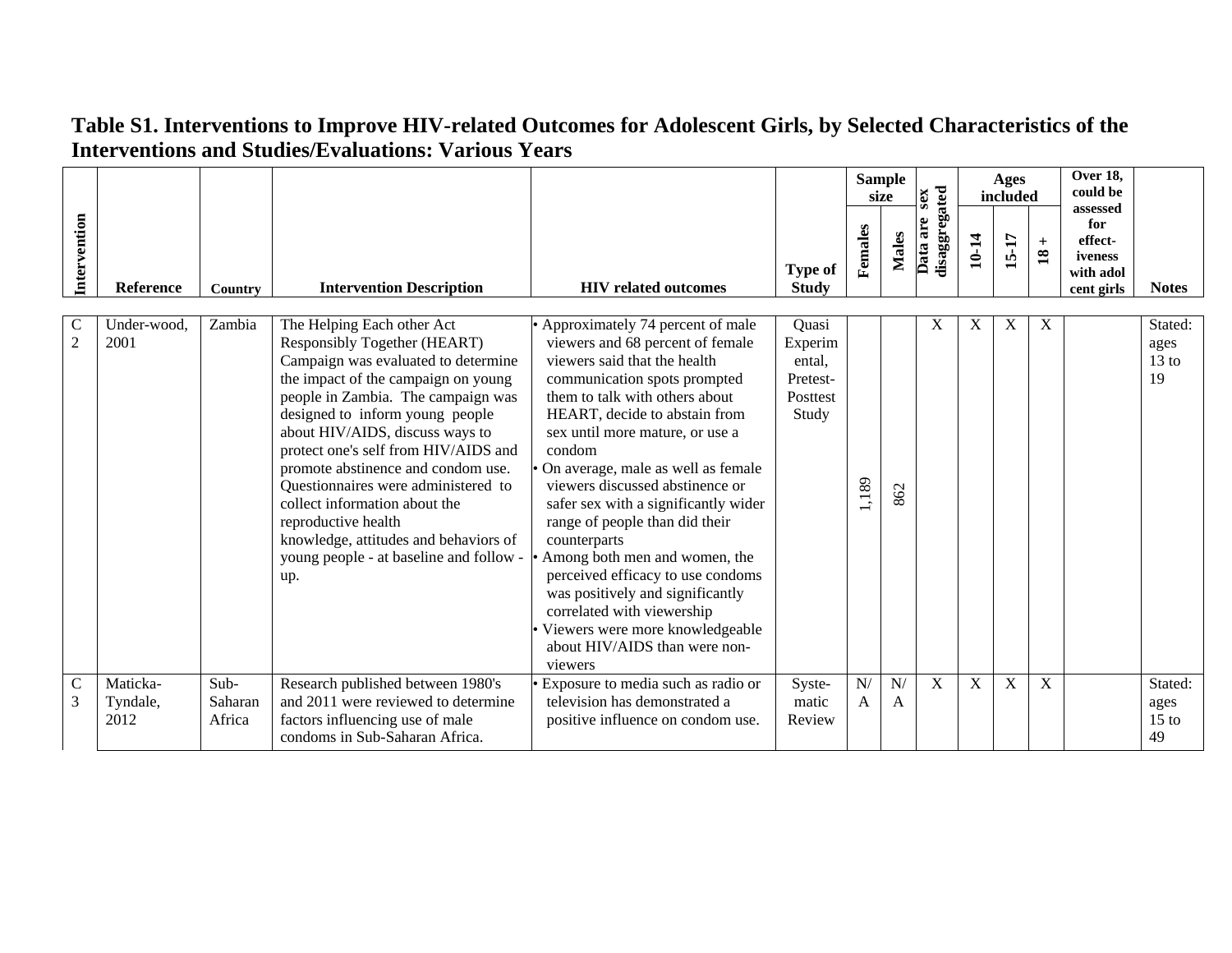# Table S1. Interventions to Improve HIV-related Outcomes for Adolescent Girls, by Selected Characteristics of the Interventions and Studies/Evaluations: Various Years

| Intervention | Reference | Country | Intervention Description | HIV related outcomes | Type of Study | Sample size | | Data are sex disaggregated | Ages included | | | Over 18, could be assessed for effect-iveness with adol cent girls | Notes |
|---|---|---|---|---|---|---|---|---|---|---|---|---|---|
| | | | | | | Females | Males | | 10-14 | 15-17 | 18 + | | |
| C 2 | Under-wood, 2001 | Zambia | The Helping Each other Act Responsibly Together (HEART) Campaign was evaluated to determine the impact of the campaign on young people in Zambia. The campaign was designed to inform young people about HIV/AIDS, discuss ways to protect one's self from HIV/AIDS and promote abstinence and condom use. Questionnaires were administered to collect information about the reproductive health knowledge, attitudes and behaviors of young people - at baseline and follow - up. | • Approximately 74 percent of male viewers and 68 percent of female viewers said that the health communication spots prompted them to talk with others about HEART, decide to abstain from sex until more mature, or use a condom<br>• On average, male as well as female viewers discussed abstinence or safer sex with a significantly wider range of people than did their counterparts<br>• Among both men and women, the perceived efficacy to use condoms was positively and significantly correlated with viewership<br>• Viewers were more knowledgeable about HIV/AIDS than were non-viewers | Quasi Experimental, Pretest-Posttest Study | 1,189 | 862 | X | X | X | X | | Stated: ages 13 to 19 |
| C 3 | Maticka-Tyndale, 2012 | Sub-Saharan Africa | Research published between 1980's and 2011 were reviewed to determine factors influencing use of male condoms in Sub-Saharan Africa. | • Exposure to media such as radio or television has demonstrated a positive influence on condom use. | Syste-matic Review | N/A | N/A | X | X | X | X | | Stated: ages 15 to 49 |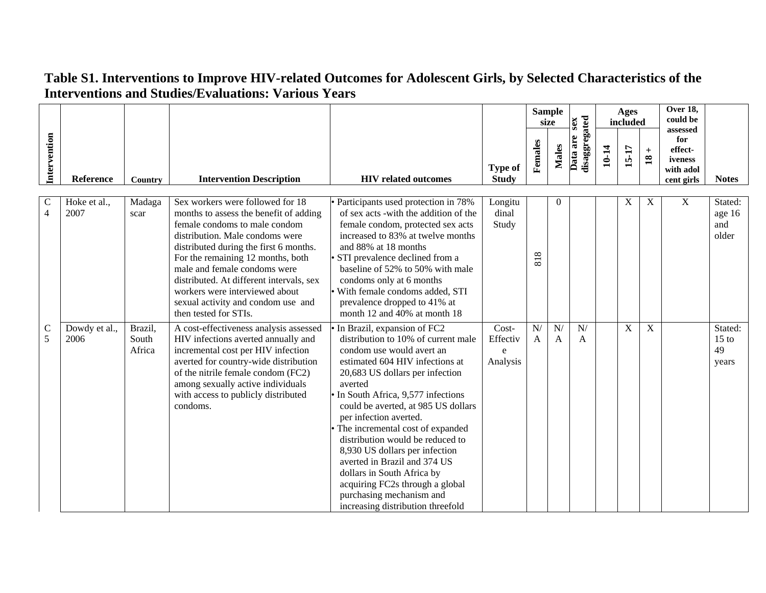## Table S1. Interventions to Improve HIV-related Outcomes for Adolescent Girls, by Selected Characteristics of the Interventions and Studies/Evaluations: Various Years

| Intervention | Reference | Country | Intervention Description | HIV related outcomes | Type of Study | Sample size | | Data are sex disaggregated | Ages included | | | Over 18, could be assessed for effect-iveness with adol cent girls | Notes |
|---|---|---|---|---|---|---|---|---|---|---|---|---|---|
| | | | | | | Females | Males | | 10-14 | 15-17 | 18 + | | |
| C 4 | Hoke et al., 2007 | Madagascar | Sex workers were followed for 18 months to assess the benefit of adding female condoms to male condom distribution. Male condoms were distributed during the first 6 months. For the remaining 12 months, both male and female condoms were distributed. At different intervals, sex workers were interviewed about sexual activity and condom use and then tested for STIs. | • Participants used protection in 78% of sex acts -with the addition of the female condom, protected sex acts increased to 83% at twelve months and 88% at 18 months<br>• STI prevalence declined from a baseline of 52% to 50% with male condoms only at 6 months<br>• With female condoms added, STI prevalence dropped to 41% at month 12 and 40% at month 18 | Longitudinal Study | 818 | 0 | | | X | X | X | Stated: age 16 and older |
| C 5 | Dowdy et al., 2006 | Brazil, South Africa | A cost-effectiveness analysis assessed HIV infections averted annually and incremental cost per HIV infection averted for country-wide distribution of the nitrile female condom (FC2) among sexually active individuals with access to publicly distributed condoms. | • In Brazil, expansion of FC2 distribution to 10% of current male condom use would avert an estimated 604 HIV infections at 20,683 US dollars per infection averted<br>• In South Africa, 9,577 infections could be averted, at 985 US dollars per infection averted.<br>• The incremental cost of expanded distribution would be reduced to 8,930 US dollars per infection averted in Brazil and 374 US dollars in South Africa by acquiring FC2s through a global purchasing mechanism and increasing distribution threefold | Cost-Effective Analysis | N/A | N/A | N/A | | X | X | | Stated: 15 to 49 years |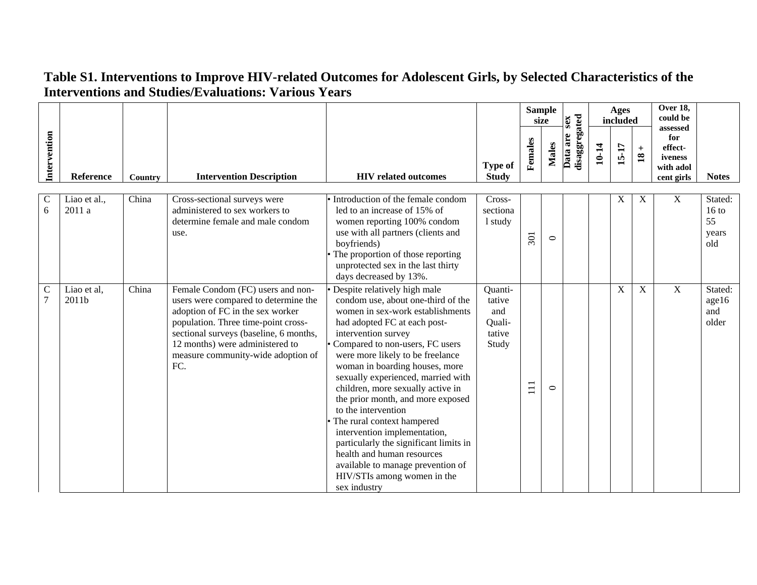# Table S1. Interventions to Improve HIV-related Outcomes for Adolescent Girls, by Selected Characteristics of the Interventions and Studies/Evaluations: Various Years

| Intervention | Reference | Country | Intervention Description | HIV related outcomes | Type of Study | Sample size | | Data are sex disaggregated | Ages included | | | Over 18, could be assessed for effect-iveness with adol cent girls | Notes |
|---|---|---|---|---|---|---|---|---|---|---|---|---|---|
| | | | | | | Females | Males | | 10-14 | 15-17 | 18 + | | |
| C 6 | Liao et al., 2011 a | China | Cross-sectional surveys were administered to sex workers to determine female and male condom use. | • Introduction of the female condom led to an increase of 15% of women reporting 100% condom use with all partners (clients and boyfriends)<br>• The proportion of those reporting unprotected sex in the last thirty days decreased by 13%. | Cross-sectional study | 301 | 0 | | | X | X | X | Stated: 16 to 55 years old |
| C 7 | Liao et al, 2011b | China | Female Condom (FC) users and non-users were compared to determine the adoption of FC in the sex worker population. Three time-point cross-sectional surveys (baseline, 6 months, 12 months) were administered to measure community-wide adoption of FC. | • Despite relatively high male condom use, about one-third of the women in sex-work establishments had adopted FC at each post-intervention survey<br>• Compared to non-users, FC users were more likely to be freelance woman in boarding houses, more sexually experienced, married with children, more sexually active in the prior month, and more exposed to the intervention<br>• The rural context hampered intervention implementation, particularly the significant limits in health and human resources available to manage prevention of HIV/STIs among women in the sex industry | Quanti-tative and Quali-tative Study | 111 | 0 | | | X | X | X | Stated: age16 and older |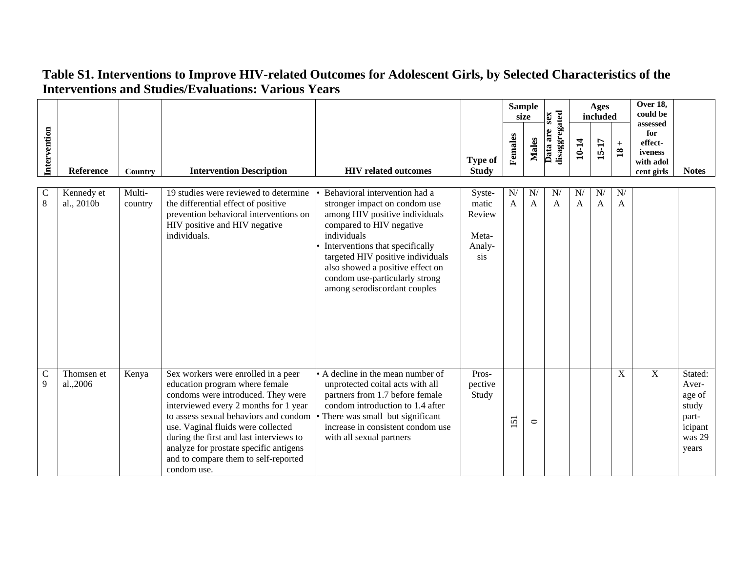# Table S1. Interventions to Improve HIV-related Outcomes for Adolescent Girls, by Selected Characteristics of the Interventions and Studies/Evaluations: Various Years

| Intervention | Reference | Country | Intervention Description | HIV related outcomes | Type of Study | Sample size | | Data are sex disaggregated | Ages included | | | Over 18, could be assessed for effect-iveness with adol cent girls | Notes |
|---|---|---|---|---|---|---|---|---|---|---|---|---|---|
| | | | | | | Females | Males | | 10-14 | 15-17 | 18 + | | |
| C 8 | Kennedy et al., 2010b | Multi-country | 19 studies were reviewed to determine the differential effect of positive prevention behavioral interventions on HIV positive and HIV negative individuals. | • Behavioral intervention had a stronger impact on condom use among HIV positive individuals compared to HIV negative individuals<br>• Interventions that specifically targeted HIV positive individuals also showed a positive effect on condom use-particularly strong among serodiscordant couples | Syste-matic Review<br><br>Meta-Analy-sis | N/A | N/A | N/A | N/A | N/A | N/A | | |
| C 9 | Thomsen et al.,2006 | Kenya | Sex workers were enrolled in a peer education program where female condoms were introduced. They were interviewed every 2 months for 1 year to assess sexual behaviors and condom use. Vaginal fluids were collected during the first and last interviews to analyze for prostate specific antigens and to compare them to self-reported condom use. | • A decline in the mean number of unprotected coital acts with all partners from 1.7 before female condom introduction to 1.4 after<br>• There was small but significant increase in consistent condom use with all sexual partners | Pros-pective Study | 151 | 0 | | | | X | X | Stated: Aver-age of study part-icipant was 29 years |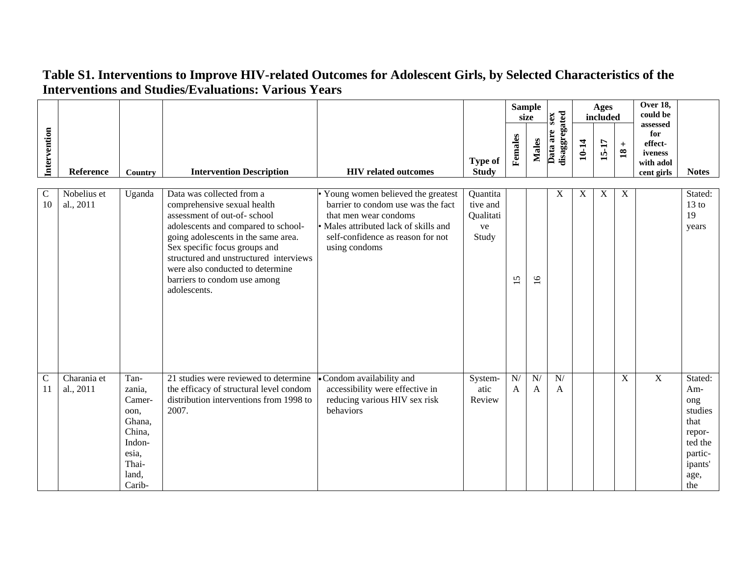## Table S1. Interventions to Improve HIV-related Outcomes for Adolescent Girls, by Selected Characteristics of the Interventions and Studies/Evaluations: Various Years

| Intervention | Reference | Country | Intervention Description | HIV related outcomes | Type of Study | Sample size | | Data are sex disaggregated | Ages included | | | Over 18, could be assessed for effect-iveness with adol cent girls | Notes |
|---|---|---|---|---|---|---|---|---|---|---|---|---|---|
| | | | | | | Females | Males | | 10-14 | 15-17 | 18 + | | |
| C 10 | Nobelius et al., 2011 | Uganda | Data was collected from a comprehensive sexual health assessment of out-of- school adolescents and compared to school-going adolescents in the same area. Sex specific focus groups and structured and unstructured interviews were also conducted to determine barriers to condom use among adolescents. | • Young women believed the greatest barrier to condom use was the fact that men wear condoms<br>• Males attributed lack of skills and self-confidence as reason for not using condoms | Quantitative and Qualitative Study | 15 | 16 | X | X | X | X | | Stated: 13 to 19 years |
| C 11 | Charania et al., 2011 | Tanzania, Cameroon, Ghana, China, Indonesia, Thailand, Carib- | 21 studies were reviewed to determine the efficacy of structural level condom distribution interventions from 1998 to 2007. | • Condom availability and accessibility were effective in reducing various HIV sex risk behaviors | Systematic Review | N/A | N/A | N/A | | | X | X | Stated: Among studies that reported the participants' age, the |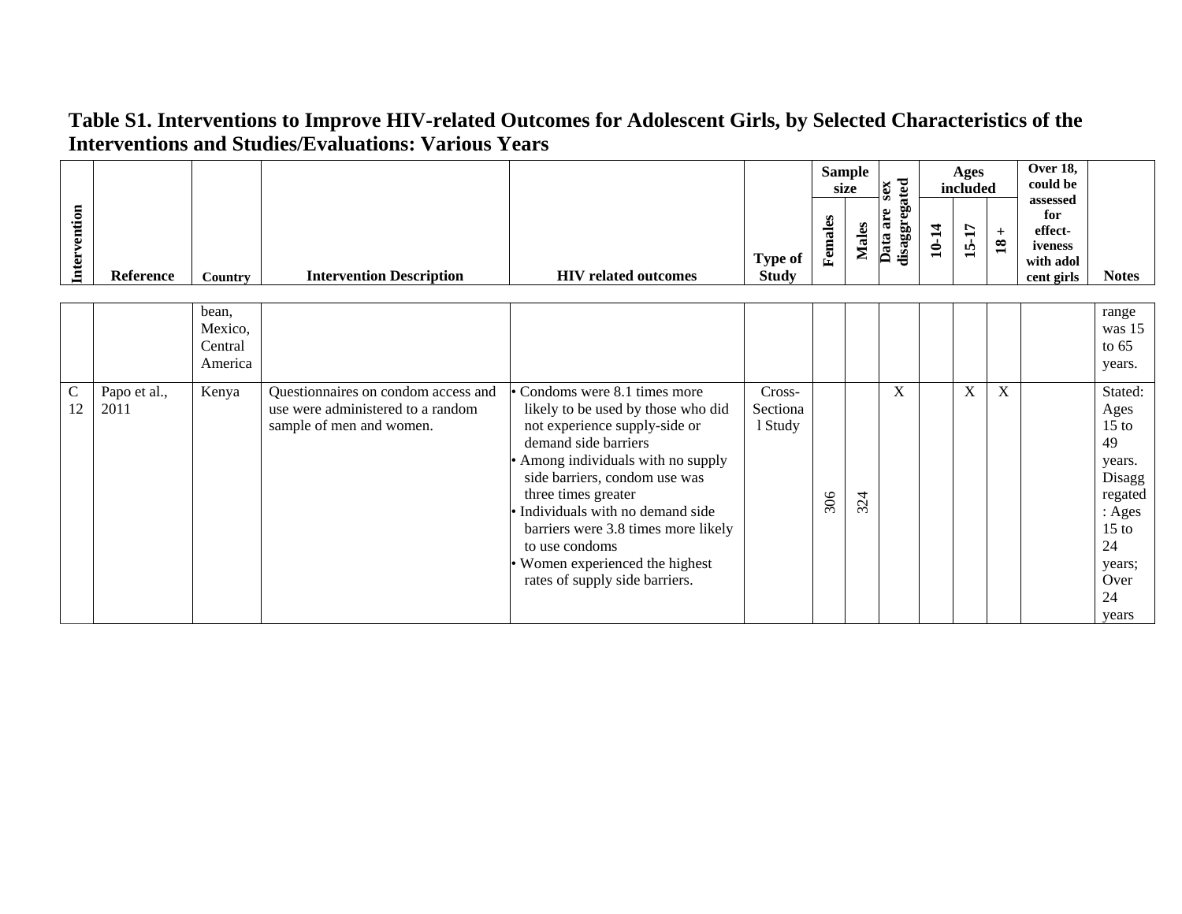**Table S1. Interventions to Improve HIV-related Outcomes for Adolescent Girls, by Selected Characteristics of the Interventions and Studies/Evaluations: Various Years**

| Intervention | Reference | Country | Intervention Description | HIV related outcomes | Type of Study | Sample size | | Data are sex disaggregated | Ages included | | | Over 18, could be assessed for effect-iveness with adolescent girls | Notes |
|---|---|---|---|---|---|---|---|---|---|---|---|---|---|
| | | | | | | Females | Males | | 10-14 | 15-17 | 18 + | | |
| | | bean, Mexico, Central America | | | | | | | | | | | range was 15 to 65 years. |
| C 12 | Papo et al., 2011 | Kenya | Questionnaires on condom access and use were administered to a random sample of men and women. | • Condoms were 8.1 times more likely to be used by those who did not experience supply-side or demand side barriers<br>• Among individuals with no supply side barriers, condom use was three times greater<br>• Individuals with no demand side barriers were 3.8 times more likely to use condoms<br>• Women experienced the highest rates of supply side barriers. | Cross-Sectional Study | 306 | 324 | X | | X | X | | Stated: Ages 15 to 49 years. Disaggregated: Ages 15 to 24 years; Over 24 years |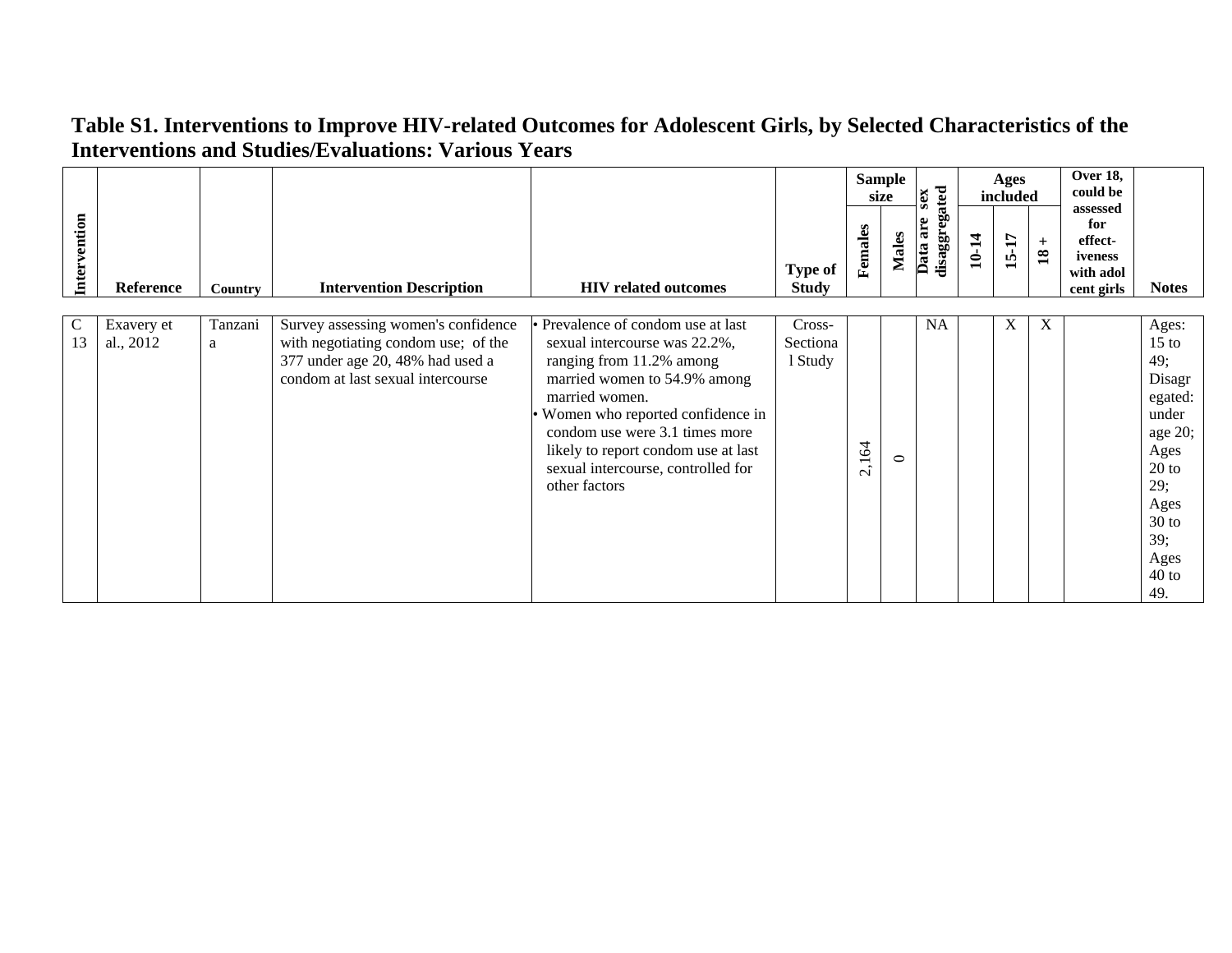# Table S1. Interventions to Improve HIV-related Outcomes for Adolescent Girls, by Selected Characteristics of the Interventions and Studies/Evaluations: Various Years

| Intervention | Reference | Country | Intervention Description | HIV related outcomes | Type of Study | Sample size | | Data are sex disaggregated | Ages included | | | Over 18, could be assessed for effect-iveness with adol cent girls | Notes |
|---|---|---|---|---|---|---|---|---|---|---|---|---|---|
| | | | | | | Females | Males | | 10-14 | 15-17 | 18 + | | |
| C 13 | Exavery et al., 2012 | Tanzania | Survey assessing women's confidence with negotiating condom use; of the 377 under age 20, 48% had used a condom at last sexual intercourse | • Prevalence of condom use at last sexual intercourse was 22.2%, ranging from 11.2% among married women to 54.9% among married women.<br>• Women who reported confidence in condom use were 3.1 times more likely to report condom use at last sexual intercourse, controlled for other factors | Cross-Sectional Study | 2,164 | 0 | NA | | X | X | | Ages: 15 to 49; Disaggregated: under age 20; Ages 20 to 29; Ages 30 to 39; Ages 40 to 49. |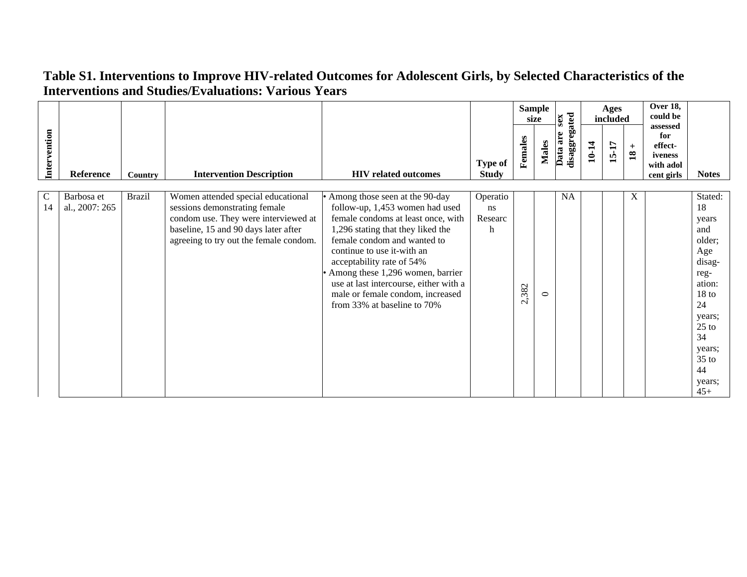# Table S1. Interventions to Improve HIV-related Outcomes for Adolescent Girls, by Selected Characteristics of the Interventions and Studies/Evaluations: Various Years

| Intervention | Reference | Country | Intervention Description | HIV related outcomes | Type of Study | Sample size | | Data are sex disaggregated | Ages included | | | Over 18, could be assessed for effect-iveness with adol cent girls | Notes |
|---|---|---|---|---|---|---|---|---|---|---|---|---|---|
| | | | | | | Females | Males | | 10-14 | 15-17 | 18 + | | |
| C 14 | Barbosa et al., 2007: 265 | Brazil | Women attended special educational sessions demonstrating female condom use. They were interviewed at baseline, 15 and 90 days later after agreeing to try out the female condom. | • Among those seen at the 90-day follow-up, 1,453 women had used female condoms at least once, with 1,296 stating that they liked the female condom and wanted to continue to use it-with an acceptability rate of 54%<br>• Among these 1,296 women, barrier use at last intercourse, either with a male or female condom, increased from 33% at baseline to 70% | Operations Research | 2,382 | 0 | NA | | | X | | Stated: 18 years and older; Age disaggregation: 18 to 24 years; 25 to 34 years; 35 to 44 years; 45+ |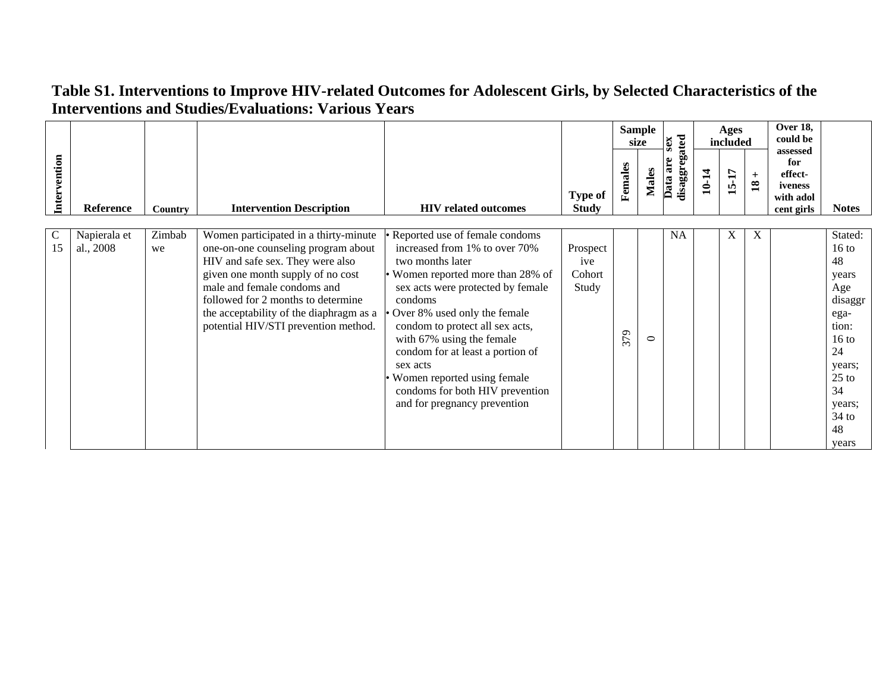# Table S1. Interventions to Improve HIV-related Outcomes for Adolescent Girls, by Selected Characteristics of the Interventions and Studies/Evaluations: Various Years

| Intervention | Reference | Country | Intervention Description | HIV related outcomes | Type of Study | Sample size | | Data are sex disaggregated | Ages included | | | Over 18, could be assessed for effect-iveness with adol cent girls | Notes |
|---|---|---|---|---|---|---|---|---|---|---|---|---|---|
| | | | | | | Females | Males | | 10-14 | 15-17 | 18 + | | |
| C 15 | Napierala et al., 2008 | Zimbabwe | Women participated in a thirty-minute one-on-one counseling program about HIV and safe sex. They were also given one month supply of no cost male and female condoms and followed for 2 months to determine the acceptability of the diaphragm as a potential HIV/STI prevention method. | • Reported use of female condoms increased from 1% to over 70% two months later<br>• Women reported more than 28% of sex acts were protected by female condoms<br>• Over 8% used only the female condom to protect all sex acts, with 67% using the female condom for at least a portion of sex acts<br>• Women reported using female condoms for both HIV prevention and for pregnancy prevention | Prospective Cohort Study | 379 | 0 | NA | | X | X | | Stated: 16 to 48 years Age disaggrega-tion: 16 to 24 years; 25 to 34 years; 34 to 48 years |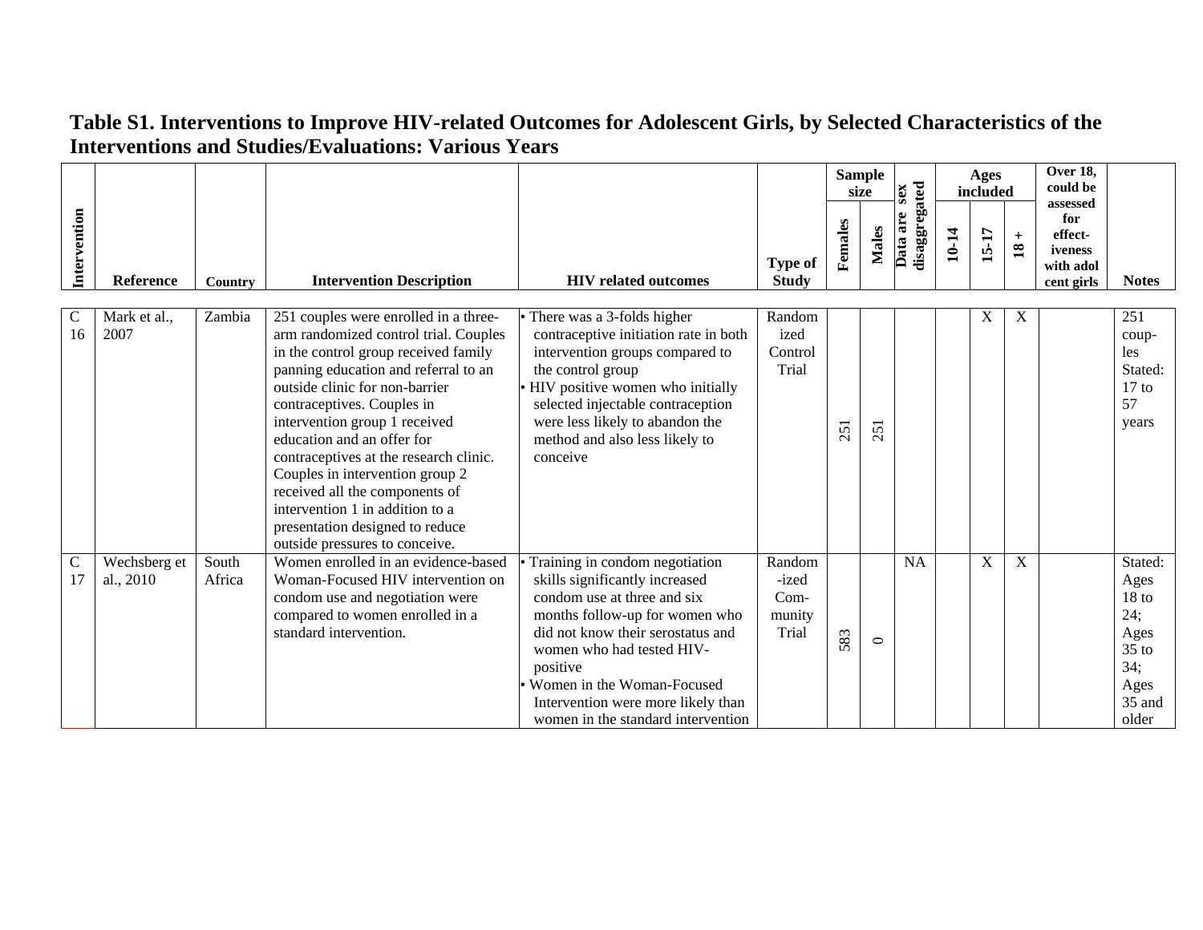## Table S1. Interventions to Improve HIV-related Outcomes for Adolescent Girls, by Selected Characteristics of the Interventions and Studies/Evaluations: Various Years

| Intervention | Reference | Country | Intervention Description | HIV related outcomes | Type of Study | Sample size | | Data are sex disaggregated | Ages included | | | Over 18, could be assessed for effect-iveness with adol cent girls | Notes |
|---|---|---|---|---|---|---|---|---|---|---|---|---|---|
| | | | | | | Females | Males | | 10-14 | 15-17 | 18 + | | |
| C 16 | Mark et al., 2007 | Zambia | 251 couples were enrolled in a three-arm randomized control trial. Couples in the control group received family panning education and referral to an outside clinic for non-barrier contraceptives. Couples in intervention group 1 received education and an offer for contraceptives at the research clinic. Couples in intervention group 2 received all the components of intervention 1 in addition to a presentation designed to reduce outside pressures to conceive. | • There was a 3-folds higher contraceptive initiation rate in both intervention groups compared to the control group<br>• HIV positive women who initially selected injectable contraception were less likely to abandon the method and also less likely to conceive | Randomized Control Trial | 251 | 251 | | | X | X | | 251 coup-les Stated: 17 to 57 years |
| C 17 | Wechsberg et al., 2010 | South Africa | Women enrolled in an evidence-based Woman-Focused HIV intervention on condom use and negotiation were compared to women enrolled in a standard intervention. | • Training in condom negotiation skills significantly increased condom use at three and six months follow-up for women who did not know their serostatus and women who had tested HIV-positive<br>• Women in the Woman-Focused Intervention were more likely than women in the standard intervention | Random-ized Com-munity Trial | 583 | 0 | NA | | X | X | | Stated: Ages 18 to 24; Ages 35 to 34; Ages 35 and older |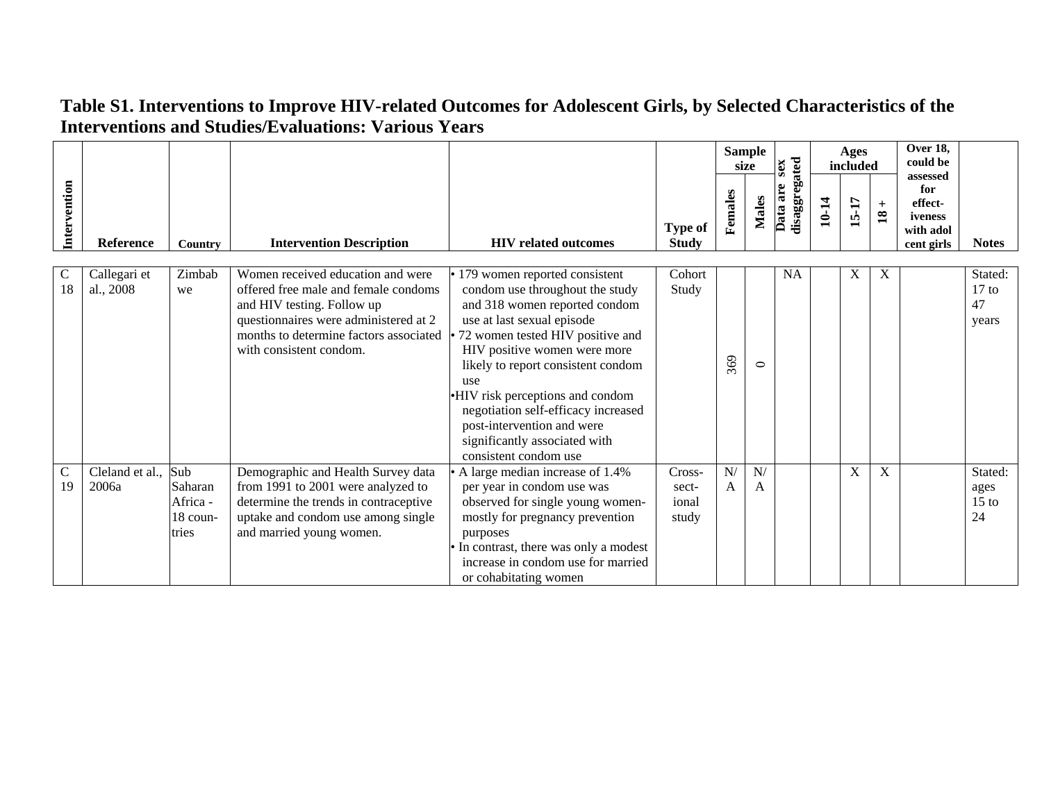# Table S1. Interventions to Improve HIV-related Outcomes for Adolescent Girls, by Selected Characteristics of the Interventions and Studies/Evaluations: Various Years

| Intervention | Reference | Country | Intervention Description | HIV related outcomes | Type of Study | Sample size | | Data are sex disaggregated | Ages included | | | Over 18, could be assessed for effect-iveness with adolescent girls | Notes |
|---|---|---|---|---|---|---|---|---|---|---|---|---|---|
| | | | | | | Females | Males | | 10-14 | 15-17 | 18 + | | |
| C 18 | Callegari et al., 2008 | Zimbabwe | Women received education and were offered free male and female condoms and HIV testing. Follow up questionnaires were administered at 2 months to determine factors associated with consistent condom. | • 179 women reported consistent condom use throughout the study and 318 women reported condom use at last sexual episode<br>• 72 women tested HIV positive and HIV positive women were more likely to report consistent condom use<br>• HIV risk perceptions and condom negotiation self-efficacy increased post-intervention and were significantly associated with consistent condom use | Cohort Study | 369 | 0 | NA | | X | X | | Stated: 17 to 47 years |
| C 19 | Cleland et al., 2006a | Sub Saharan Africa - 18 countries | Demographic and Health Survey data from 1991 to 2001 were analyzed to determine the trends in contraceptive uptake and condom use among single and married young women. | • A large median increase of 1.4% per year in condom use was observed for single young women- mostly for pregnancy prevention purposes<br>• In contrast, there was only a modest increase in condom use for married or cohabitating women | Cross-sectional study | N/A | N/A | | | X | X | | Stated: ages 15 to 24 |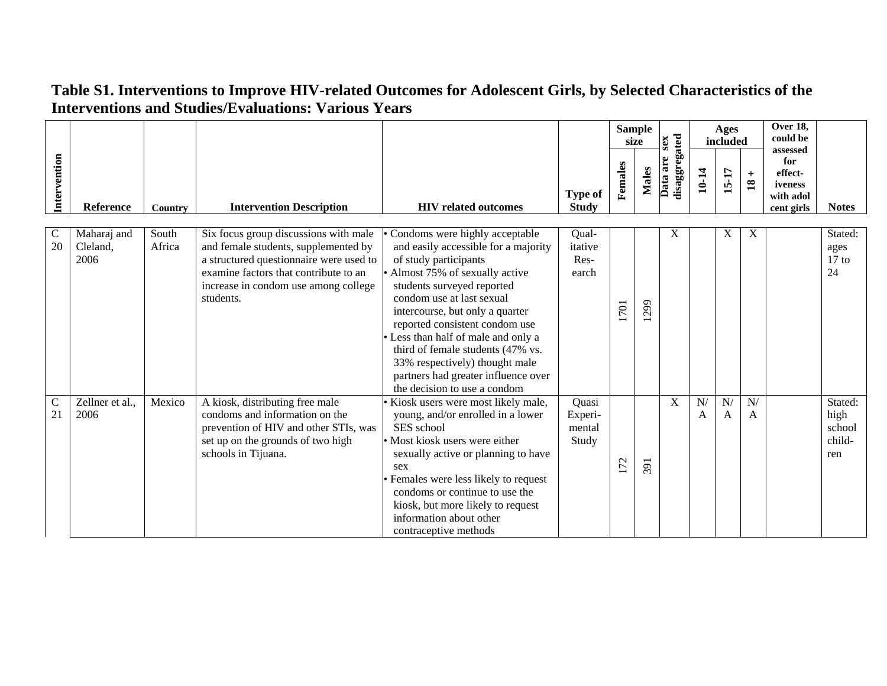# Table S1. Interventions to Improve HIV-related Outcomes for Adolescent Girls, by Selected Characteristics of the Interventions and Studies/Evaluations: Various Years

| Intervention | Reference | Country | Intervention Description | HIV related outcomes | Type of Study | Sample size | | Data are sex disaggregated | Ages included | | | Over 18, could be assessed for effect-iveness with adol cent girls | Notes |
|---|---|---|---|---|---|---|---|---|---|---|---|---|---|
| | | | | | | Females | Males | | 10-14 | 15-17 | 18 + | | |
| C 20 | Maharaj and Cleland, 2006 | South Africa | Six focus group discussions with male and female students, supplemented by a structured questionnaire were used to examine factors that contribute to an increase in condom use among college students. | • Condoms were highly acceptable and easily accessible for a majority of study participants<br>• Almost 75% of sexually active students surveyed reported condom use at last sexual intercourse, but only a quarter reported consistent condom use<br>• Less than half of male and only a third of female students (47% vs. 33% respectively) thought male partners had greater influence over the decision to use a condom | Qual-itative Res-earch | 1701 | 1299 | X | | X | X | | Stated: ages 17 to 24 |
| C 21 | Zellner et al., 2006 | Mexico | A kiosk, distributing free male condoms and information on the prevention of HIV and other STIs, was set up on the grounds of two high schools in Tijuana. | • Kiosk users were most likely male, young, and/or enrolled in a lower SES school<br>• Most kiosk users were either sexually active or planning to have sex<br>• Females were less likely to request condoms or continue to use the kiosk, but more likely to request information about other contraceptive methods | Quasi Experi-mental Study | 172 | 391 | X | N/A | N/A | N/A | | Stated: high school child-ren |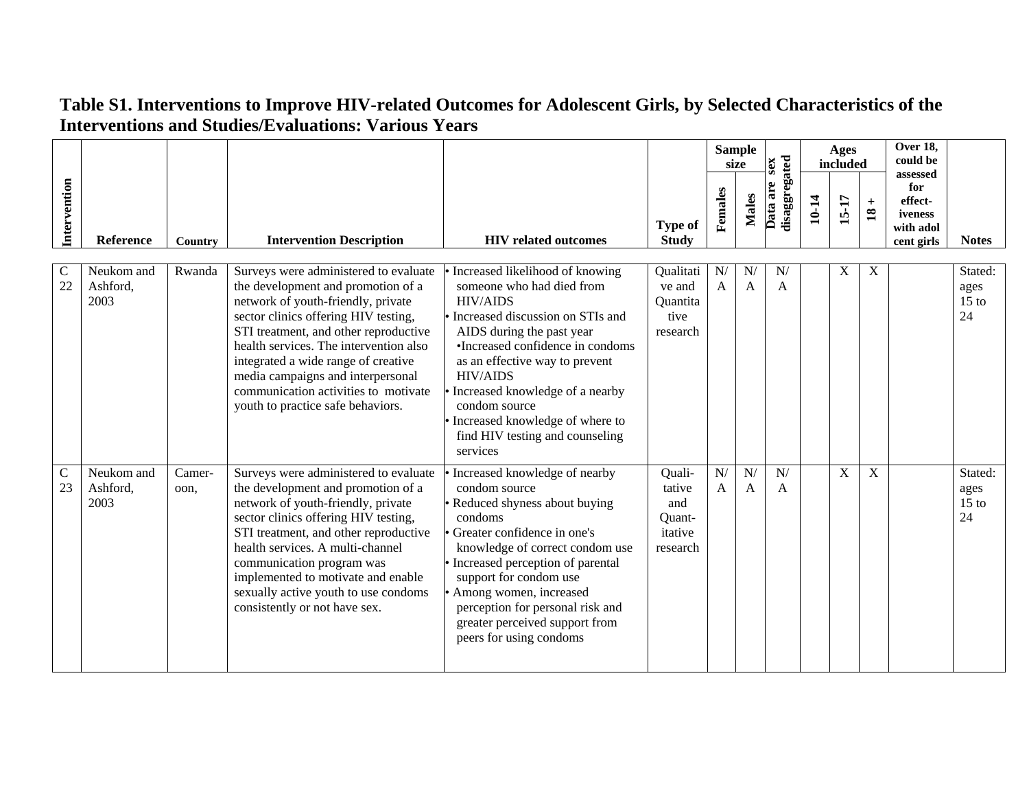# Table S1. Interventions to Improve HIV-related Outcomes for Adolescent Girls, by Selected Characteristics of the Interventions and Studies/Evaluations: Various Years

| Intervention | Reference | Country | Intervention Description | HIV related outcomes | Type of Study | Sample size | | Data are sex disaggregated | Ages included | | | Over 18, could be assessed for effect-iveness with adolcent girls | Notes |
|---|---|---|---|---|---|---|---|---|---|---|---|---|---|
| | | | | | | Females | Males | | 10-14 | 15-17 | 18 + | | |
| C 22 | Neukom and Ashford, 2003 | Rwanda | Surveys were administered to evaluate the development and promotion of a network of youth-friendly, private sector clinics offering HIV testing, STI treatment, and other reproductive health services. The intervention also integrated a wide range of creative media campaigns and interpersonal communication activities to motivate youth to practice safe behaviors. | • Increased likelihood of knowing someone who had died from HIV/AIDS<br>• Increased discussion on STIs and AIDS during the past year<br>•Increased confidence in condoms as an effective way to prevent HIV/AIDS<br>• Increased knowledge of a nearby condom source<br>• Increased knowledge of where to find HIV testing and counseling services | Qualitative and Quantitative research | N/A | N/A | N/A | | X | X | | Stated: ages 15 to 24 |
| C 23 | Neukom and Ashford, 2003 | Cameroon, | Surveys were administered to evaluate the development and promotion of a network of youth-friendly, private sector clinics offering HIV testing, STI treatment, and other reproductive health services. A multi-channel communication program was implemented to motivate and enable sexually active youth to use condoms consistently or not have sex. | • Increased knowledge of nearby condom source<br>• Reduced shyness about buying condoms<br>• Greater confidence in one's knowledge of correct condom use<br>• Increased perception of parental support for condom use<br>• Among women, increased perception for personal risk and greater perceived support from peers for using condoms | Qualitative and Quantitative research | N/A | N/A | N/A | | X | X | | Stated: ages 15 to 24 |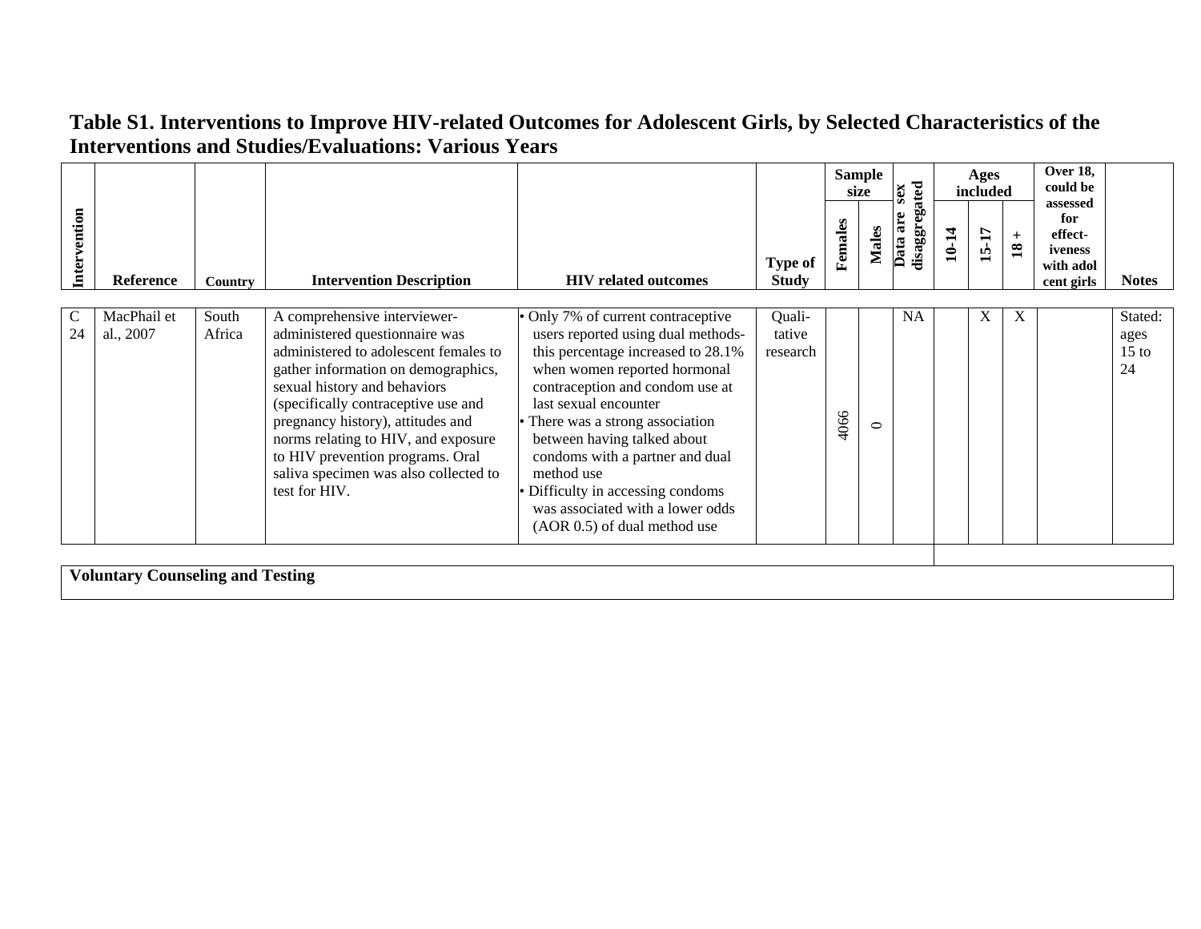## Table S1. Interventions to Improve HIV-related Outcomes for Adolescent Girls, by Selected Characteristics of the Interventions and Studies/Evaluations: Various Years

| Intervention | Reference | Country | Intervention Description | HIV related outcomes | Type of Study | Sample size | | Data are sex disaggregated | Ages included | | | Over 18, could be assessed for effect-iveness with adol cent girls | Notes |
|---|---|---|---|---|---|---|---|---|---|---|---|---|---|
| | | | | | | Females | Males | | 10-14 | 15-17 | 18 + | | |
| C 24 | MacPhail et al., 2007 | South Africa | A comprehensive interviewer-administered questionnaire was administered to adolescent females to gather information on demographics, sexual history and behaviors (specifically contraceptive use and pregnancy history), attitudes and norms relating to HIV, and exposure to HIV prevention programs. Oral saliva specimen was also collected to test for HIV. | • Only 7% of current contraceptive users reported using dual methods- this percentage increased to 28.1% when women reported hormonal contraception and condom use at last sexual encounter<br>• There was a strong association between having talked about condoms with a partner and dual method use<br>• Difficulty in accessing condoms was associated with a lower odds (AOR 0.5) of dual method use | Quali-tative research | 4066 | 0 | NA | | X | X | | Stated: ages 15 to 24 |

**Voluntary Counseling and Testing**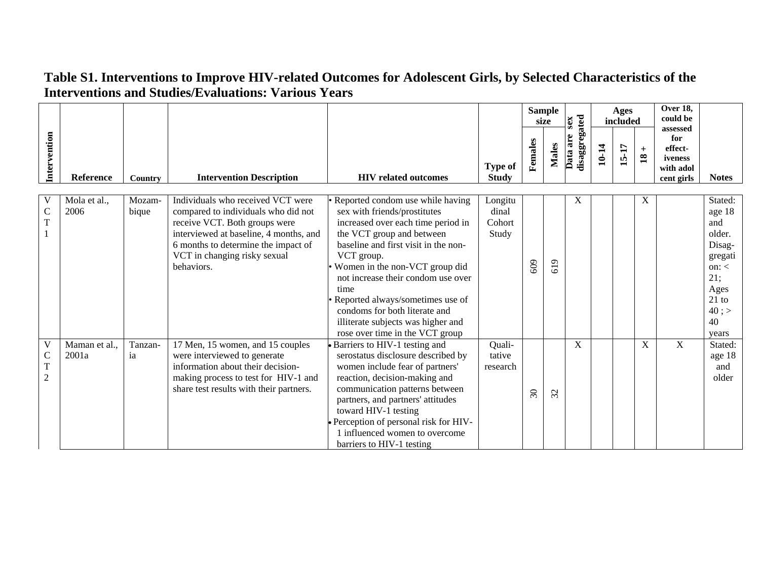# Table S1. Interventions to Improve HIV-related Outcomes for Adolescent Girls, by Selected Characteristics of the Interventions and Studies/Evaluations: Various Years

| Intervention | Reference | Country | Intervention Description | HIV related outcomes | Type of Study | Sample size | | Data are sex disaggregated | Ages included | | | Over 18, could be assessed for effect-iveness with adol cent girls | Notes |
|---|---|---|---|---|---|---|---|---|---|---|---|---|---|
| | | | | | | Females | Males | | 10-14 | 15-17 | 18 + | | |
| VCT 1 | Mola et al., 2006 | Mozam-bique | Individuals who received VCT were compared to individuals who did not receive VCT. Both groups were interviewed at baseline, 4 months, and 6 months to determine the impact of VCT in changing risky sexual behaviors. | • Reported condom use while having sex with friends/prostitutes increased over each time period in the VCT group and between baseline and first visit in the non-VCT group.<br>• Women in the non-VCT group did not increase their condom use over time<br>• Reported always/sometimes use of condoms for both literate and illiterate subjects was higher and rose over time in the VCT group | Longitudinal Cohort Study | 609 | 619 | X | | | X | | Stated: age 18 and older. Disaggregation: < 21; Ages 21 to 40 ; > 40 years |
| VCT 2 | Maman et al., 2001a | Tanzan-ia | 17 Men, 15 women, and 15 couples were interviewed to generate information about their decision-making process to test for HIV-1 and share test results with their partners. | • Barriers to HIV-1 testing and serostatus disclosure described by women include fear of partners' reaction, decision-making and communication patterns between partners, and partners' attitudes toward HIV-1 testing<br>• Perception of personal risk for HIV-1 influenced women to overcome barriers to HIV-1 testing | Quali-tative research | 30 | 32 | X | | | X | X | Stated: age 18 and older |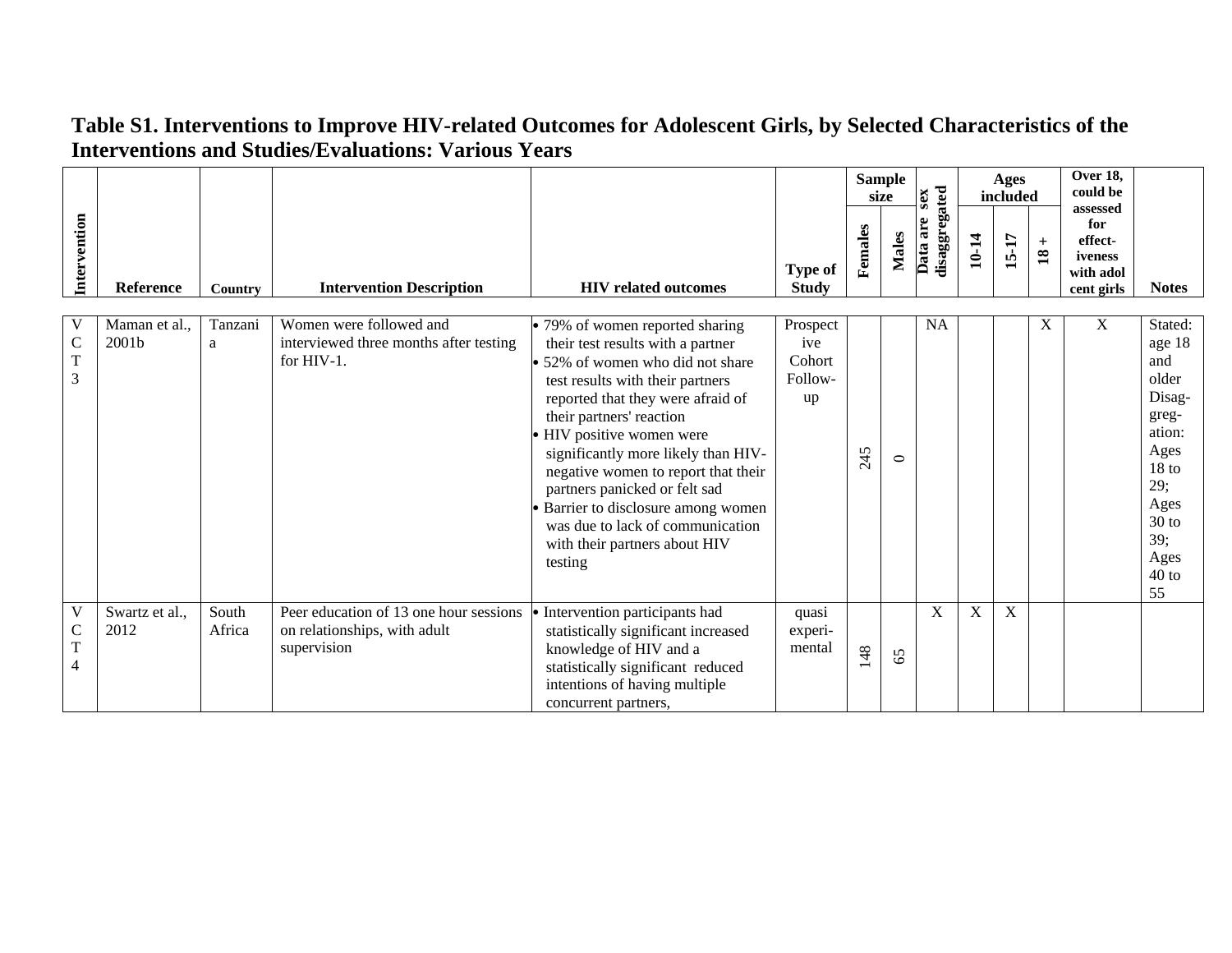## Table S1. Interventions to Improve HIV-related Outcomes for Adolescent Girls, by Selected Characteristics of the Interventions and Studies/Evaluations: Various Years

| Intervention | Reference | Country | Intervention Description | HIV related outcomes | Type of Study | Sample size | | Data are sex disaggregated | Ages included | | | Over 18, could be assessed for effect-iveness with adolcent girls | Notes |
|---|---|---|---|---|---|---|---|---|---|---|---|---|---|
| | | | | | | Females | Males | | 10-14 | 15-17 | 18 + | | |
| VCT 3 | Maman et al., 2001b | Tanzania | Women were followed and interviewed three months after testing for HIV-1. | • 79% of women reported sharing their test results with a partner<br>• 52% of women who did not share test results with their partners reported that they were afraid of their partners' reaction<br>• HIV positive women were significantly more likely than HIV-negative women to report that their partners panicked or felt sad<br>• Barrier to disclosure among women was due to lack of communication with their partners about HIV testing | Prospective Cohort Follow-up | 245 | 0 | NA | | | X | X | Stated: age 18 and older Disaggregation: Ages 18 to 29; Ages 30 to 39; Ages 40 to 55 |
| VCT 4 | Swartz et al., 2012 | South Africa | Peer education of 13 one hour sessions on relationships, with adult supervision | • Intervention participants had statistically significant increased knowledge of HIV and a statistically significant reduced intentions of having multiple concurrent partners, | quasi experimental | 148 | 65 | X | X | X | | | |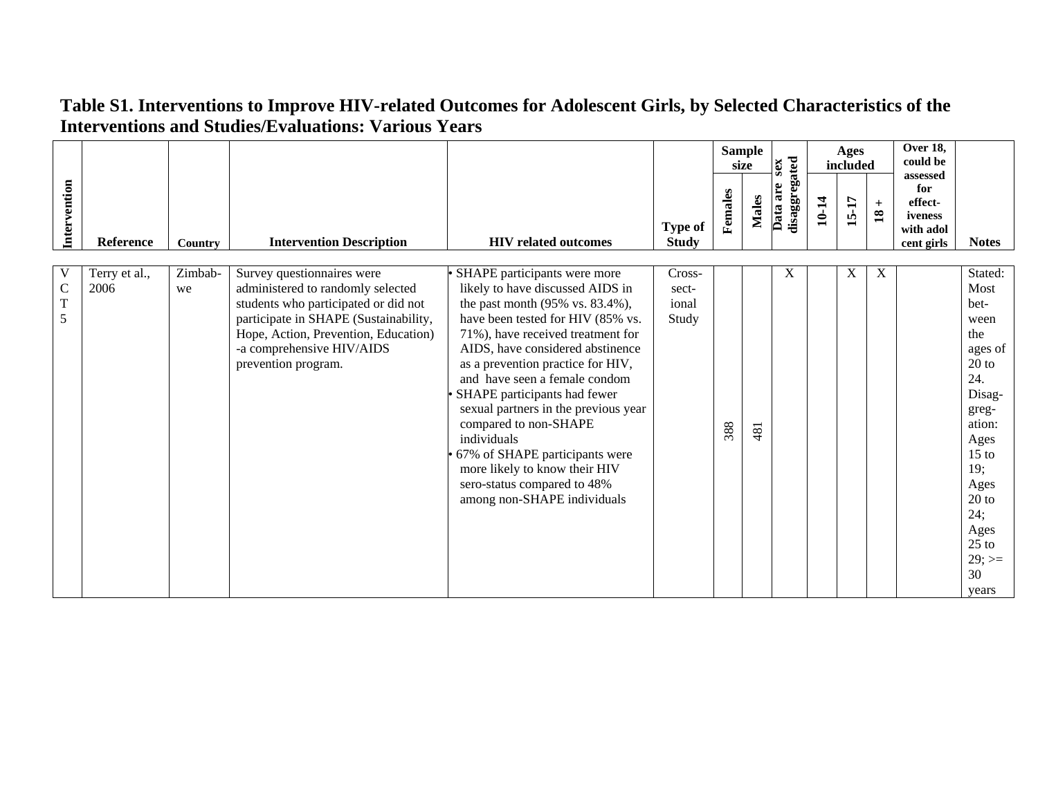# Table S1. Interventions to Improve HIV-related Outcomes for Adolescent Girls, by Selected Characteristics of the Interventions and Studies/Evaluations: Various Years

| Intervention | Reference | Country | Intervention Description | HIV related outcomes | Type of Study | Sample size | | Data are sex disaggregated | Ages included | | | Over 18, could be assessed for effect-iveness with adol cent girls | Notes |
|---|---|---|---|---|---|---|---|---|---|---|---|---|---|
| | | | | | | Females | Males | | 10-14 | 15-17 | 18 + | | |
| VCT 5 | Terry et al., 2006 | Zimbabwe | Survey questionnaires were administered to randomly selected students who participated or did not participate in SHAPE (Sustainability, Hope, Action, Prevention, Education) -a comprehensive HIV/AIDS prevention program. | • SHAPE participants were more likely to have discussed AIDS in the past month (95% vs. 83.4%), have been tested for HIV (85% vs. 71%), have received treatment for AIDS, have considered abstinence as a prevention practice for HIV, and have seen a female condom<br>• SHAPE participants had fewer sexual partners in the previous year compared to non-SHAPE individuals<br>• 67% of SHAPE participants were more likely to know their HIV sero-status compared to 48% among non-SHAPE individuals | Cross-sectional Study | 388 | 481 | X | | X | X | | Stated: Most between the ages of 20 to 24. Disaggregation: Ages 15 to 19; Ages 20 to 24; Ages 25 to 29; >= 30 years |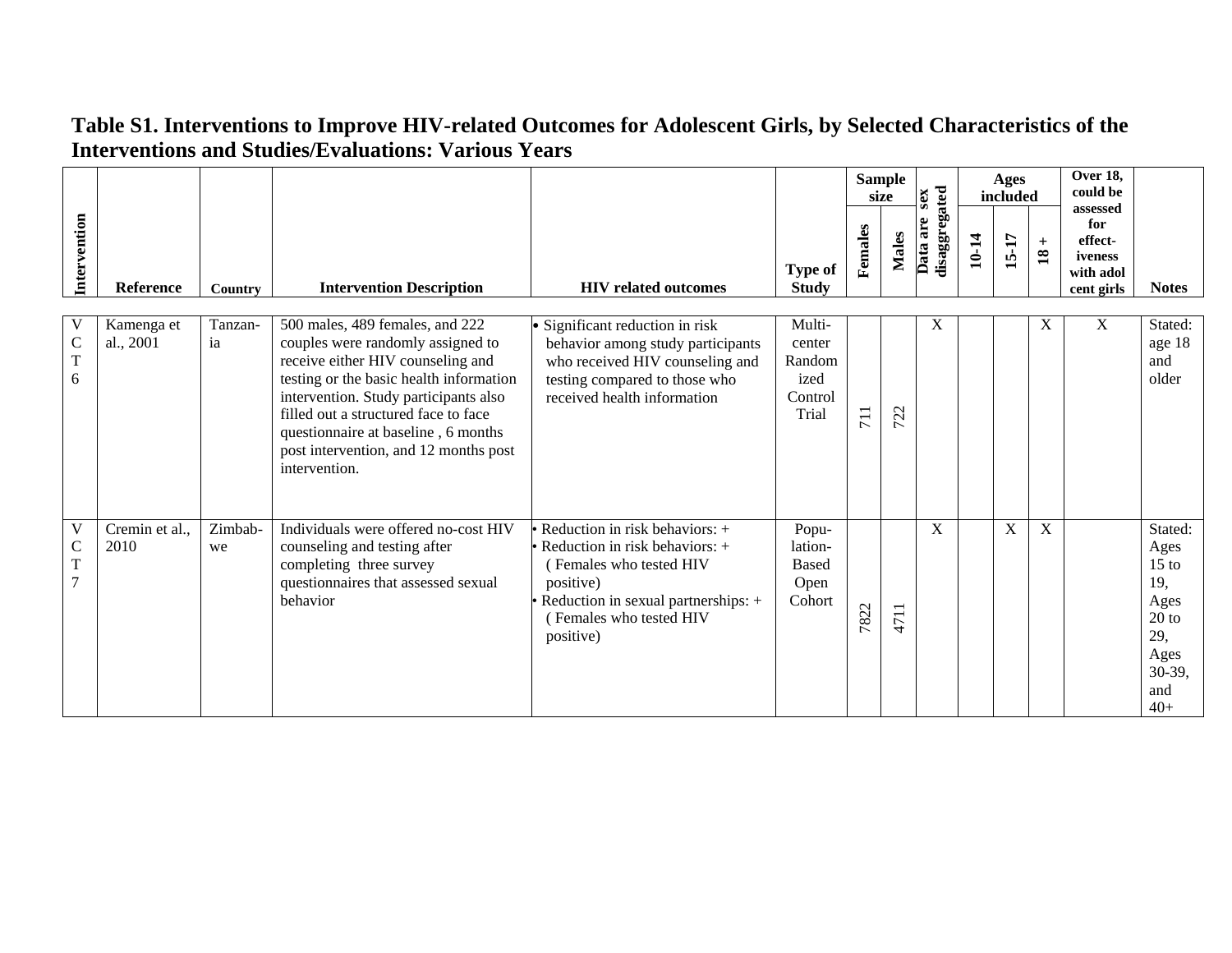**Table S1. Interventions to Improve HIV-related Outcomes for Adolescent Girls, by Selected Characteristics of the Interventions and Studies/Evaluations: Various Years**

| Intervention | Reference | Country | Intervention Description | HIV related outcomes | Type of Study | Sample size | | Data are sex disaggregated | Ages included | | | Over 18, could be assessed for effect-iveness with adolcent girls | Notes |
|---|---|---|---|---|---|---|---|---|---|---|---|---|---|
| | | | | | | Females | Males | | 10-14 | 15-17 | 18 + | | |
| VCT 6 | Kamenga et al., 2001 | Tanzania | 500 males, 489 females, and 222 couples were randomly assigned to receive either HIV counseling and testing or the basic health information intervention. Study participants also filled out a structured face to face questionnaire at baseline , 6 months post intervention, and 12 months post intervention. | • Significant reduction in risk behavior among study participants who received HIV counseling and testing compared to those who received health information | Multi-center Randomized Control Trial | 711 | 722 | X | | | X | X | Stated: age 18 and older |
| VCT 7 | Cremin et al., 2010 | Zimbabwe | Individuals were offered no-cost HIV counseling and testing after completing three survey questionnaires that assessed sexual behavior | • Reduction in risk behaviors: +<br>• Reduction in risk behaviors: + ( Females who tested HIV positive)<br>• Reduction in sexual partnerships: + ( Females who tested HIV positive) | Population-Based Open Cohort | 7822 | 4711 | X | | X | X | | Stated: Ages 15 to 19, Ages 20 to 29, Ages 30-39, and 40+ |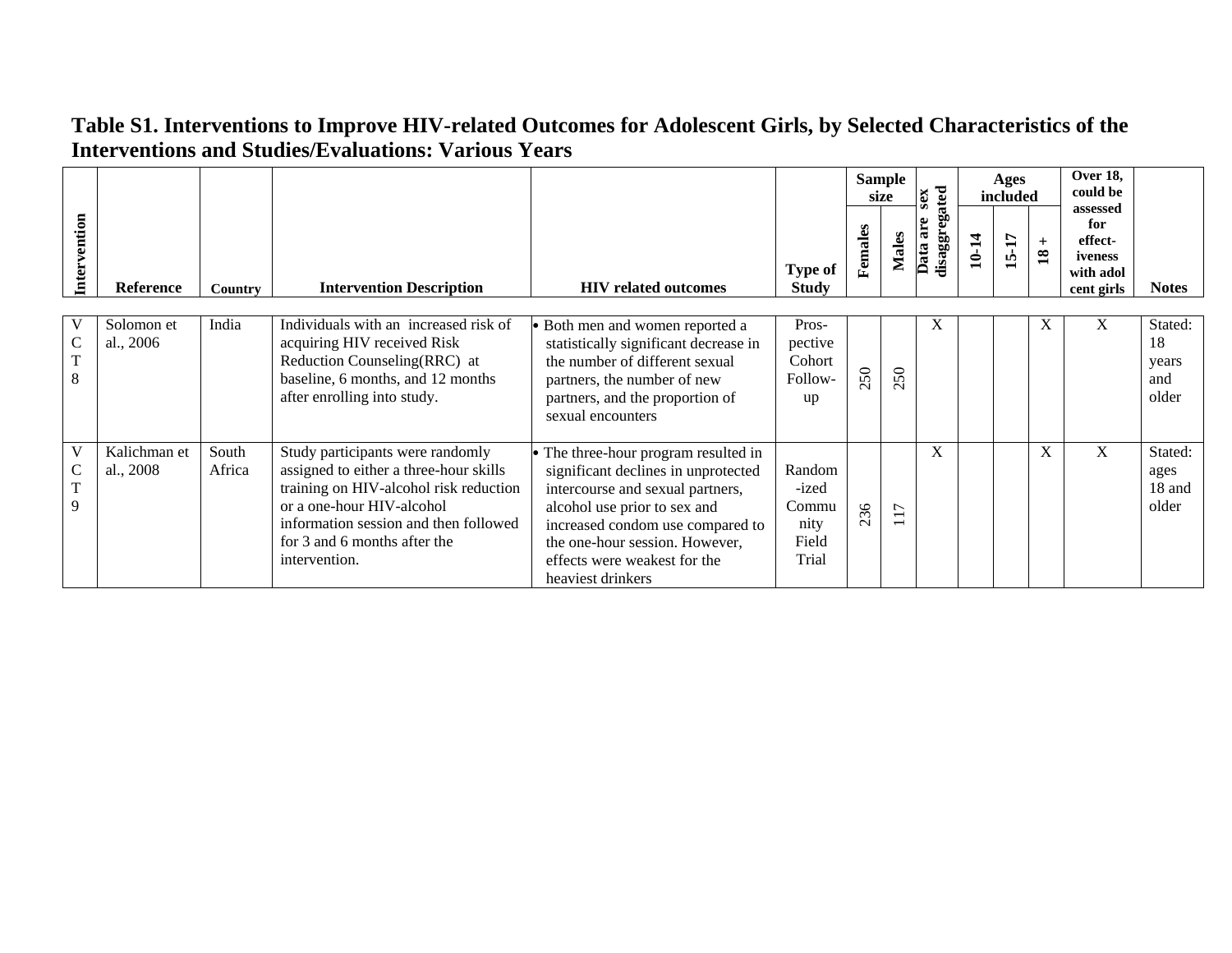## Table S1. Interventions to Improve HIV-related Outcomes for Adolescent Girls, by Selected Characteristics of the Interventions and Studies/Evaluations: Various Years

| Intervention | Reference | Country | Intervention Description | HIV related outcomes | Type of Study | Sample size | | Data are sex disaggregated | Ages included | | | Over 18, could be assessed for effect-iveness with adol cent girls | Notes |
|---|---|---|---|---|---|---|---|---|---|---|---|---|---|
| | | | | | | Females | Males | | 10-14 | 15-17 | 18 + | | |
| VCT 8 | Solomon et al., 2006 | India | Individuals with an increased risk of acquiring HIV received Risk Reduction Counseling(RRC) at baseline, 6 months, and 12 months after enrolling into study. | • Both men and women reported a statistically significant decrease in the number of different sexual partners, the number of new partners, and the proportion of sexual encounters | Pros-pective Cohort Follow-up | 250 | 250 | X | | | X | X | Stated: 18 years and older |
| VCT 9 | Kalichman et al., 2008 | South Africa | Study participants were randomly assigned to either a three-hour skills training on HIV-alcohol risk reduction or a one-hour HIV-alcohol information session and then followed for 3 and 6 months after the intervention. | • The three-hour program resulted in significant declines in unprotected intercourse and sexual partners, alcohol use prior to sex and increased condom use compared to the one-hour session. However, effects were weakest for the heaviest drinkers | Random-ized Community Field Trial | 236 | 117 | X | | | X | X | Stated: ages 18 and older |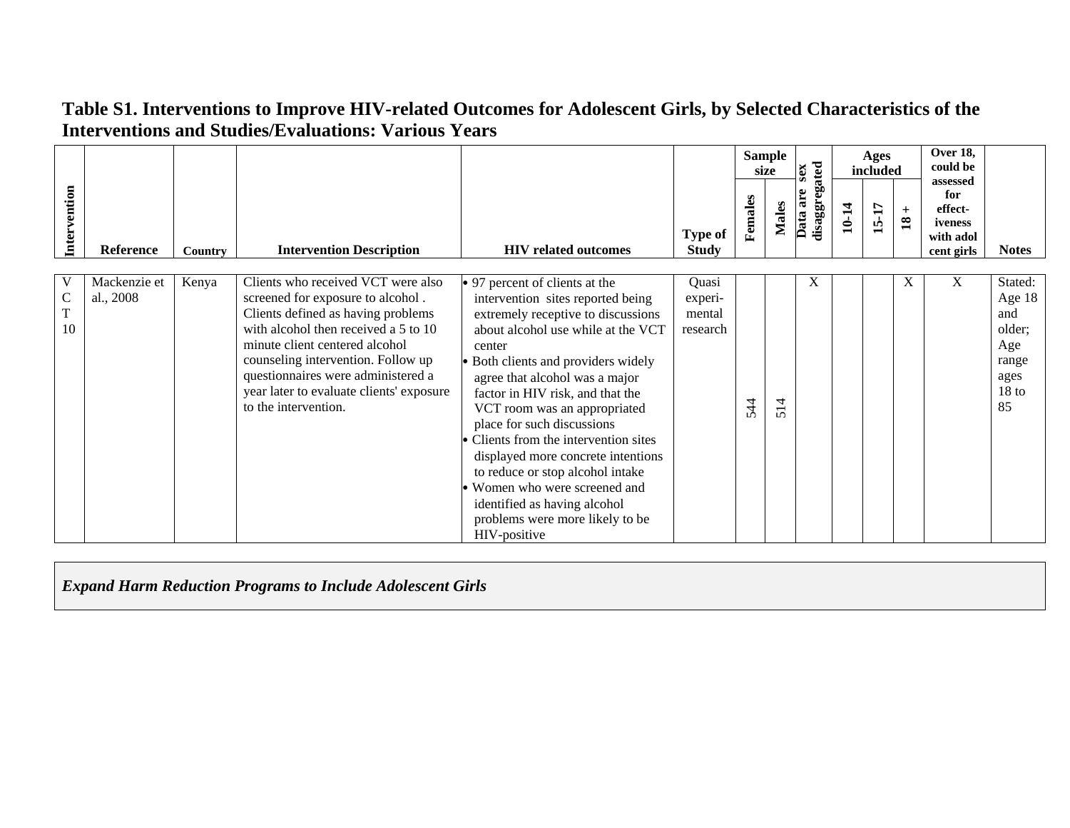## Table S1. Interventions to Improve HIV-related Outcomes for Adolescent Girls, by Selected Characteristics of the Interventions and Studies/Evaluations: Various Years

| Intervention | Reference | Country | Intervention Description | HIV related outcomes | Type of Study | Sample size | | Data are sex disaggregated | Ages included | | | Over 18, could be assessed for effect-iveness with adolcent girls | Notes |
|---|---|---|---|---|---|---|---|---|---|---|---|---|---|
| | | | | | | Females | Males | | 10-14 | 15-17 | 18 + | | |
| VCT 10 | Mackenzie et al., 2008 | Kenya | Clients who received VCT were also screened for exposure to alcohol . Clients defined as having problems with alcohol then received a 5 to 10 minute client centered alcohol counseling intervention. Follow up questionnaires were administered a year later to evaluate clients' exposure to the intervention. | • 97 percent of clients at the intervention sites reported being extremely receptive to discussions about alcohol use while at the VCT center<br>• Both clients and providers widely agree that alcohol was a major factor in HIV risk, and that the VCT room was an appropriated place for such discussions<br>• Clients from the intervention sites displayed more concrete intentions to reduce or stop alcohol intake<br>• Women who were screened and identified as having alcohol problems were more likely to be HIV-positive | Quasi experi-mental research | 544 | 514 | X | | | X | X | Stated: Age 18 and older; Age range ages 18 to 85 |

***Expand Harm Reduction Programs to Include Adolescent Girls***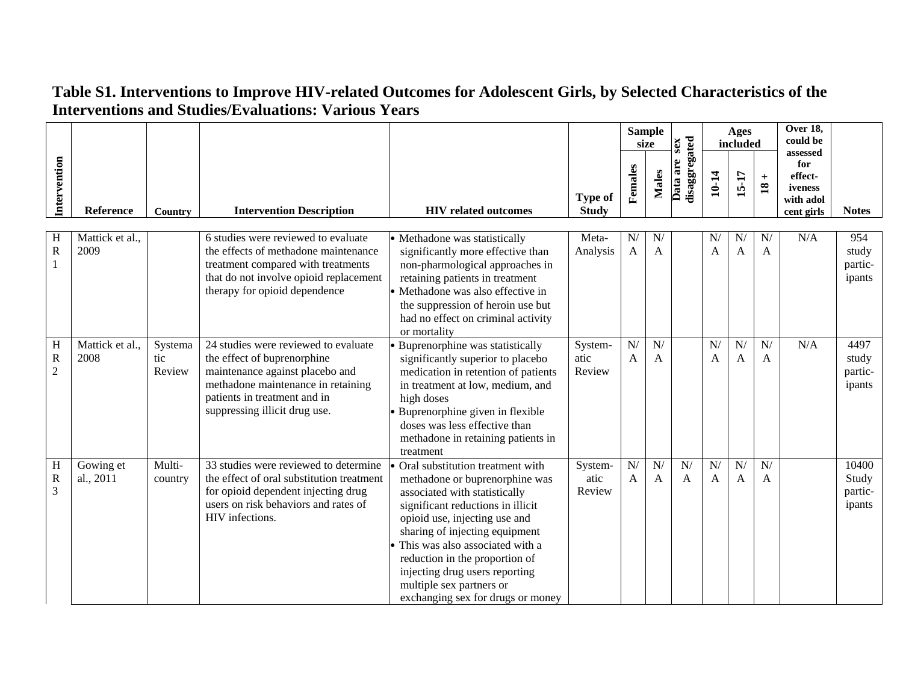## Table S1. Interventions to Improve HIV-related Outcomes for Adolescent Girls, by Selected Characteristics of the Interventions and Studies/Evaluations: Various Years

| Intervention | Reference | Country | Intervention Description | HIV related outcomes | Type of Study | Sample size | | Data are sex disaggregated | Ages included | | | Over 18, could be assessed for effect-iveness with adol cent girls | Notes |
|---|---|---|---|---|---|---|---|---|---|---|---|---|---|
| | | | | | | Females | Males | | 10-14 | 15-17 | 18 + | | |
| HR1 | Mattick et al., 2009 | | 6 studies were reviewed to evaluate the effects of methadone maintenance treatment compared with treatments that do not involve opioid replacement therapy for opioid dependence | • Methadone was statistically significantly more effective than non-pharmological approaches in retaining patients in treatment<br>• Methadone was also effective in the suppression of heroin use but had no effect on criminal activity or mortality | Meta-Analysis | N/A | N/A | | N/A | N/A | N/A | N/A | 954 study partic-ipants |
| HR2 | Mattick et al., 2008 | Systematic Review | 24 studies were reviewed to evaluate the effect of buprenorphine maintenance against placebo and methadone maintenance in retaining patients in treatment and in suppressing illicit drug use. | • Buprenorphine was statistically significantly superior to placebo medication in retention of patients in treatment at low, medium, and high doses<br>• Buprenorphine given in flexible doses was less effective than methadone in retaining patients in treatment | System-atic Review | N/A | N/A | | N/A | N/A | N/A | N/A | 4497 study partic-ipants |
| HR3 | Gowing et al., 2011 | Multi-country | 33 studies were reviewed to determine the effect of oral substitution treatment for opioid dependent injecting drug users on risk behaviors and rates of HIV infections. | • Oral substitution treatment with methadone or buprenorphine was associated with statistically significant reductions in illicit opioid use, injecting use and sharing of injecting equipment<br>• This was also associated with a reduction in the proportion of injecting drug users reporting multiple sex partners or exchanging sex for drugs or money | System-atic Review | N/A | N/A | N/A | N/A | N/A | N/A | | 10400 Study partic-ipants |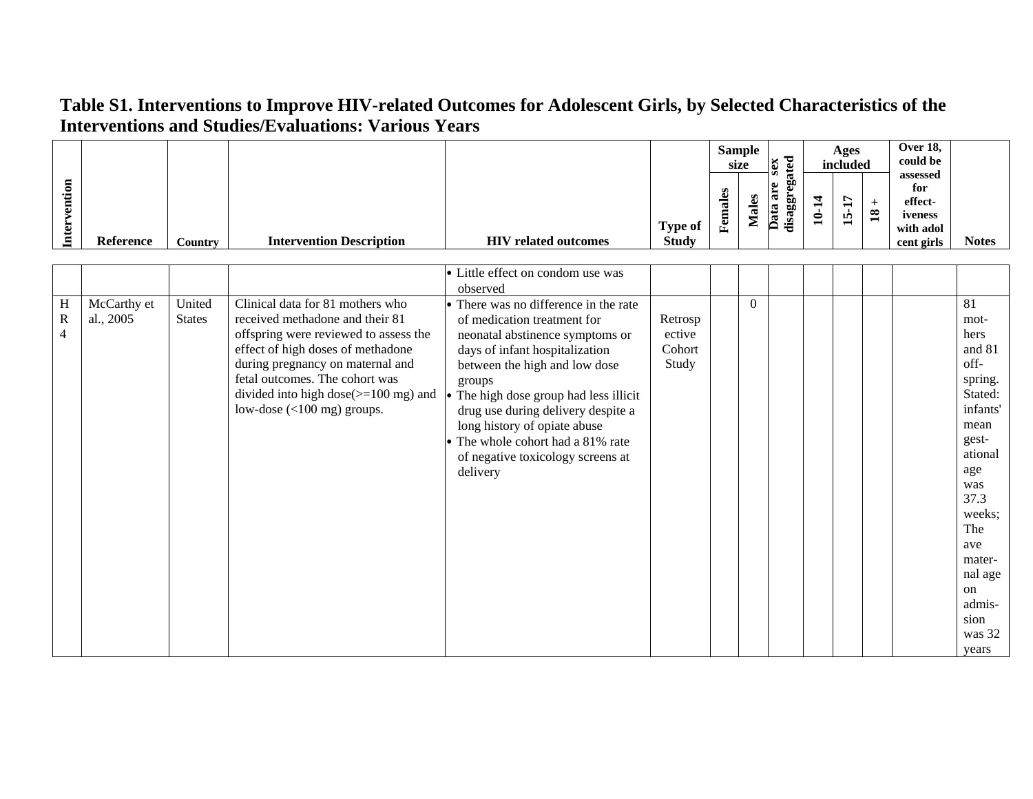# Table S1. Interventions to Improve HIV-related Outcomes for Adolescent Girls, by Selected Characteristics of the Interventions and Studies/Evaluations: Various Years

| Intervention | Reference | Country | Intervention Description | HIV related outcomes | Type of Study | Sample size | | Data are sex disaggregated | Ages included | | | Over 18, could be assessed for effect-iveness with adolcent girls | Notes |
|---|---|---|---|---|---|---|---|---|---|---|---|---|---|
| | | | | | | Females | Males | | 10-14 | 15-17 | 18 + | | |
| | | | | • Little effect on condom use was observed | | | | | | | | | |
| HR4 | McCarthy et al., 2005 | United States | Clinical data for 81 mothers who received methadone and their 81 offspring were reviewed to assess the effect of high doses of methadone during pregnancy on maternal and fetal outcomes. The cohort was divided into high dose(>=100 mg) and low-dose (<100 mg) groups. | • There was no difference in the rate of medication treatment for neonatal abstinence symptoms or days of infant hospitalization between the high and low dose groups<br>• The high dose group had less illicit drug use during delivery despite a long history of opiate abuse<br>• The whole cohort had a 81% rate of negative toxicology screens at delivery | Retrospective Cohort Study | | 0 | | | | | | 81 mot-hers and 81 off-spring. Stated: infants' mean gest-ational age was 37.3 weeks; The ave mater-nal age on admis-sion was 32 years |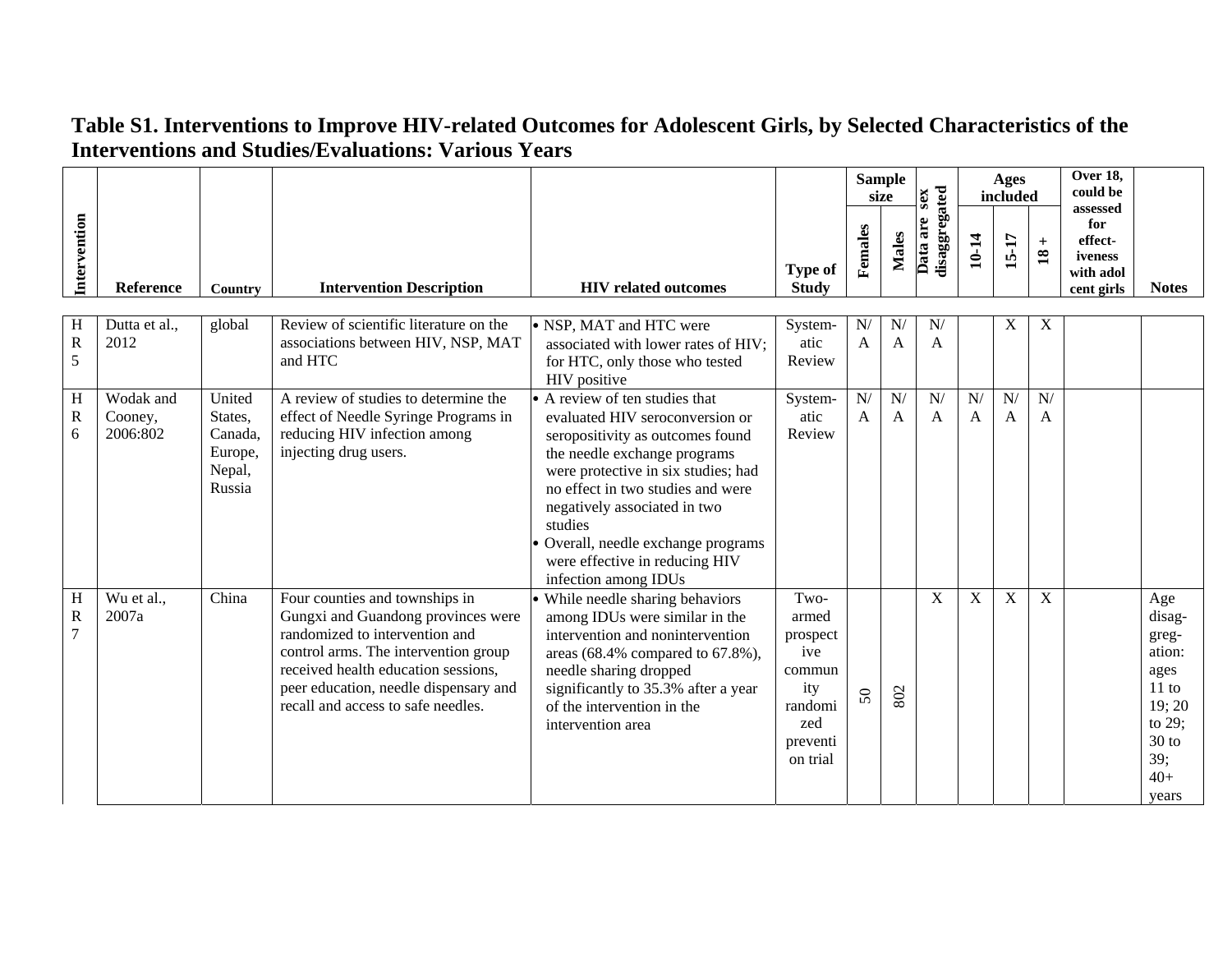# Table S1. Interventions to Improve HIV-related Outcomes for Adolescent Girls, by Selected Characteristics of the Interventions and Studies/Evaluations: Various Years

| Intervention | Reference | Country | Intervention Description | HIV related outcomes | Type of Study | Sample size | | Data are sex disaggregated | Ages included | | | Over 18, could be assessed for effect-iveness with adol cent girls | Notes |
|---|---|---|---|---|---|---|---|---|---|---|---|---|---|
| | | | | | | Females | Males | | 10-14 | 15-17 | 18 + | | |
| HR5 | Dutta et al., 2012 | global | Review of scientific literature on the associations between HIV, NSP, MAT and HTC | • NSP, MAT and HTC were associated with lower rates of HIV; for HTC, only those who tested HIV positive | System-atic Review | N/A | N/A | N/A | | X | X | | |
| HR6 | Wodak and Cooney, 2006:802 | United States, Canada, Europe, Nepal, Russia | A review of studies to determine the effect of Needle Syringe Programs in reducing HIV infection among injecting drug users. | • A review of ten studies that evaluated HIV seroconversion or seropositivity as outcomes found the needle exchange programs were protective in six studies; had no effect in two studies and were negatively associated in two studies<br>• Overall, needle exchange programs were effective in reducing HIV infection among IDUs | System-atic Review | N/A | N/A | N/A | N/A | N/A | N/A | | |
| HR7 | Wu et al., 2007a | China | Four counties and townships in Gungxi and Guandong provinces were randomized to intervention and control arms. The intervention group received health education sessions, peer education, needle dispensary and recall and access to safe needles. | • While needle sharing behaviors among IDUs were similar in the intervention and nonintervention areas (68.4% compared to 67.8%), needle sharing dropped significantly to 35.3% after a year of the intervention in the intervention area | Two-armed prospective community randomized prevention trial | 50 | 802 | X | X | X | X | | Age disaggregation: ages 11 to 19; 20 to 29; 30 to 39; 40+ years |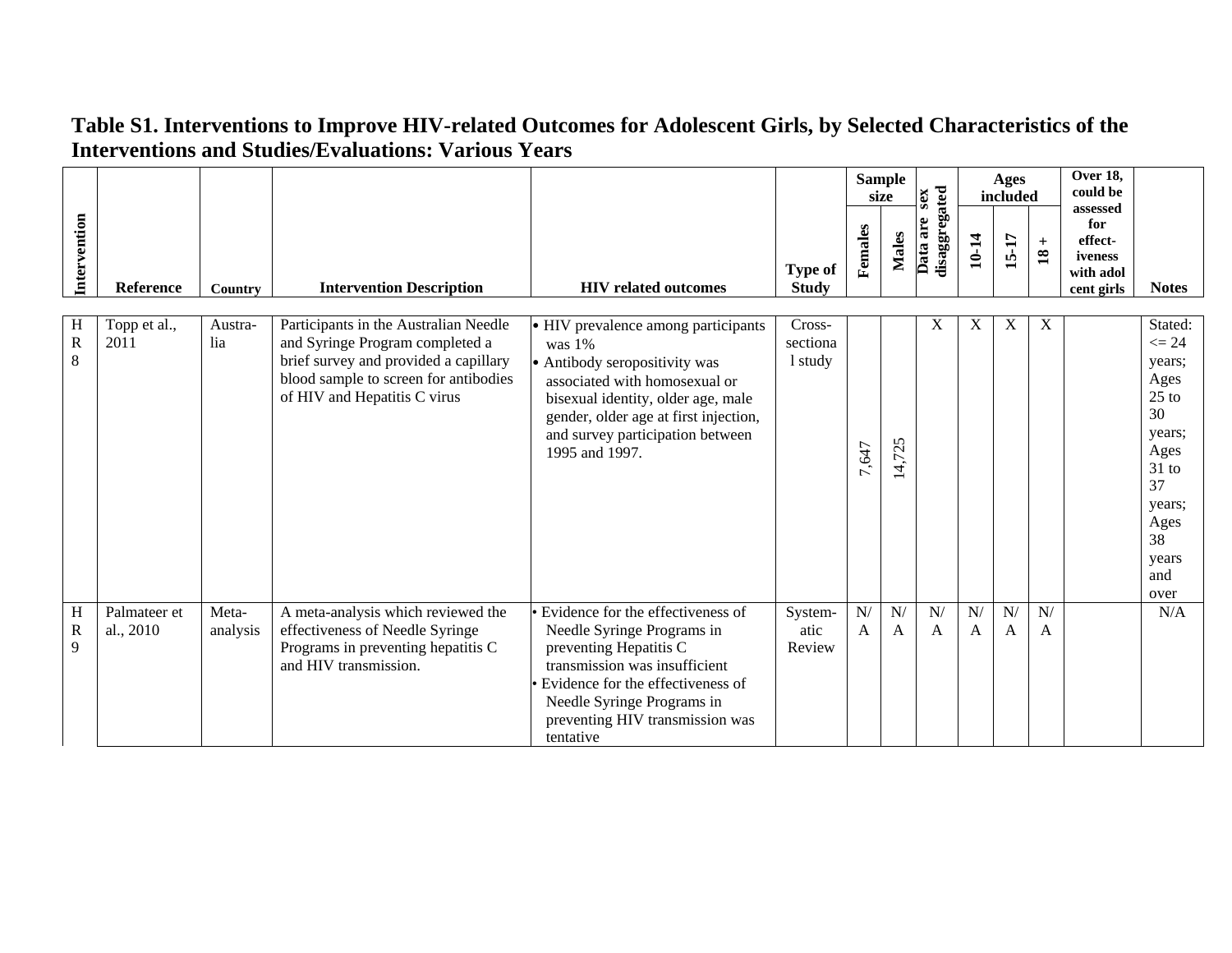# Table S1. Interventions to Improve HIV-related Outcomes for Adolescent Girls, by Selected Characteristics of the Interventions and Studies/Evaluations: Various Years

| Intervention | Reference | Country | Intervention Description | HIV related outcomes | Type of Study | Sample size | | Data are sex disaggregated | Ages included | | | Over 18, could be assessed for effect-iveness with adol cent girls | Notes |
|---|---|---|---|---|---|---|---|---|---|---|---|---|---|
| | | | | | | Females | Males | | 10-14 | 15-17 | 18 + | | |
| HR8 | Topp et al., 2011 | Australia | Participants in the Australian Needle and Syringe Program completed a brief survey and provided a capillary blood sample to screen for antibodies of HIV and Hepatitis C virus | • HIV prevalence among participants was 1%<br>• Antibody seropositivity was associated with homosexual or bisexual identity, older age, male gender, older age at first injection, and survey participation between 1995 and 1997. | Cross-sectional study | 7,647 | 14,725 | X | X | X | X | | Stated: <= 24 years; Ages 25 to 30 years; Ages 31 to 37 years; Ages 38 years and over |
| HR9 | Palmateer et al., 2010 | Meta-analysis | A meta-analysis which reviewed the effectiveness of Needle Syringe Programs in preventing hepatitis C and HIV transmission. | • Evidence for the effectiveness of Needle Syringe Programs in preventing Hepatitis C transmission was insufficient<br>• Evidence for the effectiveness of Needle Syringe Programs in preventing HIV transmission was tentative | Systematic Review | N/A | N/A | N/A | N/A | N/A | N/A | | N/A |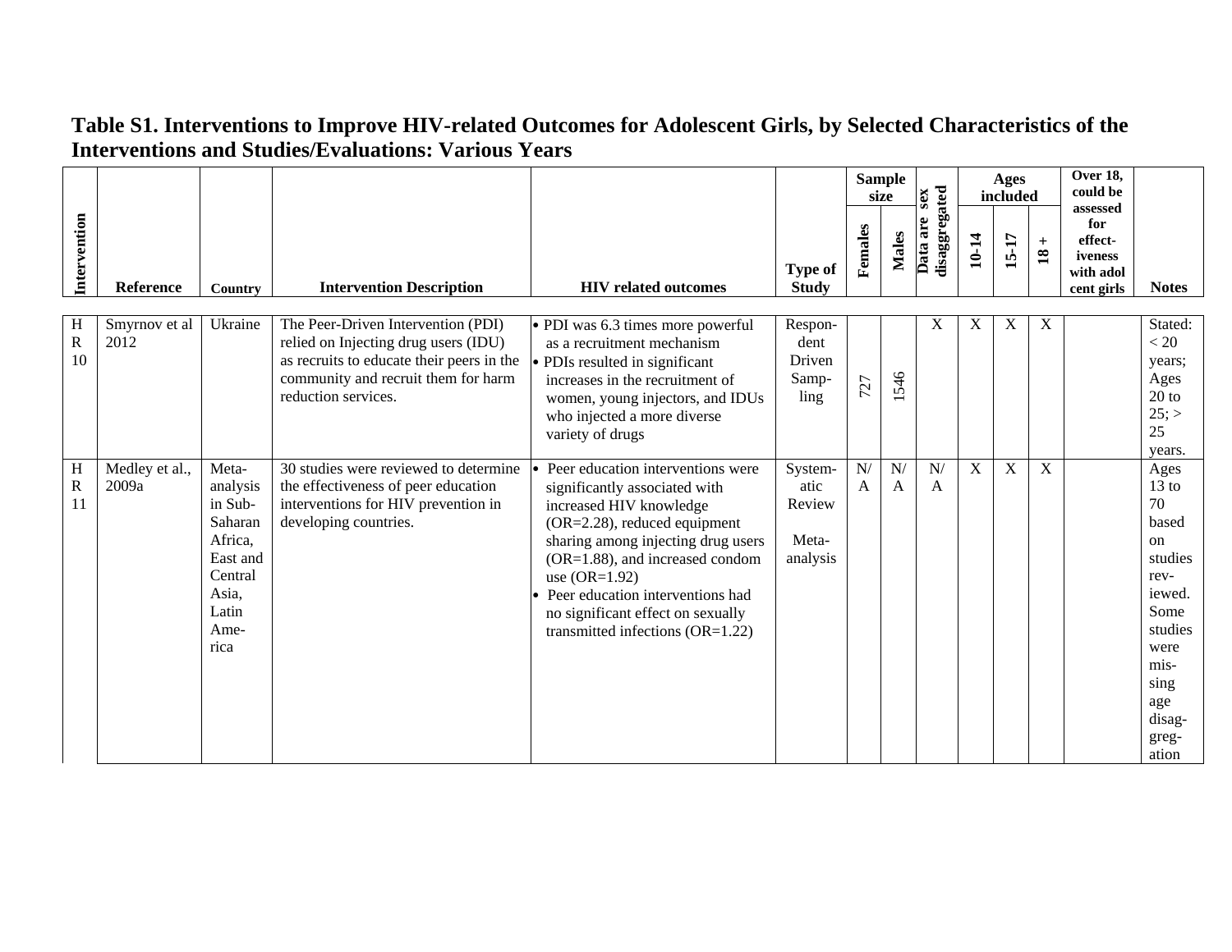## Table S1. Interventions to Improve HIV-related Outcomes for Adolescent Girls, by Selected Characteristics of the Interventions and Studies/Evaluations: Various Years

| Intervention | Reference | Country | Intervention Description | HIV related outcomes | Type of Study | Sample size | | Data are sex disaggregated | Ages included | | | Over 18, could be assessed for effect-iveness with adol cent girls | Notes |
|---|---|---|---|---|---|---|---|---|---|---|---|---|---|
| | | | | | | Females | Males | | 10-14 | 15-17 | 18 + | | |
| HR 10 | Smyrnov et al 2012 | Ukraine | The Peer-Driven Intervention (PDI) relied on Injecting drug users (IDU) as recruits to educate their peers in the community and recruit them for harm reduction services. | • PDI was 6.3 times more powerful as a recruitment mechanism<br>• PDIs resulted in significant increases in the recruitment of women, young injectors, and IDUs who injected a more diverse variety of drugs | Respondent Driven Sampling | 727 | 1546 | X | X | X | X | | Stated: < 20 years; Ages 20 to 25; > 25 years. |
| HR 11 | Medley et al., 2009a | Meta-analysis in Sub-Saharan Africa, East and Central Asia, Latin America | 30 studies were reviewed to determine the effectiveness of peer education interventions for HIV prevention in developing countries. | • Peer education interventions were significantly associated with increased HIV knowledge (OR=2.28), reduced equipment sharing among injecting drug users (OR=1.88), and increased condom use (OR=1.92)<br>• Peer education interventions had no significant effect on sexually transmitted infections (OR=1.22) | Systematic Review Meta-analysis | N/A | N/A | N/A | X | X | X | | Ages 13 to 70 based on studies reviewed. Some studies were missing age disaggregation |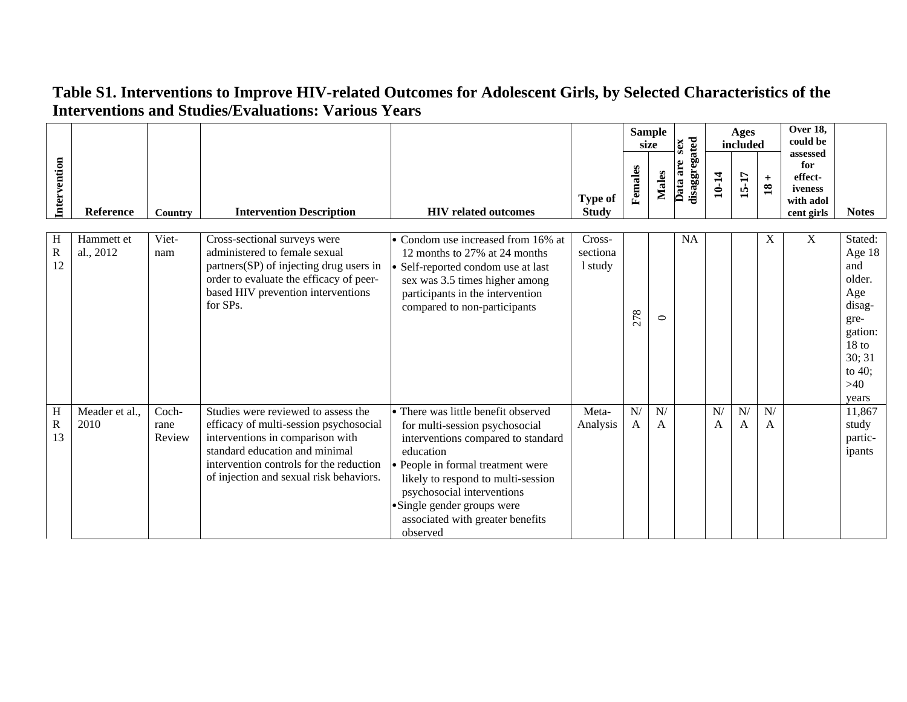# Table S1. Interventions to Improve HIV-related Outcomes for Adolescent Girls, by Selected Characteristics of the Interventions and Studies/Evaluations: Various Years

| Intervention | Reference | Country | Intervention Description | HIV related outcomes | Type of Study | Sample size | | Data are sex disaggregated | Ages included | | | Over 18, could be assessed for effect-iveness with adolescent girls | Notes |
|---|---|---|---|---|---|---|---|---|---|---|---|---|---|
| | | | | | | Females | Males | | 10-14 | 15-17 | 18 + | | |
| HR 12 | Hammett et al., 2012 | Viet-nam | Cross-sectional surveys were administered to female sexual partners(SP) of injecting drug users in order to evaluate the efficacy of peer-based HIV prevention interventions for SPs. | • Condom use increased from 16% at 12 months to 27% at 24 months<br>• Self-reported condom use at last sex was 3.5 times higher among participants in the intervention compared to non-participants | Cross-sectional study | 278 | 0 | NA | | | X | X | Stated: Age 18 and older. Age disag-gre-gation: 18 to 30; 31 to 40; >40 years |
| HR 13 | Meader et al., 2010 | Coch-rane Review | Studies were reviewed to assess the efficacy of multi-session psychosocial interventions in comparison with standard education and minimal intervention controls for the reduction of injection and sexual risk behaviors. | • There was little benefit observed for multi-session psychosocial interventions compared to standard education<br>• People in formal treatment were likely to respond to multi-session psychosocial interventions<br>• Single gender groups were associated with greater benefits observed | Meta-Analysis | N/A | N/A | | N/A | N/A | N/A | | 11,867 study partic-ipants |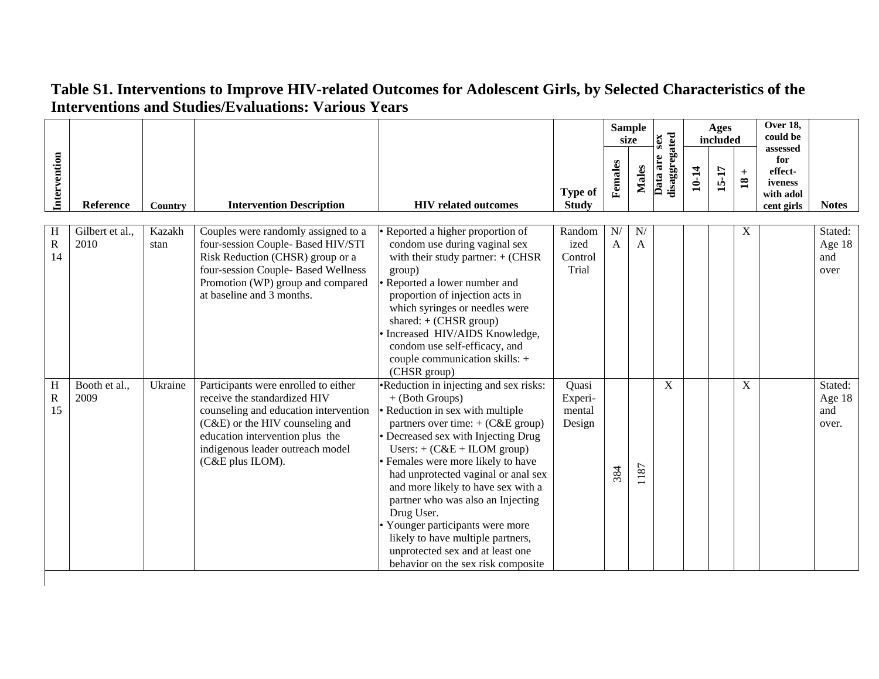# Table S1. Interventions to Improve HIV-related Outcomes for Adolescent Girls, by Selected Characteristics of the Interventions and Studies/Evaluations: Various Years

| Intervention | Reference | Country | Intervention Description | HIV related outcomes | Type of Study | Sample size | | Data are sex disaggregated | Ages included | | | Over 18, could be assessed for effect-iveness with adolcent girls | Notes |
|---|---|---|---|---|---|---|---|---|---|---|---|---|---|
| | | | | | | Females | Males | | 10-14 | 15-17 | 18 + | | |
| HR 14 | Gilbert et al., 2010 | Kazakhstan | Couples were randomly assigned to a four-session Couple- Based HIV/STI Risk Reduction (CHSR) group or a four-session Couple- Based Wellness Promotion (WP) group and compared at baseline and 3 months. | • Reported a higher proportion of condom use during vaginal sex with their study partner: + (CHSR group) • Reported a lower number and proportion of injection acts in which syringes or needles were shared: + (CHSR group) • Increased HIV/AIDS Knowledge, condom use self-efficacy, and couple communication skills: + (CHSR group) | Randomized Control Trial | N/A | N/A | | | | X | | Stated: Age 18 and over |
| HR 15 | Booth et al., 2009 | Ukraine | Participants were enrolled to either receive the standardized HIV counseling and education intervention (C&E) or the HIV counseling and education intervention plus the indigenous leader outreach model (C&E plus ILOM). | • Reduction in injecting and sex risks: + (Both Groups) • Reduction in sex with multiple partners over time: + (C&E group) • Decreased sex with Injecting Drug Users: + (C&E + ILOM group) • Females were more likely to have had unprotected vaginal or anal sex and more likely to have sex with a partner who was also an Injecting Drug User. • Younger participants were more likely to have multiple partners, unprotected sex and at least one behavior on the sex risk composite | Quasi Experimental Design | 384 | 1187 | X | | | X | | Stated: Age 18 and over. |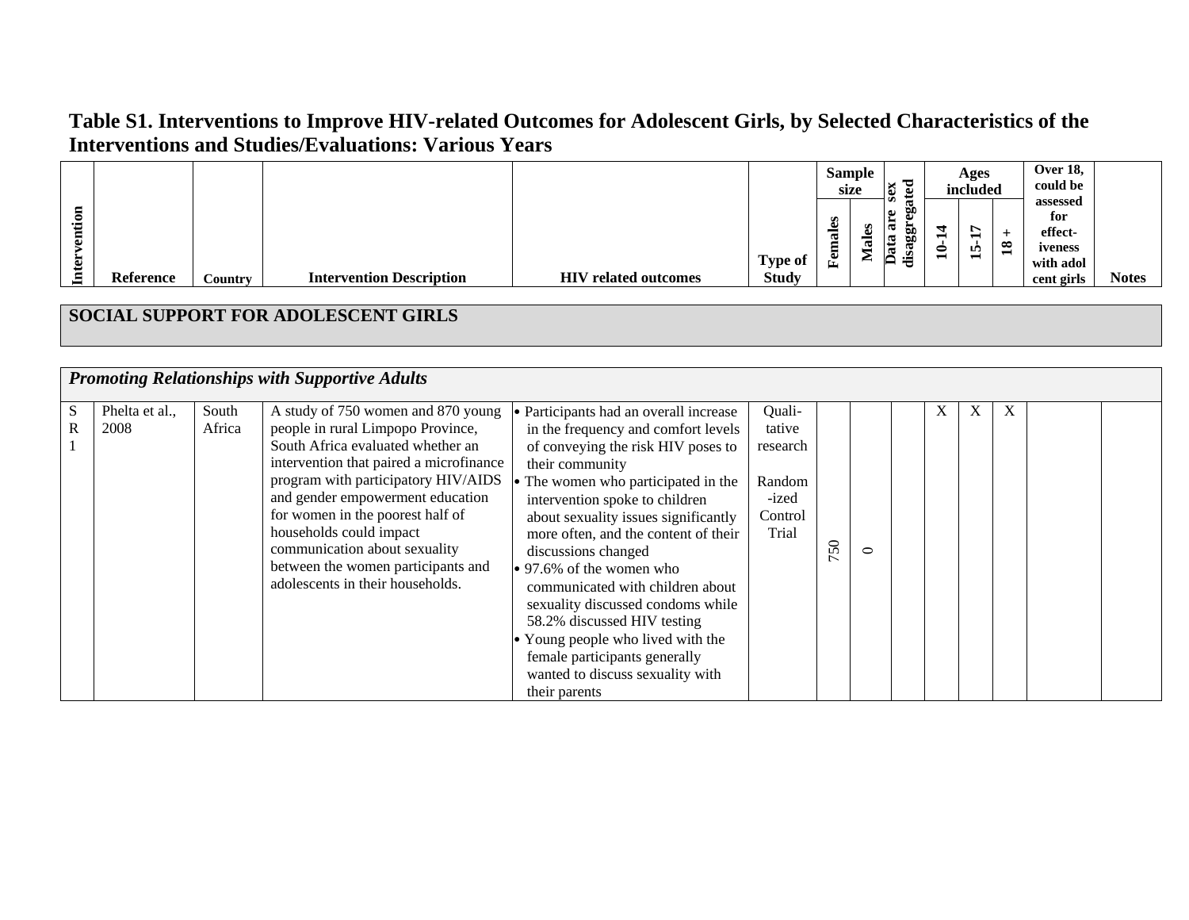## Table S1. Interventions to Improve HIV-related Outcomes for Adolescent Girls, by Selected Characteristics of the Interventions and Studies/Evaluations: Various Years

| Intervention | Reference | Country | Intervention Description | HIV related outcomes | Type of Study | Sample size | | Data are sex disaggregated | Ages included | | | Over 18, could be assessed for effect-iveness with adolcent girls | Notes |
|---|---|---|---|---|---|---|---|---|---|---|---|---|---|
| | | | | | | Females | Males | | 10-14 | 15-17 | 18 + | | |
| **SOCIAL SUPPORT FOR ADOLESCENT GIRLS** | | | | | | | | | | | | | |
| ***Promoting Relationships with Supportive Adults*** | | | | | | | | | | | | | |
| SR1 | Phelta et al., 2008 | South Africa | A study of 750 women and 870 young people in rural Limpopo Province, South Africa evaluated whether an intervention that paired a microfinance program with participatory HIV/AIDS and gender empowerment education for women in the poorest half of households could impact communication about sexuality between the women participants and adolescents in their households. | • Participants had an overall increase in the frequency and comfort levels of conveying the risk HIV poses to their community<br>• The women who participated in the intervention spoke to children about sexuality issues significantly more often, and the content of their discussions changed<br>• 97.6% of the women who communicated with children about sexuality discussed condoms while 58.2% discussed HIV testing<br>• Young people who lived with the female participants generally wanted to discuss sexuality with their parents | Qualitative research<br><br>Randomized Control Trial | 750 | 0 | | X | X | X | | |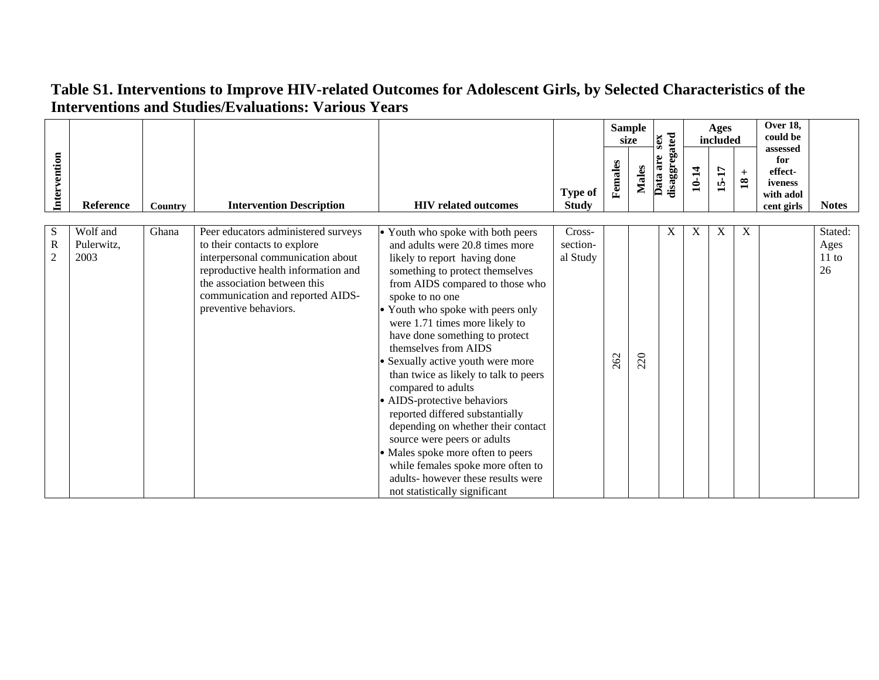# Table S1. Interventions to Improve HIV-related Outcomes for Adolescent Girls, by Selected Characteristics of the Interventions and Studies/Evaluations: Various Years

| Intervention | Reference | Country | Intervention Description | HIV related outcomes | Type of Study | Sample size | | Data are sex disaggregated | Ages included | | | Over 18, could be assessed for effect-iveness with adol cent girls | Notes |
|---|---|---|---|---|---|---|---|---|---|---|---|---|---|
| | | | | | | Females | Males | | 10-14 | 15-17 | 18 + | | |
| SR2 | Wolf and Pulerwitz, 2003 | Ghana | Peer educators administered surveys to their contacts to explore interpersonal communication about reproductive health information and the association between this communication and reported AIDS-preventive behaviors. | • Youth who spoke with both peers and adults were 20.8 times more likely to report having done something to protect themselves from AIDS compared to those who spoke to no one<br>• Youth who spoke with peers only were 1.71 times more likely to have done something to protect themselves from AIDS<br>• Sexually active youth were more than twice as likely to talk to peers compared to adults<br>• AIDS-protective behaviors reported differed substantially depending on whether their contact source were peers or adults<br>• Males spoke more often to peers while females spoke more often to adults- however these results were not statistically significant | Cross-sectional Study | 262 | 220 | X | X | X | X | | Stated: Ages 11 to 26 |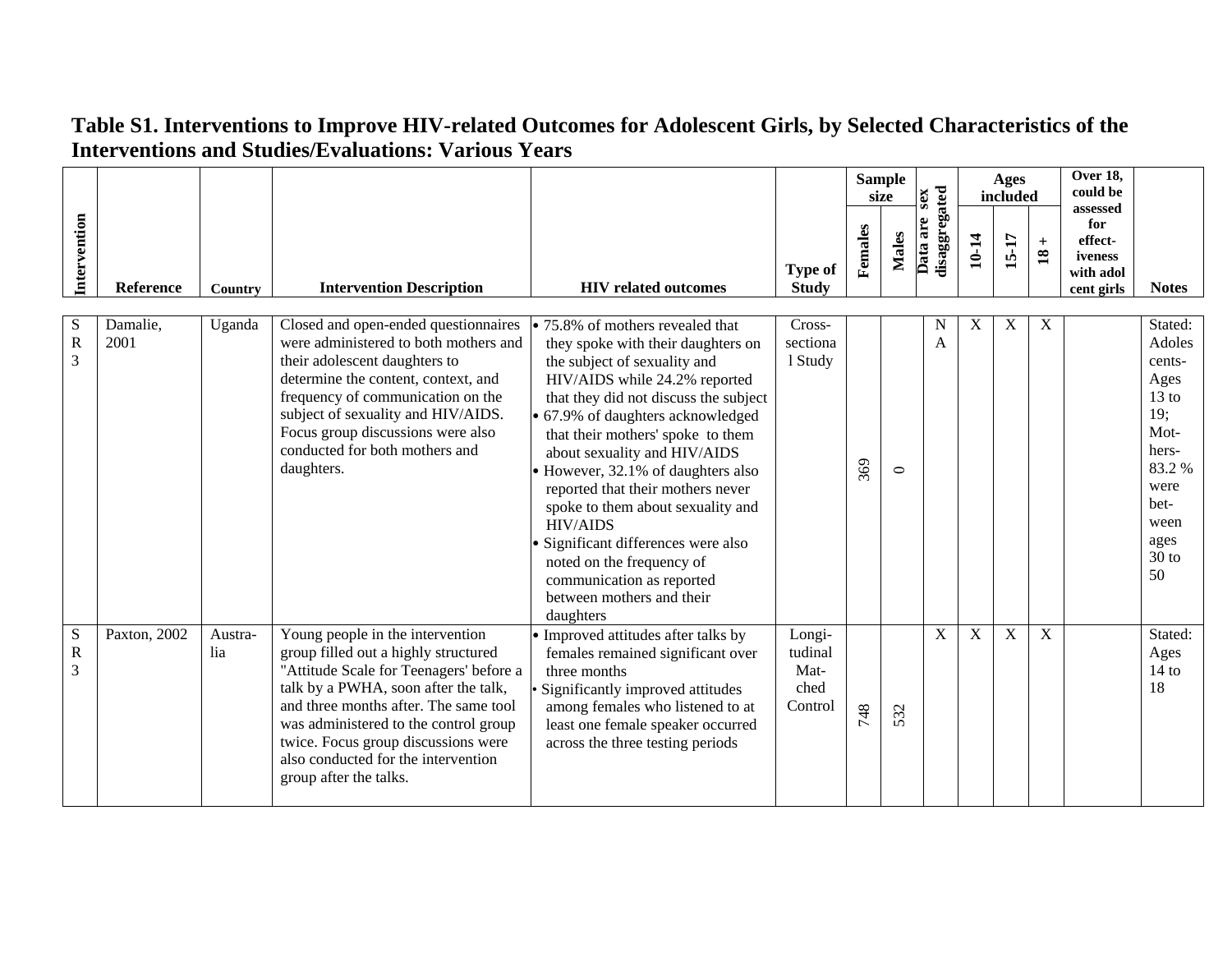# Table S1. Interventions to Improve HIV-related Outcomes for Adolescent Girls, by Selected Characteristics of the Interventions and Studies/Evaluations: Various Years

| Intervention | Reference | Country | Intervention Description | HIV related outcomes | Type of Study | Sample size | | Data are sex disaggregated | Ages included | | | Over 18, could be assessed for effect-iveness with adol cent girls | Notes |
|---|---|---|---|---|---|---|---|---|---|---|---|---|---|
| | | | | | | Females | Males | | 10-14 | 15-17 | 18 + | | |
| SR3 | Damalie, 2001 | Uganda | Closed and open-ended questionnaires were administered to both mothers and their adolescent daughters to determine the content, context, and frequency of communication on the subject of sexuality and HIV/AIDS. Focus group discussions were also conducted for both mothers and daughters. | • 75.8% of mothers revealed that they spoke with their daughters on the subject of sexuality and HIV/AIDS while 24.2% reported that they did not discuss the subject<br>• 67.9% of daughters acknowledged that their mothers' spoke to them about sexuality and HIV/AIDS<br>• However, 32.1% of daughters also reported that their mothers never spoke to them about sexuality and HIV/AIDS<br>• Significant differences were also noted on the frequency of communication as reported between mothers and their daughters | Cross-sectional Study | 369 | 0 | NA | X | X | X | | Stated: Adolescents-Ages 13 to 19; Mothers-83.2 % were between ages 30 to 50 |
| SR3 | Paxton, 2002 | Australia | Young people in the intervention group filled out a highly structured "Attitude Scale for Teenagers' before a talk by a PWHA, soon after the talk, and three months after. The same tool was administered to the control group twice. Focus group discussions were also conducted for the intervention group after the talks. | • Improved attitudes after talks by females remained significant over three months<br>• Significantly improved attitudes among females who listened to at least one female speaker occurred across the three testing periods | Longitudinal Matched Control | 748 | 532 | X | X | X | X | | Stated: Ages 14 to 18 |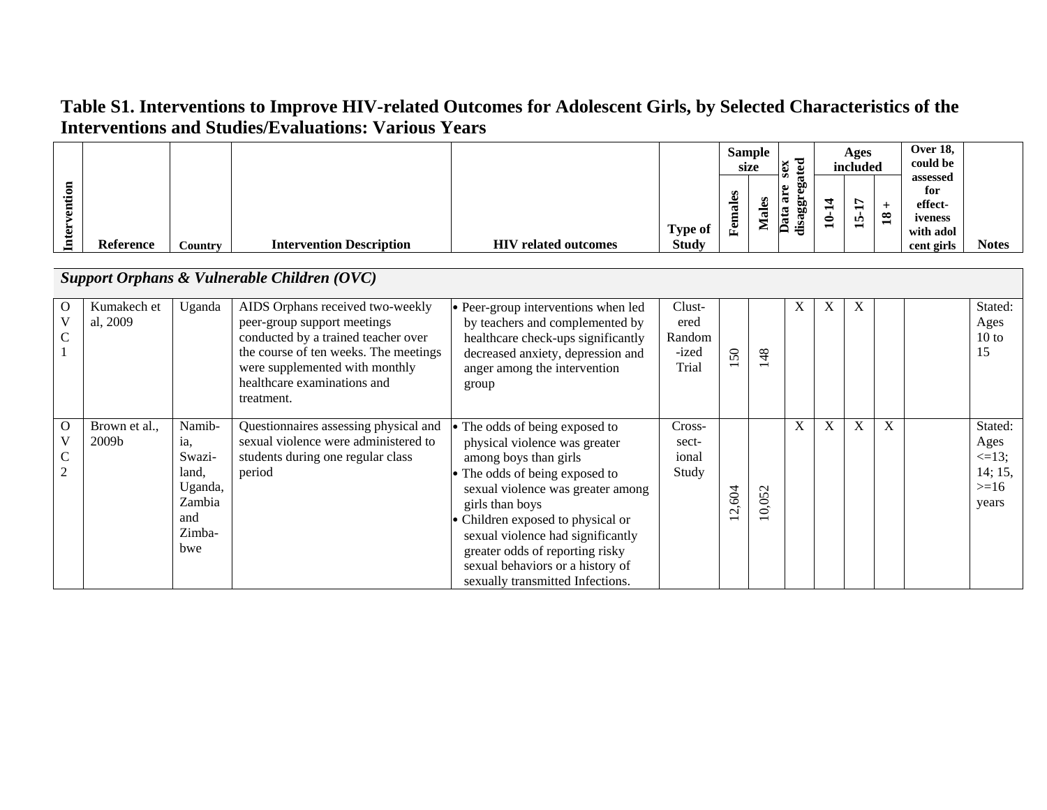# Table S1. Interventions to Improve HIV-related Outcomes for Adolescent Girls, by Selected Characteristics of the Interventions and Studies/Evaluations: Various Years

| Intervention | Reference | Country | Intervention Description | HIV related outcomes | Type of Study | Sample size | | Data are sex disaggregated | Ages included | | | Over 18, could be assessed for effect-iveness with adolcent girls | Notes |
|---|---|---|---|---|---|---|---|---|---|---|---|---|---|
| | | | | | | Females | Males | | 10-14 | 15-17 | 18 + | | |
| ***Support Orphans & Vulnerable Children (OVC)*** | | | | | | | | | | | | | |
| OVC 1 | Kumakech et al, 2009 | Uganda | AIDS Orphans received two-weekly peer-group support meetings conducted by a trained teacher over the course of ten weeks. The meetings were supplemented with monthly healthcare examinations and treatment. | • Peer-group interventions when led by teachers and complemented by healthcare check-ups significantly decreased anxiety, depression and anger among the intervention group | Clust-ered Random-ized Trial | 150 | 148 | X | X | X | | | Stated: Ages 10 to 15 |
| OVC 2 | Brown et al., 2009b | Namib-ia, Swazi-land, Uganda, Zambia and Zimba-bwe | Questionnaires assessing physical and sexual violence were administered to students during one regular class period | • The odds of being exposed to physical violence was greater among boys than girls<br>• The odds of being exposed to sexual violence was greater among girls than boys<br>• Children exposed to physical or sexual violence had significantly greater odds of reporting risky sexual behaviors or a history of sexually transmitted Infections. | Cross-sect-ional Study | 12,604 | 10,052 | X | X | X | X | | Stated: Ages <=13; 14; 15, >=16 years |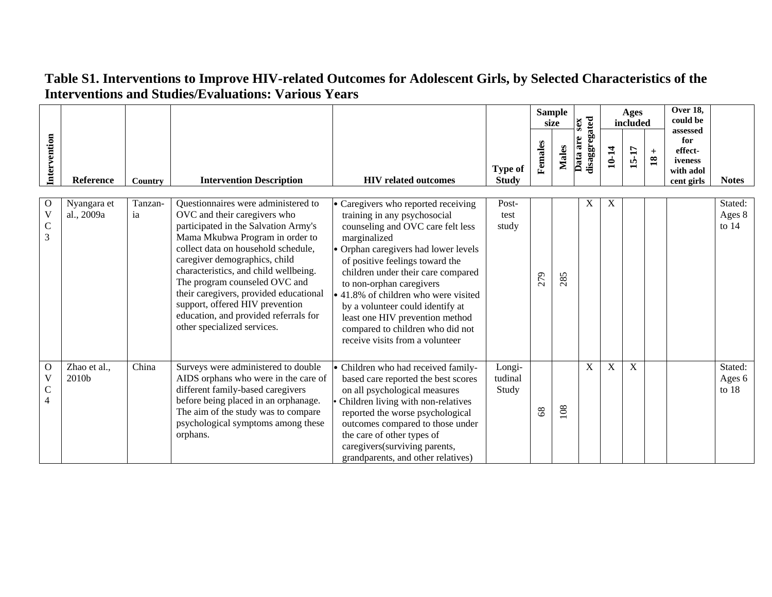# Table S1. Interventions to Improve HIV-related Outcomes for Adolescent Girls, by Selected Characteristics of the Interventions and Studies/Evaluations: Various Years

| Intervention | Reference | Country | Intervention Description | HIV related outcomes | Type of Study | Sample size | | Data are sex disaggregated | Ages included | | | Over 18, could be assessed for effect-iveness with adolcent girls | Notes |
|---|---|---|---|---|---|---|---|---|---|---|---|---|---|
| | | | | | | Females | Males | | 10-14 | 15-17 | 18 + | | |
| OVC 3 | Nyangara et al., 2009a | Tanzan-ia | Questionnaires were administered to OVC and their caregivers who participated in the Salvation Army's Mama Mkubwa Program in order to collect data on household schedule, caregiver demographics, child characteristics, and child wellbeing. The program counseled OVC and their caregivers, provided educational support, offered HIV prevention education, and provided referrals for other specialized services. | • Caregivers who reported receiving training in any psychosocial counseling and OVC care felt less marginalized<br>• Orphan caregivers had lower levels of positive feelings toward the children under their care compared to non-orphan caregivers<br>• 41.8% of children who were visited by a volunteer could identify at least one HIV prevention method compared to children who did not receive visits from a volunteer | Post-test study | 279 | 285 | X | X | | | | Stated: Ages 8 to 14 |
| OVC 4 | Zhao et al., 2010b | China | Surveys were administered to double AIDS orphans who were in the care of different family-based caregivers before being placed in an orphanage. The aim of the study was to compare psychological symptoms among these orphans. | • Children who had received family-based care reported the best scores on all psychological measures<br>• Children living with non-relatives reported the worse psychological outcomes compared to those under the care of other types of caregivers(surviving parents, grandparents, and other relatives) | Longi-tudinal Study | 68 | 108 | X | X | X | | | Stated: Ages 6 to 18 |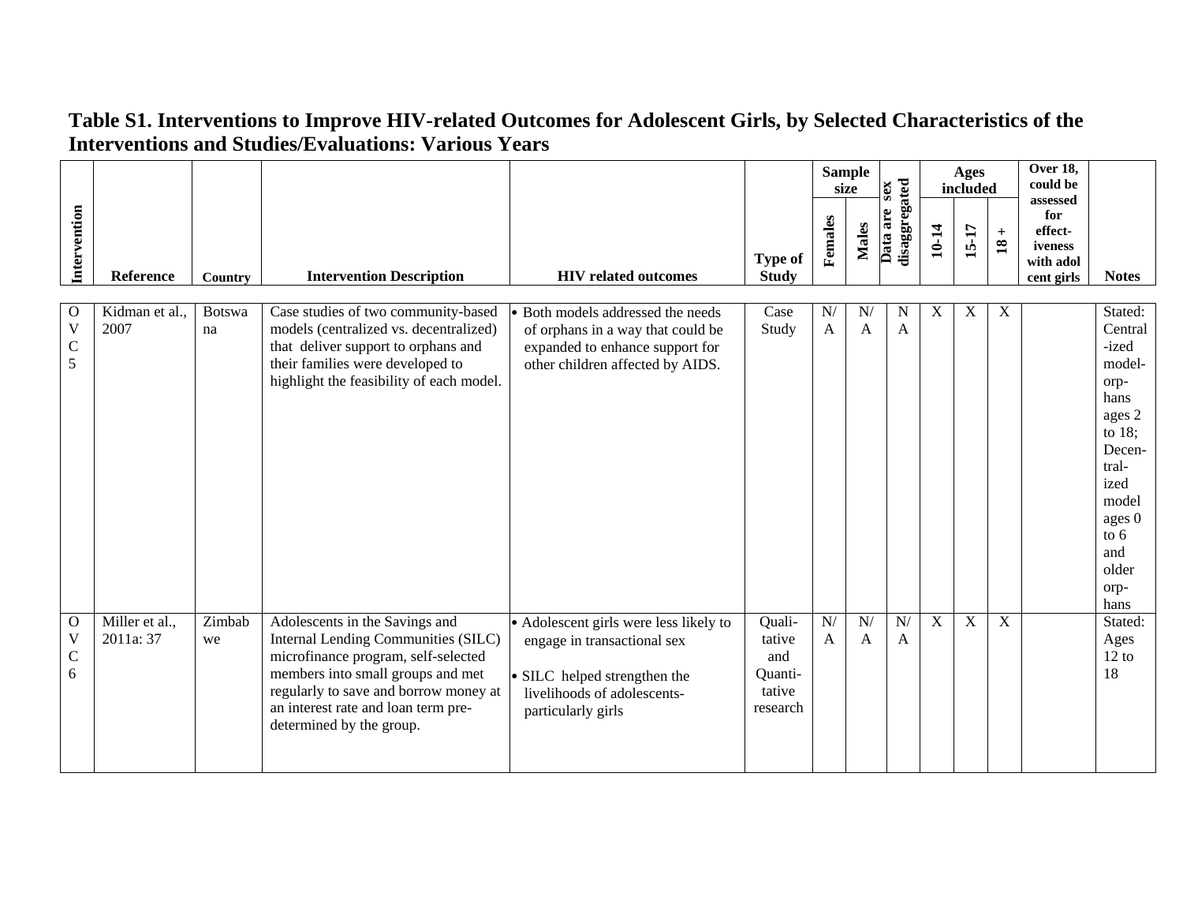## Table S1. Interventions to Improve HIV-related Outcomes for Adolescent Girls, by Selected Characteristics of the Interventions and Studies/Evaluations: Various Years

| Intervention | Reference | Country | Intervention Description | HIV related outcomes | Type of Study | Sample size | | Data are sex disaggregated | Ages included | | | Over 18, could be assessed for effect-iveness with adolescent girls | Notes |
|---|---|---|---|---|---|---|---|---|---|---|---|---|---|
| | | | | | | Females | Males | | 10-14 | 15-17 | 18 + | | |
| OVC 5 | Kidman et al., 2007 | Botswana | Case studies of two community-based models (centralized vs. decentralized) that deliver support to orphans and their families were developed to highlight the feasibility of each model. | • Both models addressed the needs of orphans in a way that could be expanded to enhance support for other children affected by AIDS. | Case Study | N/A | N/A | NA | X | X | X | | Stated: Centralized model-orphans ages 2 to 18; Decentralized model ages 0 to 6 and older orphans |
| OVC 6 | Miller et al., 2011a: 37 | Zimbabwe | Adolescents in the Savings and Internal Lending Communities (SILC) microfinance program, self-selected members into small groups and met regularly to save and borrow money at an interest rate and loan term pre-determined by the group. | • Adolescent girls were less likely to engage in transactional sex<br>• SILC helped strengthen the livelihoods of adolescents-particularly girls | Qualitative and Quantitative research | N/A | N/A | N/A | X | X | X | | Stated: Ages 12 to 18 |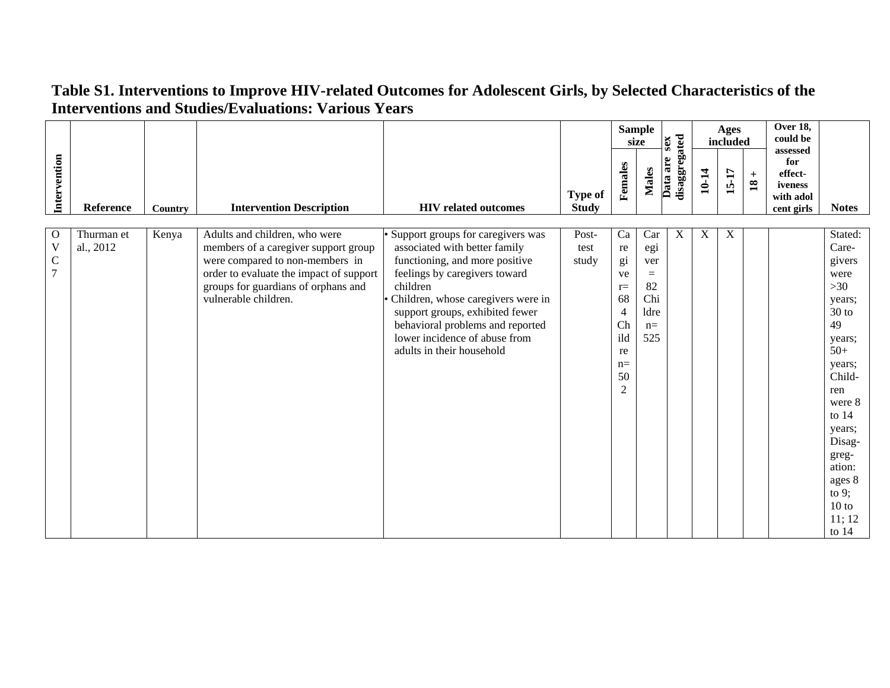## Table S1. Interventions to Improve HIV-related Outcomes for Adolescent Girls, by Selected Characteristics of the Interventions and Studies/Evaluations: Various Years

| Intervention | Reference | Country | Intervention Description | HIV related outcomes | Type of Study | Sample size | | Data are sex disaggregated | Ages included | | | Over 18, could be assessed for effect-iveness with adolcent girls | Notes |
|---|---|---|---|---|---|---|---|---|---|---|---|---|---|
| | | | | | | Females | Males | | 10-14 | 15-17 | 18 + | | |
| OVC 7 | Thurman et al., 2012 | Kenya | Adults and children, who were members of a caregiver support group were compared to non-members in order to evaluate the impact of support groups for guardians of orphans and vulnerable children. | • Support groups for caregivers was associated with better family functioning, and more positive feelings by caregivers toward children<br>• Children, whose caregivers were in support groups, exhibited fewer behavioral problems and reported lower incidence of abuse from adults in their household | Post-test study | Caregiver= 684 Children= 502 | Caregiver = 82 Children= 525 | X | X | X | | | Stated: Care-givers were >30 years; 30 to 49 years; 50+ years; Child-ren were 8 to 14 years; Disag-greg-ation: ages 8 to 9; 10 to 11; 12 to 14 |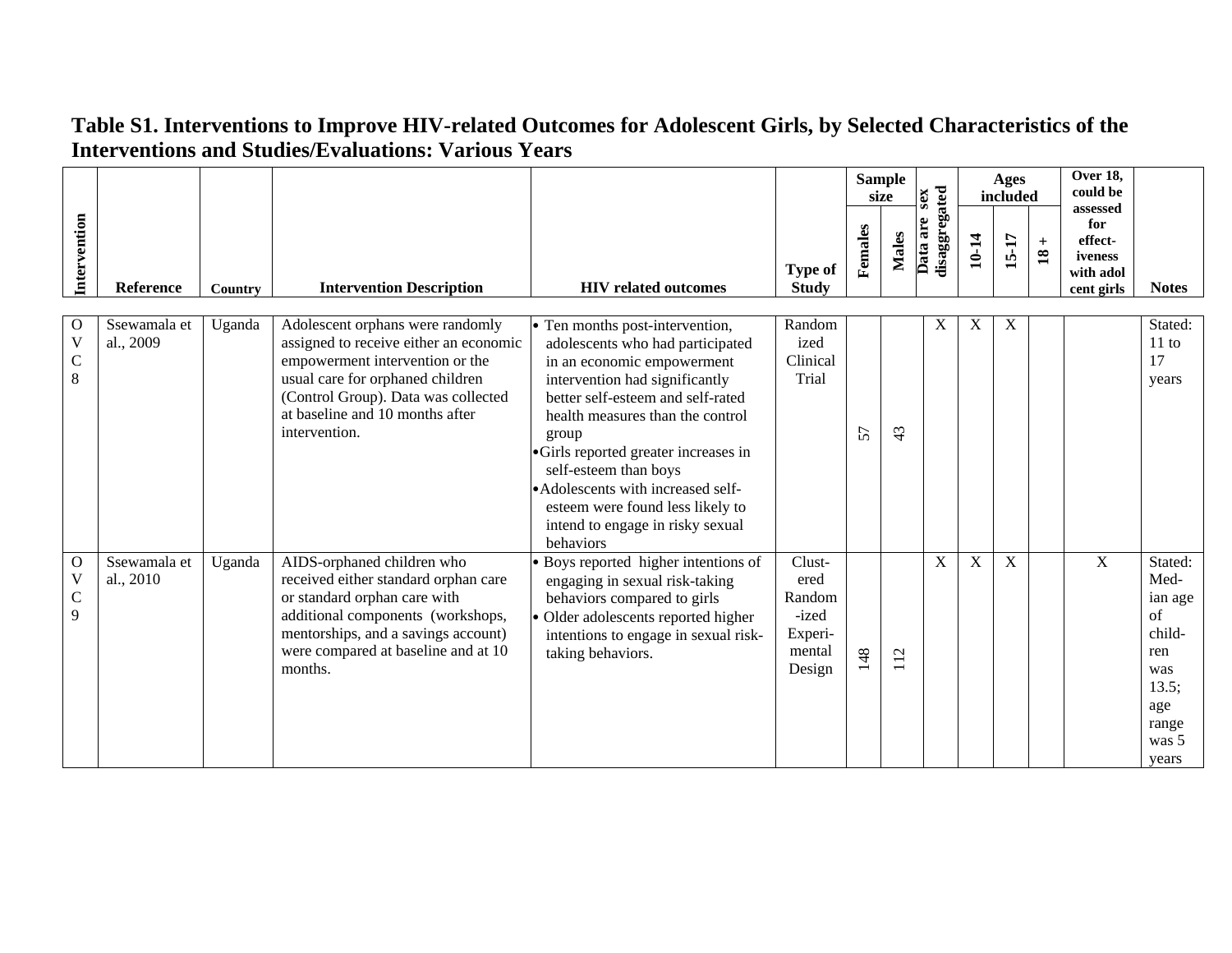# Table S1. Interventions to Improve HIV-related Outcomes for Adolescent Girls, by Selected Characteristics of the Interventions and Studies/Evaluations: Various Years

| Intervention | Reference | Country | Intervention Description | HIV related outcomes | Type of Study | Sample size | | Data are sex disaggregated | Ages included | | | Over 18, could be assessed for effect-iveness with adol cent girls | Notes |
|---|---|---|---|---|---|---|---|---|---|---|---|---|---|
| | | | | | | Females | Males | | 10-14 | 15-17 | 18 + | | |
| OVC 8 | Ssewamala et al., 2009 | Uganda | Adolescent orphans were randomly assigned to receive either an economic empowerment intervention or the usual care for orphaned children (Control Group). Data was collected at baseline and 10 months after intervention. | • Ten months post-intervention, adolescents who had participated in an economic empowerment intervention had significantly better self-esteem and self-rated health measures than the control group<br>• Girls reported greater increases in self-esteem than boys<br>• Adolescents with increased self-esteem were found less likely to intend to engage in risky sexual behaviors | Randomized Clinical Trial | 57 | 43 | X | X | X | | | Stated: 11 to 17 years |
| OVC 9 | Ssewamala et al., 2010 | Uganda | AIDS-orphaned children who received either standard orphan care or standard orphan care with additional components (workshops, mentorships, and a savings account) were compared at baseline and at 10 months. | • Boys reported higher intentions of engaging in sexual risk-taking behaviors compared to girls<br>• Older adolescents reported higher intentions to engage in sexual risk-taking behaviors. | Clustered Random-ized Experi-mental Design | 148 | 112 | X | X | X | | X | Stated: Median age of children was 13.5; age range was 5 years |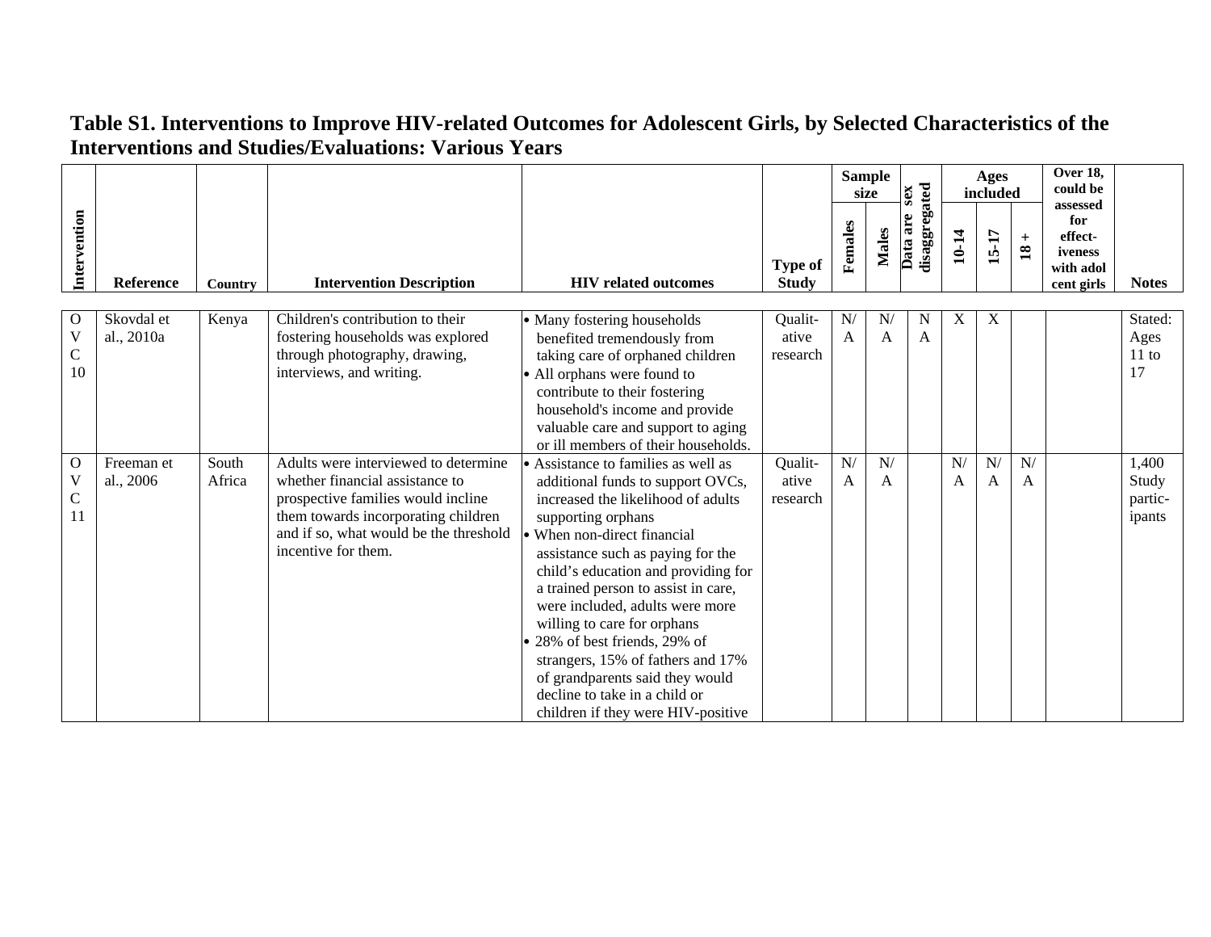# Table S1. Interventions to Improve HIV-related Outcomes for Adolescent Girls, by Selected Characteristics of the Interventions and Studies/Evaluations: Various Years

| Intervention | Reference | Country | Intervention Description | HIV related outcomes | Type of Study | Sample size | | Data are sex disaggregated | Ages included | | | Over 18, could be assessed for effect-iveness with adolescent girls | Notes |
|---|---|---|---|---|---|---|---|---|---|---|---|---|---|
| | | | | | | Females | Males | | 10-14 | 15-17 | 18 + | | |
| OVC 10 | Skovdal et al., 2010a | Kenya | Children's contribution to their fostering households was explored through photography, drawing, interviews, and writing. | • Many fostering households benefited tremendously from taking care of orphaned children<br>• All orphans were found to contribute to their fostering household's income and provide valuable care and support to aging or ill members of their households. | Qualitative research | N/A | N/A | NA | X | X | | | Stated: Ages 11 to 17 |
| OVC 11 | Freeman et al., 2006 | South Africa | Adults were interviewed to determine whether financial assistance to prospective families would incline them towards incorporating children and if so, what would be the threshold incentive for them. | • Assistance to families as well as additional funds to support OVCs, increased the likelihood of adults supporting orphans<br>• When non-direct financial assistance such as paying for the child's education and providing for a trained person to assist in care, were included, adults were more willing to care for orphans<br>• 28% of best friends, 29% of strangers, 15% of fathers and 17% of grandparents said they would decline to take in a child or children if they were HIV-positive | Qualitative research | N/A | N/A | | N/A | N/A | N/A | | 1,400 Study participants |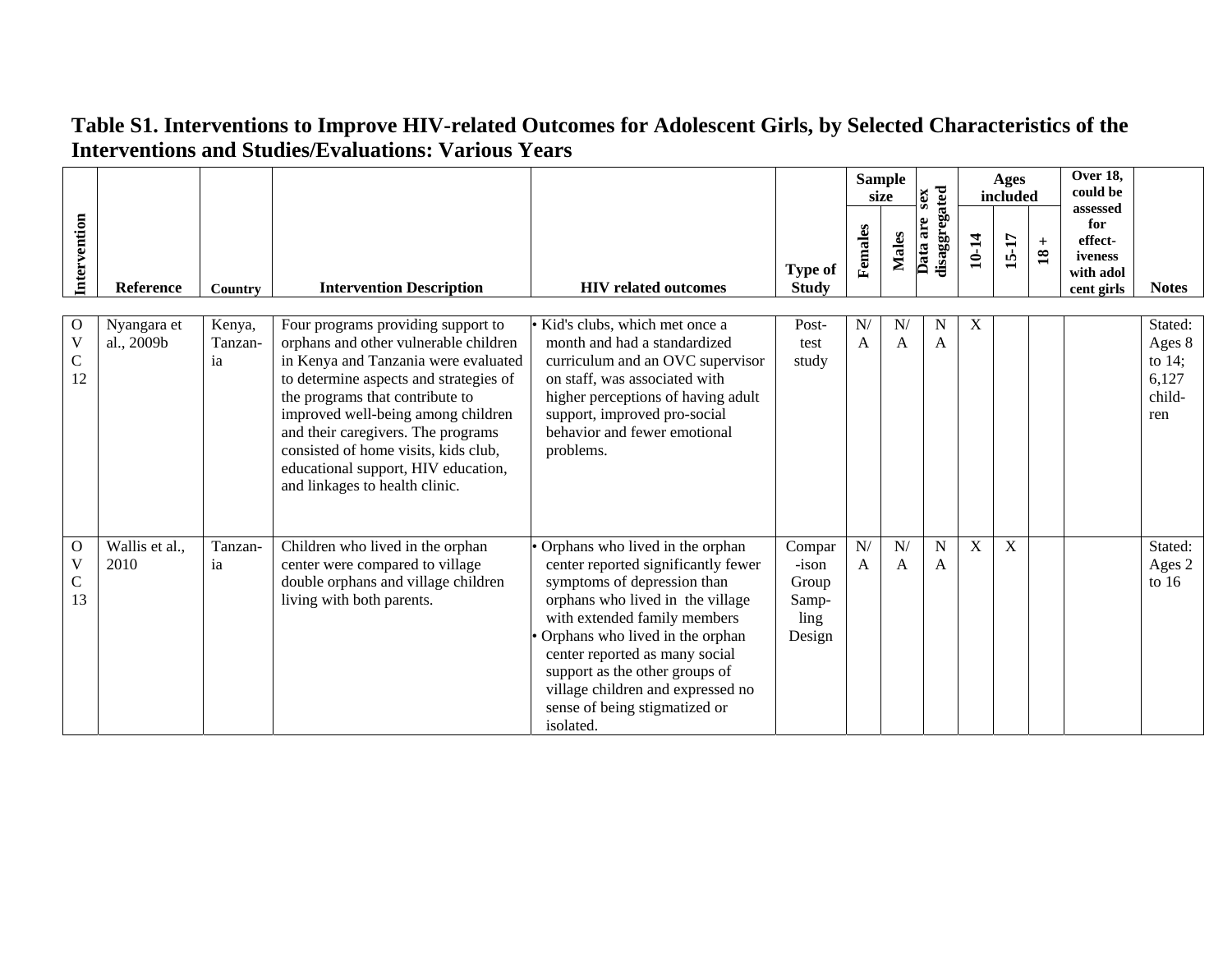# Table S1. Interventions to Improve HIV-related Outcomes for Adolescent Girls, by Selected Characteristics of the Interventions and Studies/Evaluations: Various Years

| Intervention | Reference | Country | Intervention Description | HIV related outcomes | Type of Study | Sample size | | Data are sex disaggregated | Ages included | | | Over 18, could be assessed for effect-iveness with adol cent girls | Notes |
|---|---|---|---|---|---|---|---|---|---|---|---|---|---|
| | | | | | | Females | Males | | 10-14 | 15-17 | 18 + | | |
| OVC 12 | Nyangara et al., 2009b | Kenya, Tanzania | Four programs providing support to orphans and other vulnerable children in Kenya and Tanzania were evaluated to determine aspects and strategies of the programs that contribute to improved well-being among children and their caregivers. The programs consisted of home visits, kids club, educational support, HIV education, and linkages to health clinic. | • Kid's clubs, which met once a month and had a standardized curriculum and an OVC supervisor on staff, was associated with higher perceptions of having adult support, improved pro-social behavior and fewer emotional problems. | Post-test study | N/A | N/A | NA | X | | | | Stated: Ages 8 to 14; 6,127 children |
| OVC 13 | Wallis et al., 2010 | Tanzania | Children who lived in the orphan center were compared to village double orphans and village children living with both parents. | • Orphans who lived in the orphan center reported significantly fewer symptoms of depression than orphans who lived in the village with extended family members<br>• Orphans who lived in the orphan center reported as many social support as the other groups of village children and expressed no sense of being stigmatized or isolated. | Comparison Group Sampling Design | N/A | N/A | NA | X | X | | | Stated: Ages 2 to 16 |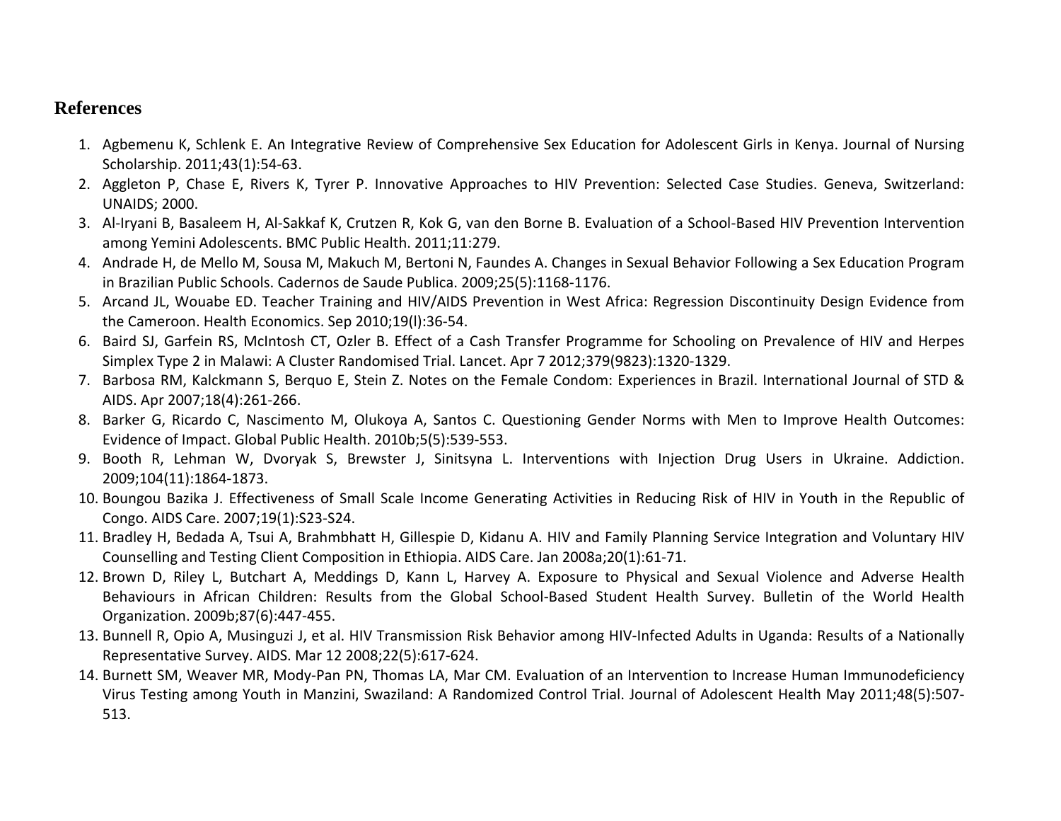# References

1. Agbemenu K, Schlenk E. An Integrative Review of Comprehensive Sex Education for Adolescent Girls in Kenya. Journal of Nursing Scholarship. 2011;43(1):54-63.
2. Aggleton P, Chase E, Rivers K, Tyrer P. Innovative Approaches to HIV Prevention: Selected Case Studies. Geneva, Switzerland: UNAIDS; 2000.
3. Al-Iryani B, Basaleem H, Al-Sakkaf K, Crutzen R, Kok G, van den Borne B. Evaluation of a School-Based HIV Prevention Intervention among Yemini Adolescents. BMC Public Health. 2011;11:279.
4. Andrade H, de Mello M, Sousa M, Makuch M, Bertoni N, Faundes A. Changes in Sexual Behavior Following a Sex Education Program in Brazilian Public Schools. Cadernos de Saude Publica. 2009;25(5):1168-1176.
5. Arcand JL, Wouabe ED. Teacher Training and HIV/AIDS Prevention in West Africa: Regression Discontinuity Design Evidence from the Cameroon. Health Economics. Sep 2010;19(l):36-54.
6. Baird SJ, Garfein RS, McIntosh CT, Ozler B. Effect of a Cash Transfer Programme for Schooling on Prevalence of HIV and Herpes Simplex Type 2 in Malawi: A Cluster Randomised Trial. Lancet. Apr 7 2012;379(9823):1320-1329.
7. Barbosa RM, Kalckmann S, Berquo E, Stein Z. Notes on the Female Condom: Experiences in Brazil. International Journal of STD & AIDS. Apr 2007;18(4):261-266.
8. Barker G, Ricardo C, Nascimento M, Olukoya A, Santos C. Questioning Gender Norms with Men to Improve Health Outcomes: Evidence of Impact. Global Public Health. 2010b;5(5):539-553.
9. Booth R, Lehman W, Dvoryak S, Brewster J, Sinitsyna L. Interventions with Injection Drug Users in Ukraine. Addiction. 2009;104(11):1864-1873.
10. Boungou Bazika J. Effectiveness of Small Scale Income Generating Activities in Reducing Risk of HIV in Youth in the Republic of Congo. AIDS Care. 2007;19(1):S23-S24.
11. Bradley H, Bedada A, Tsui A, Brahmbhatt H, Gillespie D, Kidanu A. HIV and Family Planning Service Integration and Voluntary HIV Counselling and Testing Client Composition in Ethiopia. AIDS Care. Jan 2008a;20(1):61-71.
12. Brown D, Riley L, Butchart A, Meddings D, Kann L, Harvey A. Exposure to Physical and Sexual Violence and Adverse Health Behaviours in African Children: Results from the Global School-Based Student Health Survey. Bulletin of the World Health Organization. 2009b;87(6):447-455.
13. Bunnell R, Opio A, Musinguzi J, et al. HIV Transmission Risk Behavior among HIV-Infected Adults in Uganda: Results of a Nationally Representative Survey. AIDS. Mar 12 2008;22(5):617-624.
14. Burnett SM, Weaver MR, Mody-Pan PN, Thomas LA, Mar CM. Evaluation of an Intervention to Increase Human Immunodeficiency Virus Testing among Youth in Manzini, Swaziland: A Randomized Control Trial. Journal of Adolescent Health May 2011;48(5):507-513.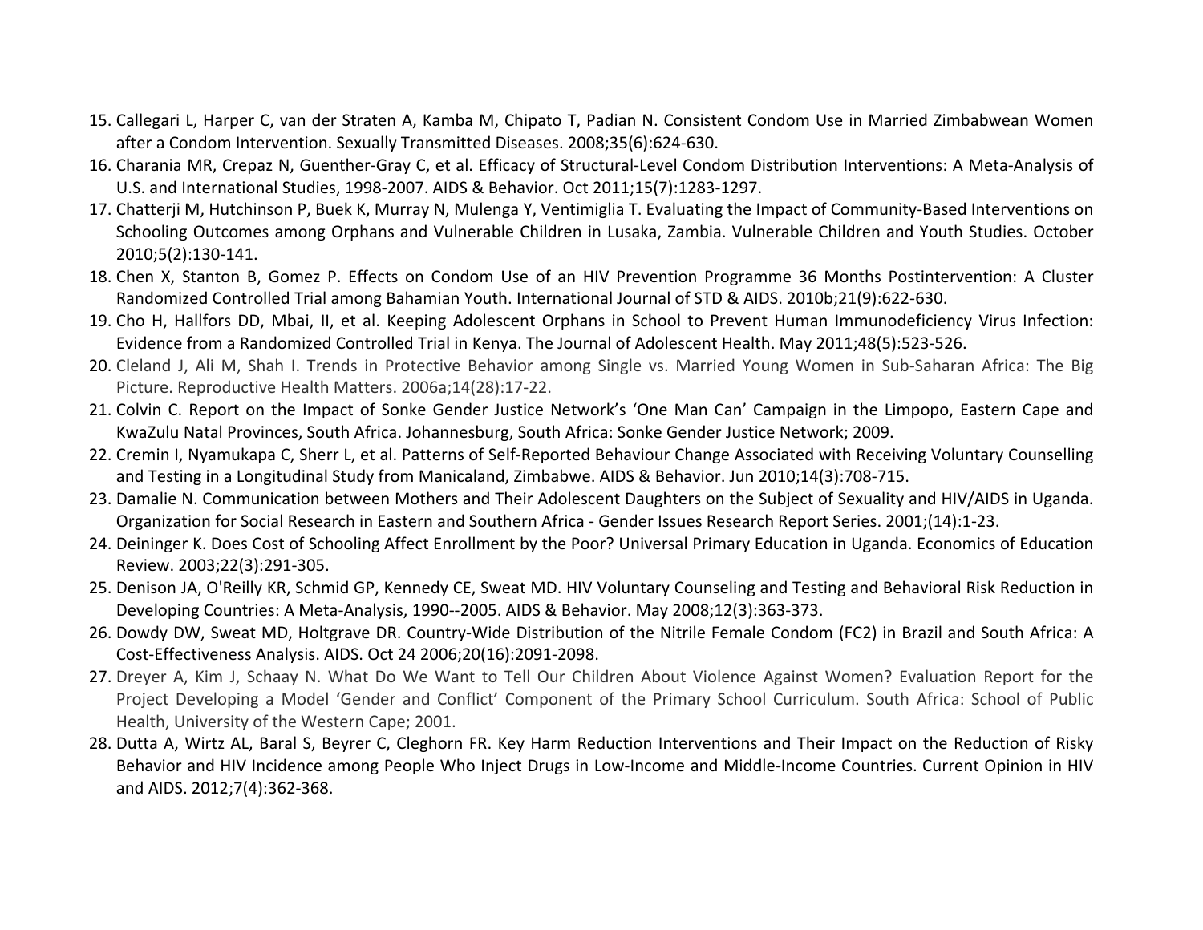15. Callegari L, Harper C, van der Straten A, Kamba M, Chipato T, Padian N. Consistent Condom Use in Married Zimbabwean Women after a Condom Intervention. Sexually Transmitted Diseases. 2008;35(6):624-630.
16. Charania MR, Crepaz N, Guenther-Gray C, et al. Efficacy of Structural-Level Condom Distribution Interventions: A Meta-Analysis of U.S. and International Studies, 1998-2007. AIDS & Behavior. Oct 2011;15(7):1283-1297.
17. Chatterji M, Hutchinson P, Buek K, Murray N, Mulenga Y, Ventimiglia T. Evaluating the Impact of Community-Based Interventions on Schooling Outcomes among Orphans and Vulnerable Children in Lusaka, Zambia. Vulnerable Children and Youth Studies. October 2010;5(2):130-141.
18. Chen X, Stanton B, Gomez P. Effects on Condom Use of an HIV Prevention Programme 36 Months Postintervention: A Cluster Randomized Controlled Trial among Bahamian Youth. International Journal of STD & AIDS. 2010b;21(9):622-630.
19. Cho H, Hallfors DD, Mbai, II, et al. Keeping Adolescent Orphans in School to Prevent Human Immunodeficiency Virus Infection: Evidence from a Randomized Controlled Trial in Kenya. The Journal of Adolescent Health. May 2011;48(5):523-526.
20. Cleland J, Ali M, Shah I. Trends in Protective Behavior among Single vs. Married Young Women in Sub-Saharan Africa: The Big Picture. Reproductive Health Matters. 2006a;14(28):17-22.
21. Colvin C. Report on the Impact of Sonke Gender Justice Network's 'One Man Can' Campaign in the Limpopo, Eastern Cape and KwaZulu Natal Provinces, South Africa. Johannesburg, South Africa: Sonke Gender Justice Network; 2009.
22. Cremin I, Nyamukapa C, Sherr L, et al. Patterns of Self-Reported Behaviour Change Associated with Receiving Voluntary Counselling and Testing in a Longitudinal Study from Manicaland, Zimbabwe. AIDS & Behavior. Jun 2010;14(3):708-715.
23. Damalie N. Communication between Mothers and Their Adolescent Daughters on the Subject of Sexuality and HIV/AIDS in Uganda. Organization for Social Research in Eastern and Southern Africa - Gender Issues Research Report Series. 2001;(14):1-23.
24. Deininger K. Does Cost of Schooling Affect Enrollment by the Poor? Universal Primary Education in Uganda. Economics of Education Review. 2003;22(3):291-305.
25. Denison JA, O'Reilly KR, Schmid GP, Kennedy CE, Sweat MD. HIV Voluntary Counseling and Testing and Behavioral Risk Reduction in Developing Countries: A Meta-Analysis, 1990--2005. AIDS & Behavior. May 2008;12(3):363-373.
26. Dowdy DW, Sweat MD, Holtgrave DR. Country-Wide Distribution of the Nitrile Female Condom (FC2) in Brazil and South Africa: A Cost-Effectiveness Analysis. AIDS. Oct 24 2006;20(16):2091-2098.
27. Dreyer A, Kim J, Schaay N. What Do We Want to Tell Our Children About Violence Against Women? Evaluation Report for the Project Developing a Model 'Gender and Conflict' Component of the Primary School Curriculum. South Africa: School of Public Health, University of the Western Cape; 2001.
28. Dutta A, Wirtz AL, Baral S, Beyrer C, Cleghorn FR. Key Harm Reduction Interventions and Their Impact on the Reduction of Risky Behavior and HIV Incidence among People Who Inject Drugs in Low-Income and Middle-Income Countries. Current Opinion in HIV and AIDS. 2012;7(4):362-368.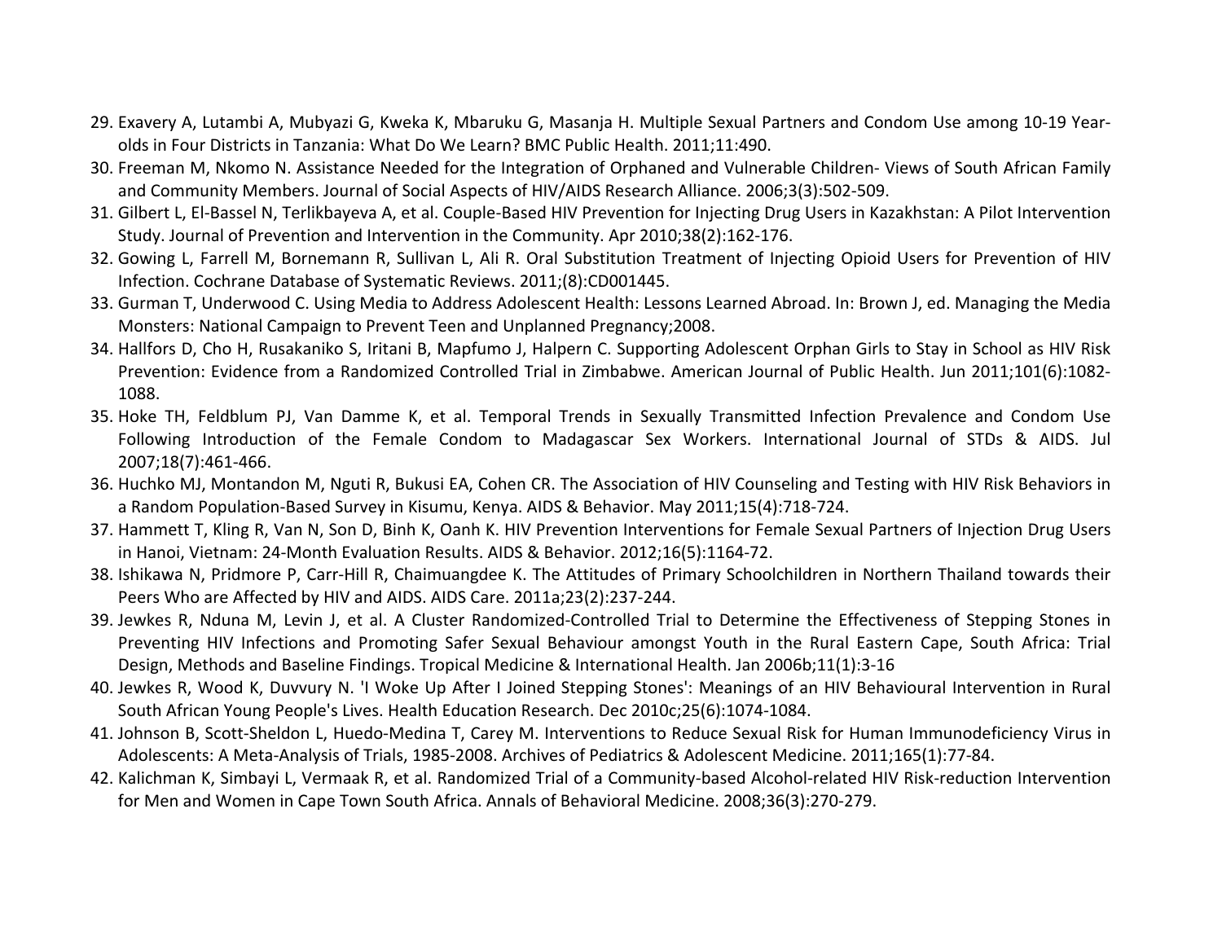29. Exavery A, Lutambi A, Mubyazi G, Kweka K, Mbaruku G, Masanja H. Multiple Sexual Partners and Condom Use among 10-19 Year-olds in Four Districts in Tanzania: What Do We Learn? BMC Public Health. 2011;11:490.
30. Freeman M, Nkomo N. Assistance Needed for the Integration of Orphaned and Vulnerable Children- Views of South African Family and Community Members. Journal of Social Aspects of HIV/AIDS Research Alliance. 2006;3(3):502-509.
31. Gilbert L, El-Bassel N, Terlikbayeva A, et al. Couple-Based HIV Prevention for Injecting Drug Users in Kazakhstan: A Pilot Intervention Study. Journal of Prevention and Intervention in the Community. Apr 2010;38(2):162-176.
32. Gowing L, Farrell M, Bornemann R, Sullivan L, Ali R. Oral Substitution Treatment of Injecting Opioid Users for Prevention of HIV Infection. Cochrane Database of Systematic Reviews. 2011;(8):CD001445.
33. Gurman T, Underwood C. Using Media to Address Adolescent Health: Lessons Learned Abroad. In: Brown J, ed. Managing the Media Monsters: National Campaign to Prevent Teen and Unplanned Pregnancy;2008.
34. Hallfors D, Cho H, Rusakaniko S, Iritani B, Mapfumo J, Halpern C. Supporting Adolescent Orphan Girls to Stay in School as HIV Risk Prevention: Evidence from a Randomized Controlled Trial in Zimbabwe. American Journal of Public Health. Jun 2011;101(6):1082-1088.
35. Hoke TH, Feldblum PJ, Van Damme K, et al. Temporal Trends in Sexually Transmitted Infection Prevalence and Condom Use Following Introduction of the Female Condom to Madagascar Sex Workers. International Journal of STDs & AIDS. Jul 2007;18(7):461-466.
36. Huchko MJ, Montandon M, Nguti R, Bukusi EA, Cohen CR. The Association of HIV Counseling and Testing with HIV Risk Behaviors in a Random Population-Based Survey in Kisumu, Kenya. AIDS & Behavior. May 2011;15(4):718-724.
37. Hammett T, Kling R, Van N, Son D, Binh K, Oanh K. HIV Prevention Interventions for Female Sexual Partners of Injection Drug Users in Hanoi, Vietnam: 24-Month Evaluation Results. AIDS & Behavior. 2012;16(5):1164-72.
38. Ishikawa N, Pridmore P, Carr-Hill R, Chaimuangdee K. The Attitudes of Primary Schoolchildren in Northern Thailand towards their Peers Who are Affected by HIV and AIDS. AIDS Care. 2011a;23(2):237-244.
39. Jewkes R, Nduna M, Levin J, et al. A Cluster Randomized-Controlled Trial to Determine the Effectiveness of Stepping Stones in Preventing HIV Infections and Promoting Safer Sexual Behaviour amongst Youth in the Rural Eastern Cape, South Africa: Trial Design, Methods and Baseline Findings. Tropical Medicine & International Health. Jan 2006b;11(1):3-16
40. Jewkes R, Wood K, Duvvury N. 'I Woke Up After I Joined Stepping Stones': Meanings of an HIV Behavioural Intervention in Rural South African Young People's Lives. Health Education Research. Dec 2010c;25(6):1074-1084.
41. Johnson B, Scott-Sheldon L, Huedo-Medina T, Carey M. Interventions to Reduce Sexual Risk for Human Immunodeficiency Virus in Adolescents: A Meta-Analysis of Trials, 1985-2008. Archives of Pediatrics & Adolescent Medicine. 2011;165(1):77-84.
42. Kalichman K, Simbayi L, Vermaak R, et al. Randomized Trial of a Community-based Alcohol-related HIV Risk-reduction Intervention for Men and Women in Cape Town South Africa. Annals of Behavioral Medicine. 2008;36(3):270-279.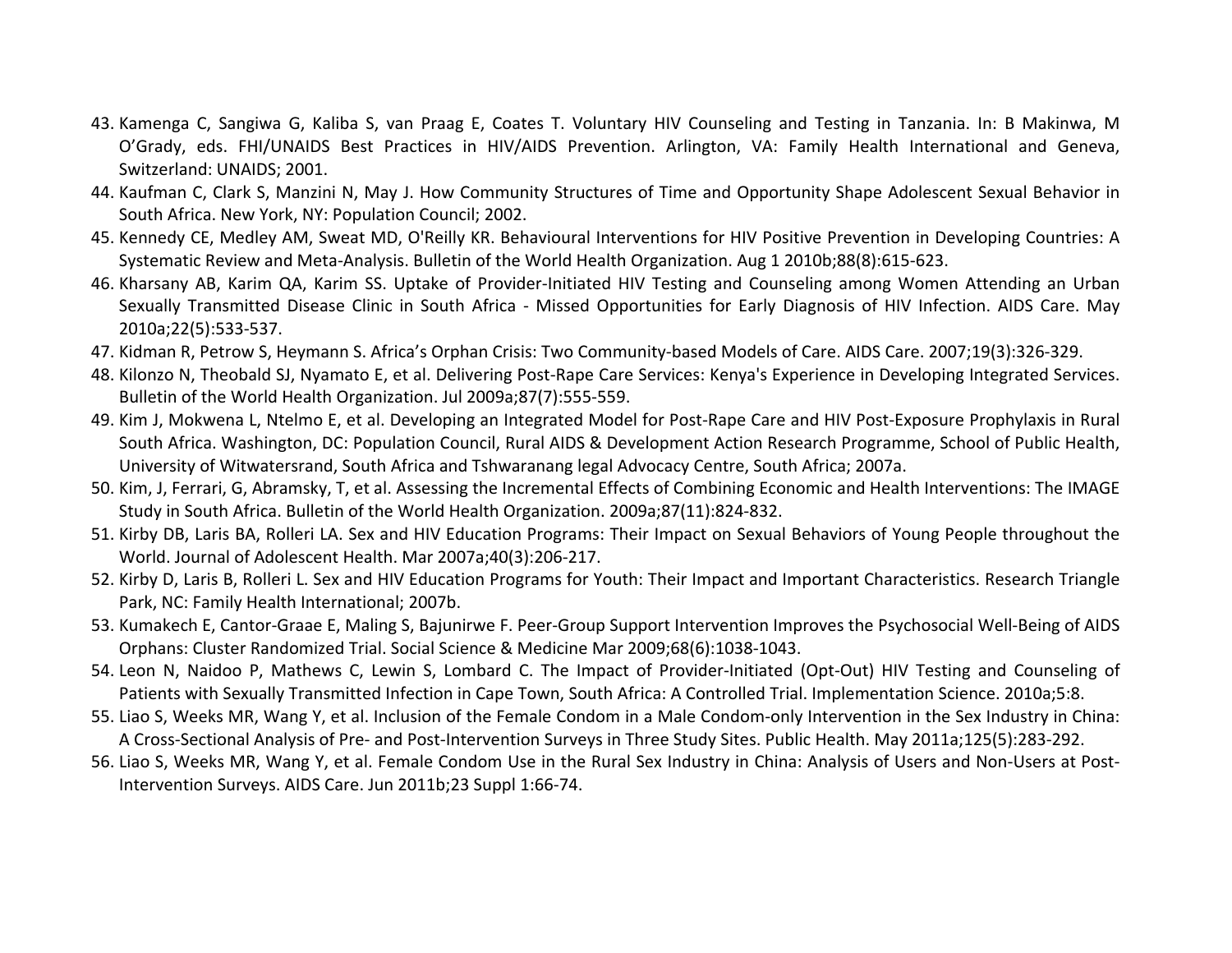43. Kamenga C, Sangiwa G, Kaliba S, van Praag E, Coates T. Voluntary HIV Counseling and Testing in Tanzania. In: B Makinwa, M O'Grady, eds. FHI/UNAIDS Best Practices in HIV/AIDS Prevention. Arlington, VA: Family Health International and Geneva, Switzerland: UNAIDS; 2001.
44. Kaufman C, Clark S, Manzini N, May J. How Community Structures of Time and Opportunity Shape Adolescent Sexual Behavior in South Africa. New York, NY: Population Council; 2002.
45. Kennedy CE, Medley AM, Sweat MD, O'Reilly KR. Behavioural Interventions for HIV Positive Prevention in Developing Countries: A Systematic Review and Meta-Analysis. Bulletin of the World Health Organization. Aug 1 2010b;88(8):615-623.
46. Kharsany AB, Karim QA, Karim SS. Uptake of Provider-Initiated HIV Testing and Counseling among Women Attending an Urban Sexually Transmitted Disease Clinic in South Africa - Missed Opportunities for Early Diagnosis of HIV Infection. AIDS Care. May 2010a;22(5):533-537.
47. Kidman R, Petrow S, Heymann S. Africa's Orphan Crisis: Two Community-based Models of Care. AIDS Care. 2007;19(3):326-329.
48. Kilonzo N, Theobald SJ, Nyamato E, et al. Delivering Post-Rape Care Services: Kenya's Experience in Developing Integrated Services. Bulletin of the World Health Organization. Jul 2009a;87(7):555-559.
49. Kim J, Mokwena L, Ntelmo E, et al. Developing an Integrated Model for Post-Rape Care and HIV Post-Exposure Prophylaxis in Rural South Africa. Washington, DC: Population Council, Rural AIDS & Development Action Research Programme, School of Public Health, University of Witwatersrand, South Africa and Tshwaranang legal Advocacy Centre, South Africa; 2007a.
50. Kim, J, Ferrari, G, Abramsky, T, et al. Assessing the Incremental Effects of Combining Economic and Health Interventions: The IMAGE Study in South Africa. Bulletin of the World Health Organization. 2009a;87(11):824-832.
51. Kirby DB, Laris BA, Rolleri LA. Sex and HIV Education Programs: Their Impact on Sexual Behaviors of Young People throughout the World. Journal of Adolescent Health. Mar 2007a;40(3):206-217.
52. Kirby D, Laris B, Rolleri L. Sex and HIV Education Programs for Youth: Their Impact and Important Characteristics. Research Triangle Park, NC: Family Health International; 2007b.
53. Kumakech E, Cantor-Graae E, Maling S, Bajunirwe F. Peer-Group Support Intervention Improves the Psychosocial Well-Being of AIDS Orphans: Cluster Randomized Trial. Social Science & Medicine Mar 2009;68(6):1038-1043.
54. Leon N, Naidoo P, Mathews C, Lewin S, Lombard C. The Impact of Provider-Initiated (Opt-Out) HIV Testing and Counseling of Patients with Sexually Transmitted Infection in Cape Town, South Africa: A Controlled Trial. Implementation Science. 2010a;5:8.
55. Liao S, Weeks MR, Wang Y, et al. Inclusion of the Female Condom in a Male Condom-only Intervention in the Sex Industry in China: A Cross-Sectional Analysis of Pre- and Post-Intervention Surveys in Three Study Sites. Public Health. May 2011a;125(5):283-292.
56. Liao S, Weeks MR, Wang Y, et al. Female Condom Use in the Rural Sex Industry in China: Analysis of Users and Non-Users at Post-Intervention Surveys. AIDS Care. Jun 2011b;23 Suppl 1:66-74.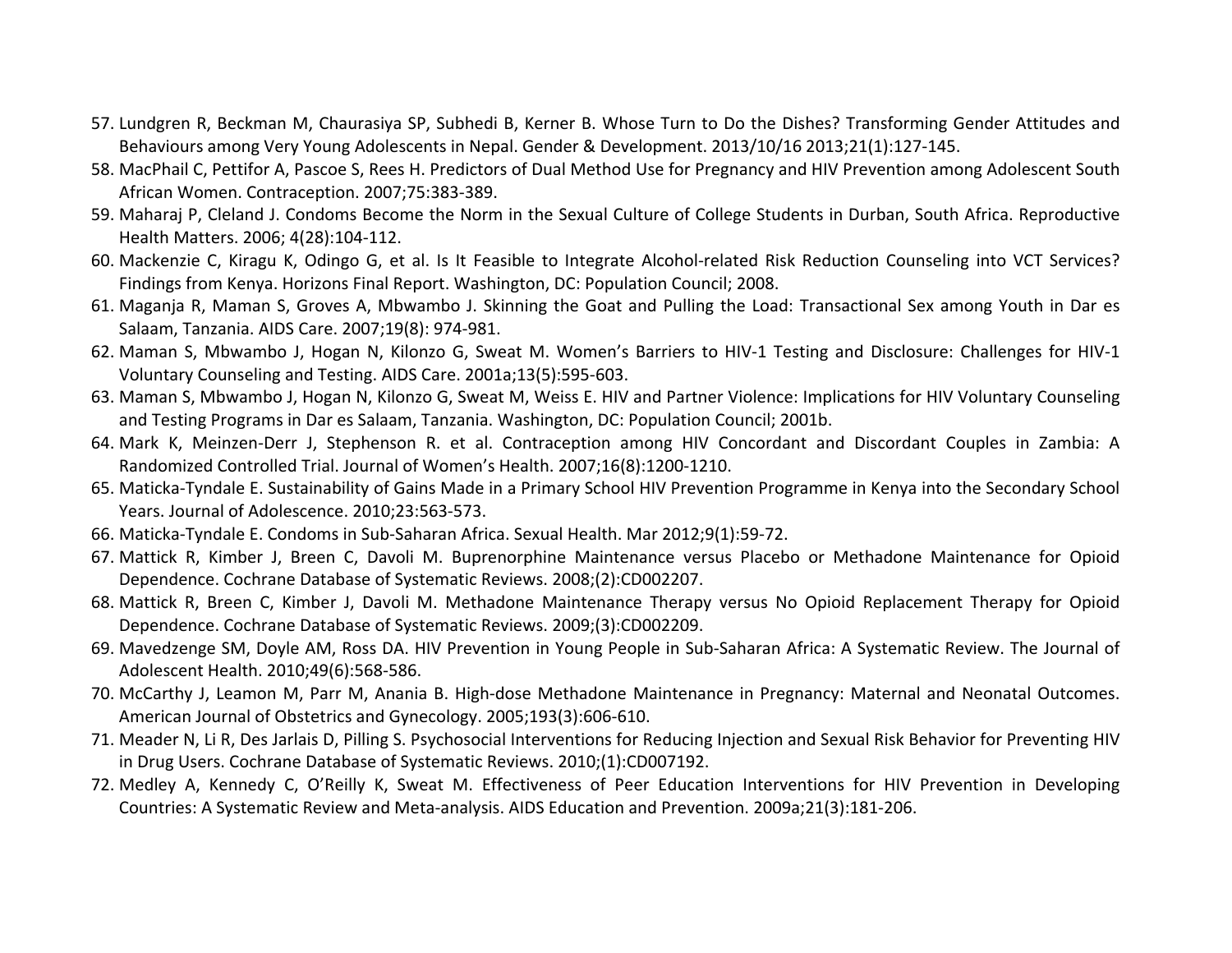57. Lundgren R, Beckman M, Chaurasiya SP, Subhedi B, Kerner B. Whose Turn to Do the Dishes? Transforming Gender Attitudes and Behaviours among Very Young Adolescents in Nepal. Gender & Development. 2013/10/16 2013;21(1):127-145.
58. MacPhail C, Pettifor A, Pascoe S, Rees H. Predictors of Dual Method Use for Pregnancy and HIV Prevention among Adolescent South African Women. Contraception. 2007;75:383-389.
59. Maharaj P, Cleland J. Condoms Become the Norm in the Sexual Culture of College Students in Durban, South Africa. Reproductive Health Matters. 2006; 4(28):104-112.
60. Mackenzie C, Kiragu K, Odingo G, et al. Is It Feasible to Integrate Alcohol-related Risk Reduction Counseling into VCT Services? Findings from Kenya. Horizons Final Report. Washington, DC: Population Council; 2008.
61. Maganja R, Maman S, Groves A, Mbwambo J. Skinning the Goat and Pulling the Load: Transactional Sex among Youth in Dar es Salaam, Tanzania. AIDS Care. 2007;19(8): 974-981.
62. Maman S, Mbwambo J, Hogan N, Kilonzo G, Sweat M. Women's Barriers to HIV-1 Testing and Disclosure: Challenges for HIV-1 Voluntary Counseling and Testing. AIDS Care. 2001a;13(5):595-603.
63. Maman S, Mbwambo J, Hogan N, Kilonzo G, Sweat M, Weiss E. HIV and Partner Violence: Implications for HIV Voluntary Counseling and Testing Programs in Dar es Salaam, Tanzania. Washington, DC: Population Council; 2001b.
64. Mark K, Meinzen-Derr J, Stephenson R. et al. Contraception among HIV Concordant and Discordant Couples in Zambia: A Randomized Controlled Trial. Journal of Women's Health. 2007;16(8):1200-1210.
65. Maticka-Tyndale E. Sustainability of Gains Made in a Primary School HIV Prevention Programme in Kenya into the Secondary School Years. Journal of Adolescence. 2010;23:563-573.
66. Maticka-Tyndale E. Condoms in Sub-Saharan Africa. Sexual Health. Mar 2012;9(1):59-72.
67. Mattick R, Kimber J, Breen C, Davoli M. Buprenorphine Maintenance versus Placebo or Methadone Maintenance for Opioid Dependence. Cochrane Database of Systematic Reviews. 2008;(2):CD002207.
68. Mattick R, Breen C, Kimber J, Davoli M. Methadone Maintenance Therapy versus No Opioid Replacement Therapy for Opioid Dependence. Cochrane Database of Systematic Reviews. 2009;(3):CD002209.
69. Mavedzenge SM, Doyle AM, Ross DA. HIV Prevention in Young People in Sub-Saharan Africa: A Systematic Review. The Journal of Adolescent Health. 2010;49(6):568-586.
70. McCarthy J, Leamon M, Parr M, Anania B. High-dose Methadone Maintenance in Pregnancy: Maternal and Neonatal Outcomes. American Journal of Obstetrics and Gynecology. 2005;193(3):606-610.
71. Meader N, Li R, Des Jarlais D, Pilling S. Psychosocial Interventions for Reducing Injection and Sexual Risk Behavior for Preventing HIV in Drug Users. Cochrane Database of Systematic Reviews. 2010;(1):CD007192.
72. Medley A, Kennedy C, O'Reilly K, Sweat M. Effectiveness of Peer Education Interventions for HIV Prevention in Developing Countries: A Systematic Review and Meta-analysis. AIDS Education and Prevention. 2009a;21(3):181-206.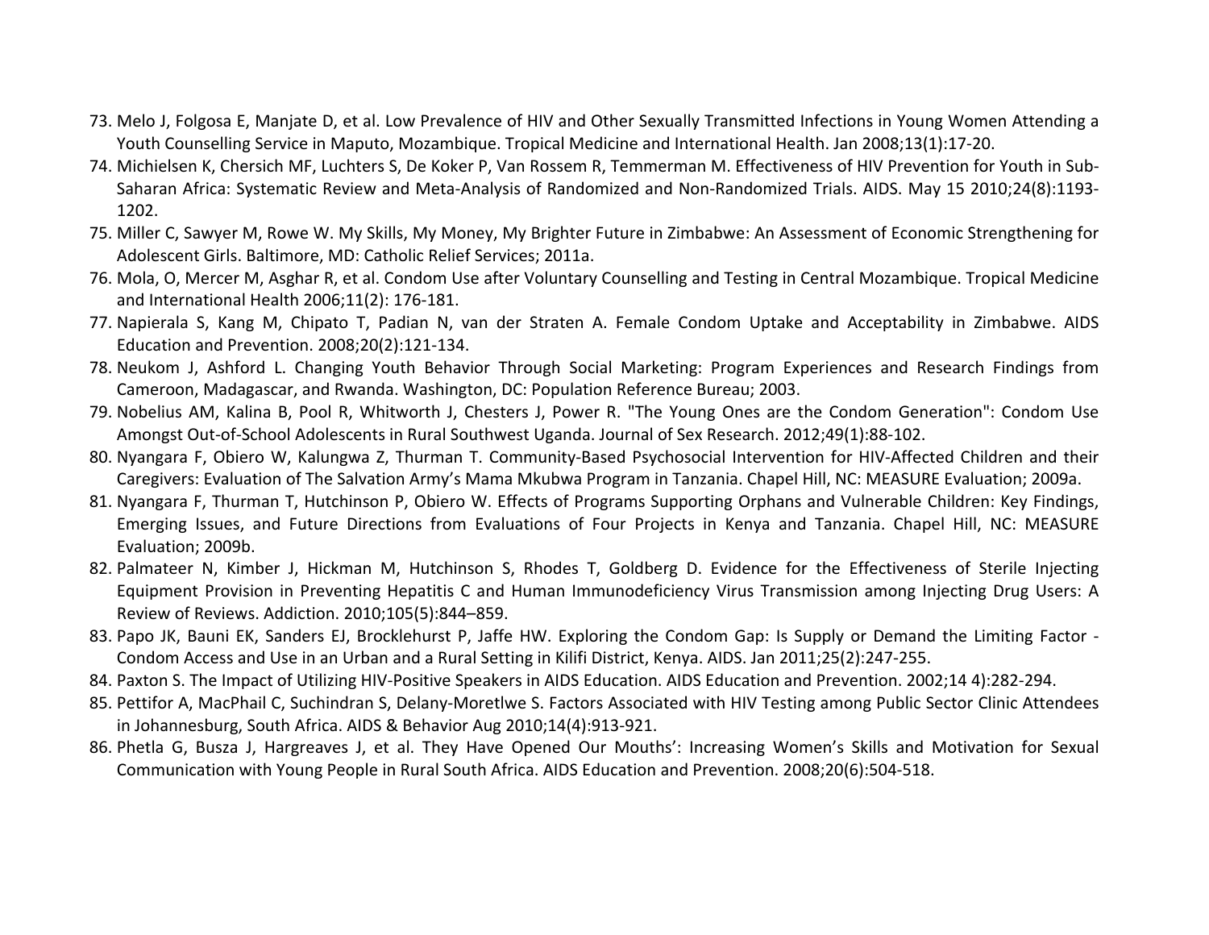73. Melo J, Folgosa E, Manjate D, et al. Low Prevalence of HIV and Other Sexually Transmitted Infections in Young Women Attending a Youth Counselling Service in Maputo, Mozambique. Tropical Medicine and International Health. Jan 2008;13(1):17-20.
74. Michielsen K, Chersich MF, Luchters S, De Koker P, Van Rossem R, Temmerman M. Effectiveness of HIV Prevention for Youth in Sub-Saharan Africa: Systematic Review and Meta-Analysis of Randomized and Non-Randomized Trials. AIDS. May 15 2010;24(8):1193-1202.
75. Miller C, Sawyer M, Rowe W. My Skills, My Money, My Brighter Future in Zimbabwe: An Assessment of Economic Strengthening for Adolescent Girls. Baltimore, MD: Catholic Relief Services; 2011a.
76. Mola, O, Mercer M, Asghar R, et al. Condom Use after Voluntary Counselling and Testing in Central Mozambique. Tropical Medicine and International Health 2006;11(2): 176-181.
77. Napierala S, Kang M, Chipato T, Padian N, van der Straten A. Female Condom Uptake and Acceptability in Zimbabwe. AIDS Education and Prevention. 2008;20(2):121-134.
78. Neukom J, Ashford L. Changing Youth Behavior Through Social Marketing: Program Experiences and Research Findings from Cameroon, Madagascar, and Rwanda. Washington, DC: Population Reference Bureau; 2003.
79. Nobelius AM, Kalina B, Pool R, Whitworth J, Chesters J, Power R. "The Young Ones are the Condom Generation": Condom Use Amongst Out-of-School Adolescents in Rural Southwest Uganda. Journal of Sex Research. 2012;49(1):88-102.
80. Nyangara F, Obiero W, Kalungwa Z, Thurman T. Community-Based Psychosocial Intervention for HIV-Affected Children and their Caregivers: Evaluation of The Salvation Army's Mama Mkubwa Program in Tanzania. Chapel Hill, NC: MEASURE Evaluation; 2009a.
81. Nyangara F, Thurman T, Hutchinson P, Obiero W. Effects of Programs Supporting Orphans and Vulnerable Children: Key Findings, Emerging Issues, and Future Directions from Evaluations of Four Projects in Kenya and Tanzania. Chapel Hill, NC: MEASURE Evaluation; 2009b.
82. Palmateer N, Kimber J, Hickman M, Hutchinson S, Rhodes T, Goldberg D. Evidence for the Effectiveness of Sterile Injecting Equipment Provision in Preventing Hepatitis C and Human Immunodeficiency Virus Transmission among Injecting Drug Users: A Review of Reviews. Addiction. 2010;105(5):844–859.
83. Papo JK, Bauni EK, Sanders EJ, Brocklehurst P, Jaffe HW. Exploring the Condom Gap: Is Supply or Demand the Limiting Factor - Condom Access and Use in an Urban and a Rural Setting in Kilifi District, Kenya. AIDS. Jan 2011;25(2):247-255.
84. Paxton S. The Impact of Utilizing HIV-Positive Speakers in AIDS Education. AIDS Education and Prevention. 2002;14 4):282-294.
85. Pettifor A, MacPhail C, Suchindran S, Delany-Moretlwe S. Factors Associated with HIV Testing among Public Sector Clinic Attendees in Johannesburg, South Africa. AIDS & Behavior Aug 2010;14(4):913-921.
86. Phetla G, Busza J, Hargreaves J, et al. They Have Opened Our Mouths': Increasing Women's Skills and Motivation for Sexual Communication with Young People in Rural South Africa. AIDS Education and Prevention. 2008;20(6):504-518.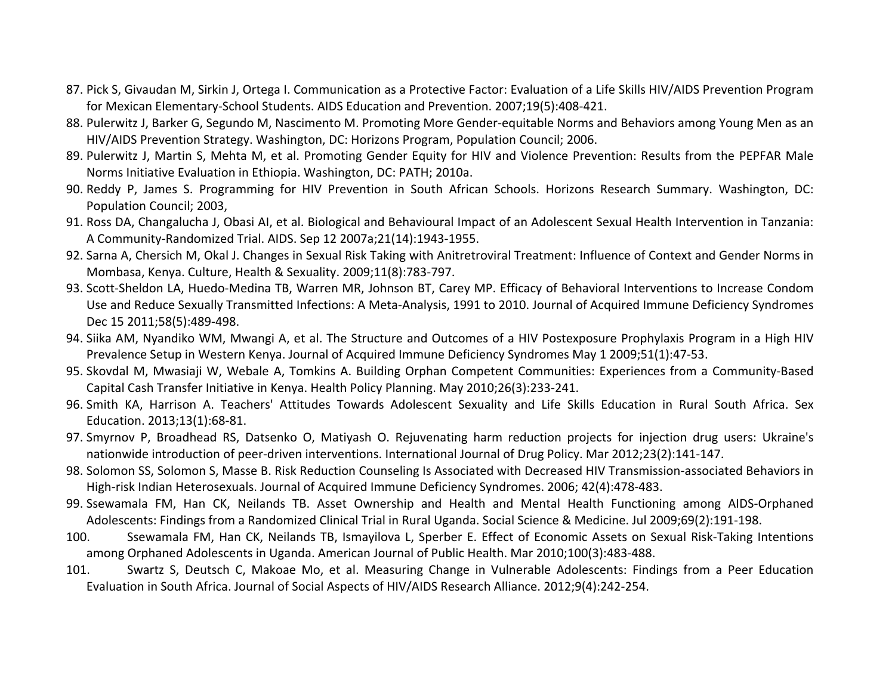87. Pick S, Givaudan M, Sirkin J, Ortega I. Communication as a Protective Factor: Evaluation of a Life Skills HIV/AIDS Prevention Program for Mexican Elementary-School Students. AIDS Education and Prevention. 2007;19(5):408-421.
88. Pulerwitz J, Barker G, Segundo M, Nascimento M. Promoting More Gender-equitable Norms and Behaviors among Young Men as an HIV/AIDS Prevention Strategy. Washington, DC: Horizons Program, Population Council; 2006.
89. Pulerwitz J, Martin S, Mehta M, et al. Promoting Gender Equity for HIV and Violence Prevention: Results from the PEPFAR Male Norms Initiative Evaluation in Ethiopia. Washington, DC: PATH; 2010a.
90. Reddy P, James S. Programming for HIV Prevention in South African Schools. Horizons Research Summary. Washington, DC: Population Council; 2003,
91. Ross DA, Changalucha J, Obasi AI, et al. Biological and Behavioural Impact of an Adolescent Sexual Health Intervention in Tanzania: A Community-Randomized Trial. AIDS. Sep 12 2007a;21(14):1943-1955.
92. Sarna A, Chersich M, Okal J. Changes in Sexual Risk Taking with Anitretroviral Treatment: Influence of Context and Gender Norms in Mombasa, Kenya. Culture, Health & Sexuality. 2009;11(8):783-797.
93. Scott-Sheldon LA, Huedo-Medina TB, Warren MR, Johnson BT, Carey MP. Efficacy of Behavioral Interventions to Increase Condom Use and Reduce Sexually Transmitted Infections: A Meta-Analysis, 1991 to 2010. Journal of Acquired Immune Deficiency Syndromes Dec 15 2011;58(5):489-498.
94. Siika AM, Nyandiko WM, Mwangi A, et al. The Structure and Outcomes of a HIV Postexposure Prophylaxis Program in a High HIV Prevalence Setup in Western Kenya. Journal of Acquired Immune Deficiency Syndromes May 1 2009;51(1):47-53.
95. Skovdal M, Mwasiaji W, Webale A, Tomkins A. Building Orphan Competent Communities: Experiences from a Community-Based Capital Cash Transfer Initiative in Kenya. Health Policy Planning. May 2010;26(3):233-241.
96. Smith KA, Harrison A. Teachers' Attitudes Towards Adolescent Sexuality and Life Skills Education in Rural South Africa. Sex Education. 2013;13(1):68-81.
97. Smyrnov P, Broadhead RS, Datsenko O, Matiyash O. Rejuvenating harm reduction projects for injection drug users: Ukraine's nationwide introduction of peer-driven interventions. International Journal of Drug Policy. Mar 2012;23(2):141-147.
98. Solomon SS, Solomon S, Masse B. Risk Reduction Counseling Is Associated with Decreased HIV Transmission-associated Behaviors in High-risk Indian Heterosexuals. Journal of Acquired Immune Deficiency Syndromes. 2006; 42(4):478-483.
99. Ssewamala FM, Han CK, Neilands TB. Asset Ownership and Health and Mental Health Functioning among AIDS-Orphaned Adolescents: Findings from a Randomized Clinical Trial in Rural Uganda. Social Science & Medicine. Jul 2009;69(2):191-198.
100. Ssewamala FM, Han CK, Neilands TB, Ismayilova L, Sperber E. Effect of Economic Assets on Sexual Risk-Taking Intentions among Orphaned Adolescents in Uganda. American Journal of Public Health. Mar 2010;100(3):483-488.
101. Swartz S, Deutsch C, Makoae Mo, et al. Measuring Change in Vulnerable Adolescents: Findings from a Peer Education Evaluation in South Africa. Journal of Social Aspects of HIV/AIDS Research Alliance. 2012;9(4):242-254.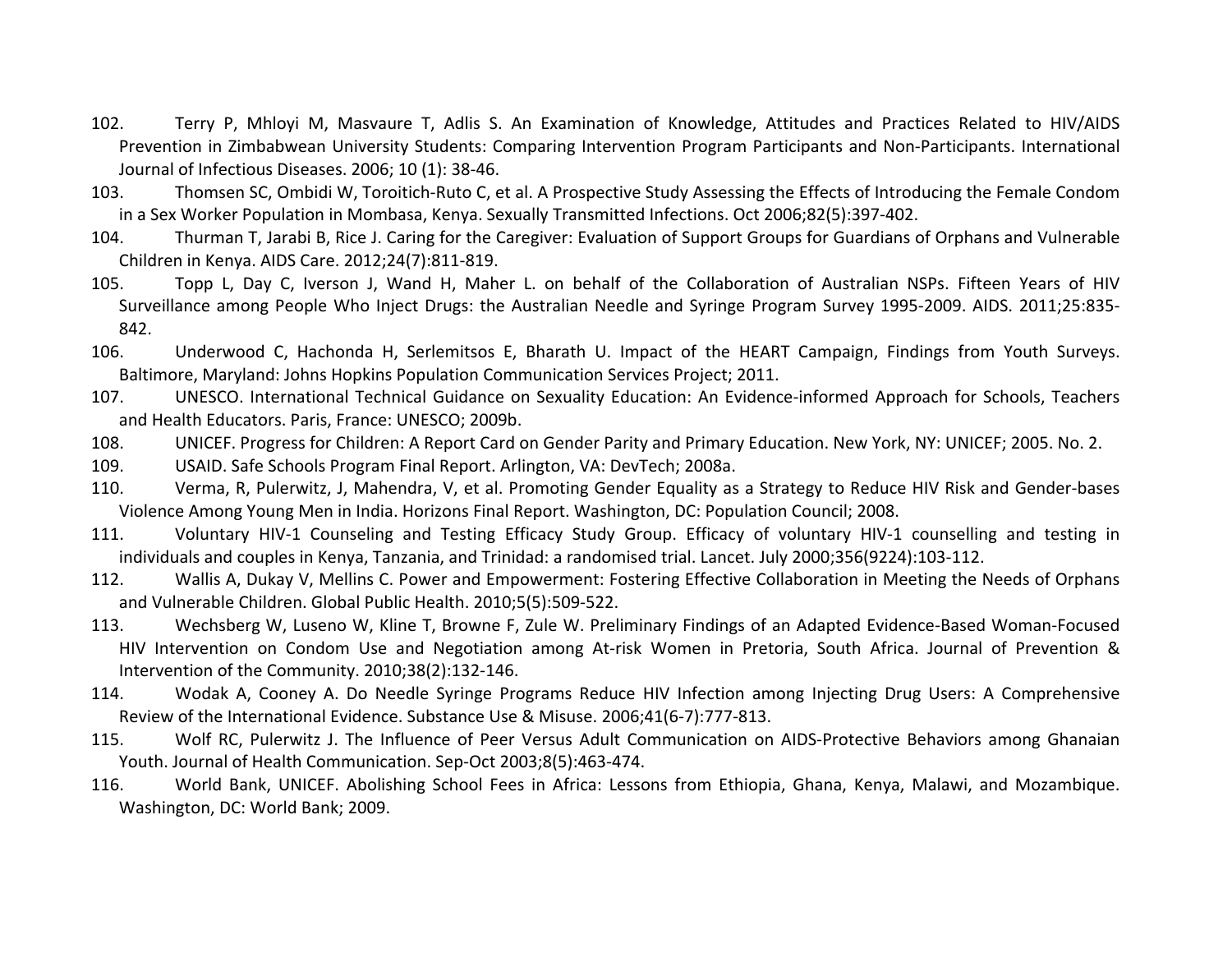102. Terry P, Mhloyi M, Masvaure T, Adlis S. An Examination of Knowledge, Attitudes and Practices Related to HIV/AIDS Prevention in Zimbabwean University Students: Comparing Intervention Program Participants and Non-Participants. International Journal of Infectious Diseases. 2006; 10 (1): 38-46.
103. Thomsen SC, Ombidi W, Toroitich-Ruto C, et al. A Prospective Study Assessing the Effects of Introducing the Female Condom in a Sex Worker Population in Mombasa, Kenya. Sexually Transmitted Infections. Oct 2006;82(5):397-402.
104. Thurman T, Jarabi B, Rice J. Caring for the Caregiver: Evaluation of Support Groups for Guardians of Orphans and Vulnerable Children in Kenya. AIDS Care. 2012;24(7):811-819.
105. Topp L, Day C, Iverson J, Wand H, Maher L. on behalf of the Collaboration of Australian NSPs. Fifteen Years of HIV Surveillance among People Who Inject Drugs: the Australian Needle and Syringe Program Survey 1995-2009. AIDS. 2011;25:835-842.
106. Underwood C, Hachonda H, Serlemitsos E, Bharath U. Impact of the HEART Campaign, Findings from Youth Surveys. Baltimore, Maryland: Johns Hopkins Population Communication Services Project; 2011.
107. UNESCO. International Technical Guidance on Sexuality Education: An Evidence-informed Approach for Schools, Teachers and Health Educators. Paris, France: UNESCO; 2009b.
108. UNICEF. Progress for Children: A Report Card on Gender Parity and Primary Education. New York, NY: UNICEF; 2005. No. 2.
109. USAID. Safe Schools Program Final Report. Arlington, VA: DevTech; 2008a.
110. Verma, R, Pulerwitz, J, Mahendra, V, et al. Promoting Gender Equality as a Strategy to Reduce HIV Risk and Gender-bases Violence Among Young Men in India. Horizons Final Report. Washington, DC: Population Council; 2008.
111. Voluntary HIV-1 Counseling and Testing Efficacy Study Group. Efficacy of voluntary HIV-1 counselling and testing in individuals and couples in Kenya, Tanzania, and Trinidad: a randomised trial. Lancet. July 2000;356(9224):103-112.
112. Wallis A, Dukay V, Mellins C. Power and Empowerment: Fostering Effective Collaboration in Meeting the Needs of Orphans and Vulnerable Children. Global Public Health. 2010;5(5):509-522.
113. Wechsberg W, Luseno W, Kline T, Browne F, Zule W. Preliminary Findings of an Adapted Evidence-Based Woman-Focused HIV Intervention on Condom Use and Negotiation among At-risk Women in Pretoria, South Africa. Journal of Prevention & Intervention of the Community. 2010;38(2):132-146.
114. Wodak A, Cooney A. Do Needle Syringe Programs Reduce HIV Infection among Injecting Drug Users: A Comprehensive Review of the International Evidence. Substance Use & Misuse. 2006;41(6-7):777-813.
115. Wolf RC, Pulerwitz J. The Influence of Peer Versus Adult Communication on AIDS-Protective Behaviors among Ghanaian Youth. Journal of Health Communication. Sep-Oct 2003;8(5):463-474.
116. World Bank, UNICEF. Abolishing School Fees in Africa: Lessons from Ethiopia, Ghana, Kenya, Malawi, and Mozambique. Washington, DC: World Bank; 2009.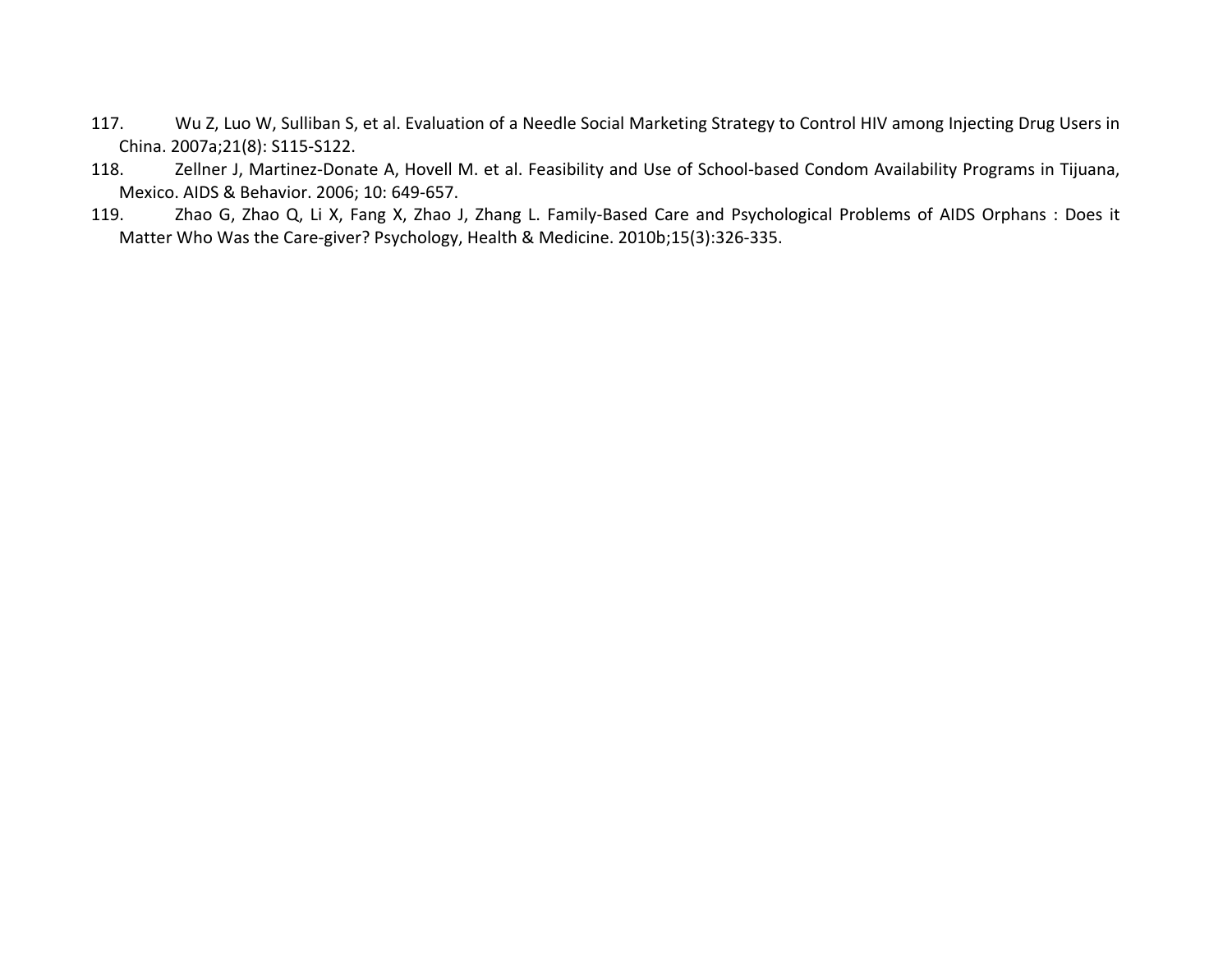117. Wu Z, Luo W, Sulliban S, et al. Evaluation of a Needle Social Marketing Strategy to Control HIV among Injecting Drug Users in China. 2007a;21(8): S115-S122.
118. Zellner J, Martinez-Donate A, Hovell M. et al. Feasibility and Use of School-based Condom Availability Programs in Tijuana, Mexico. AIDS & Behavior. 2006; 10: 649-657.
119. Zhao G, Zhao Q, Li X, Fang X, Zhao J, Zhang L. Family-Based Care and Psychological Problems of AIDS Orphans : Does it Matter Who Was the Care-giver? Psychology, Health & Medicine. 2010b;15(3):326-335.